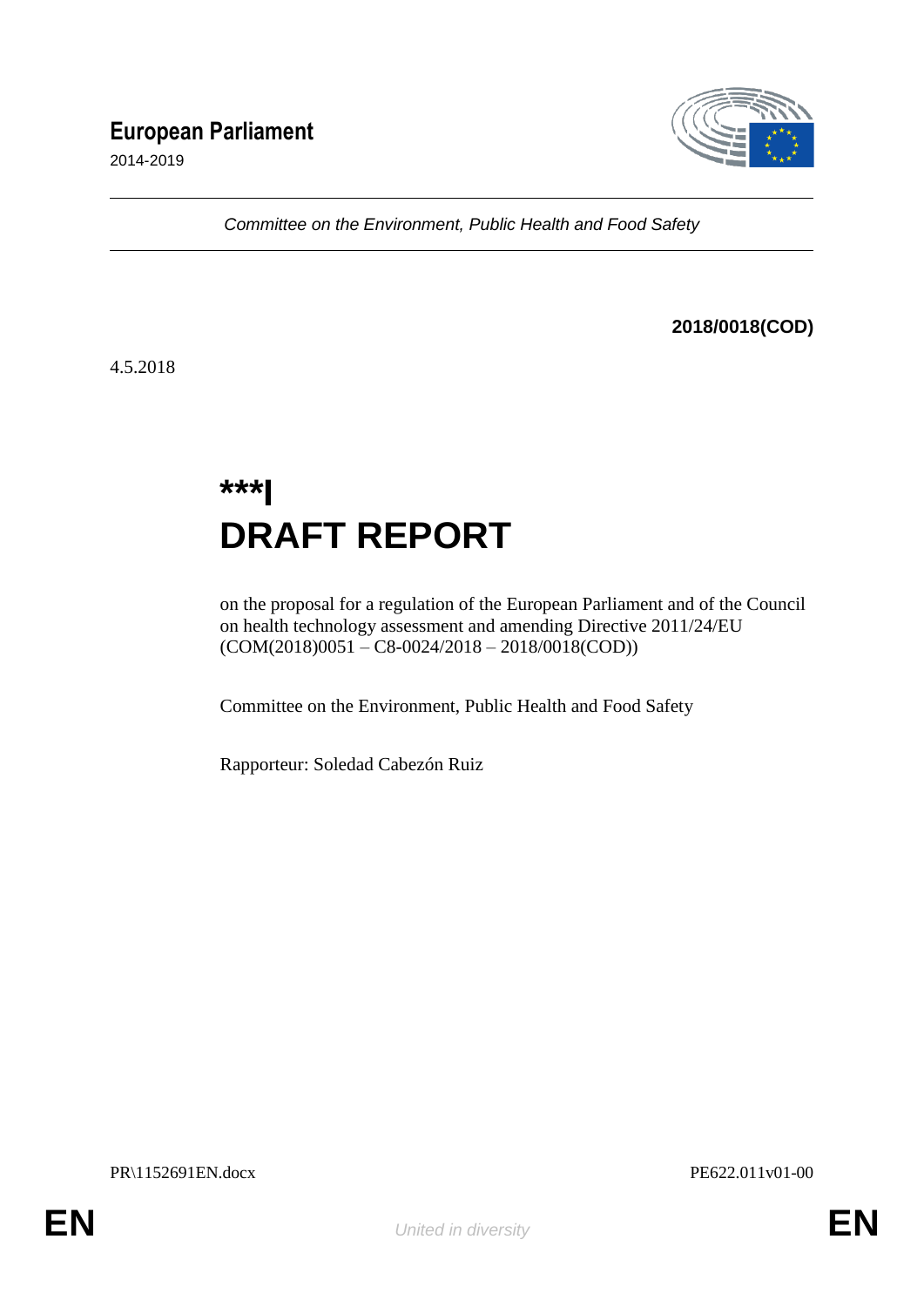**European Parliament**

2014-2019

*Committee on the Environment, Public Health and Food Safety*

**2018/0018(COD)**

4.5.2018

# ***I

# DRAFT REPORT

on the proposal for a regulation of the European Parliament and of the Council on health technology assessment and amending Directive 2011/24/EU (COM(2018)0051 – C8-0024/2018 – 2018/0018(COD))

Committee on the Environment, Public Health and Food Safety

Rapporteur: Soledad Cabezón Ruiz

PR\1152691EN.docx PE622.011v01-00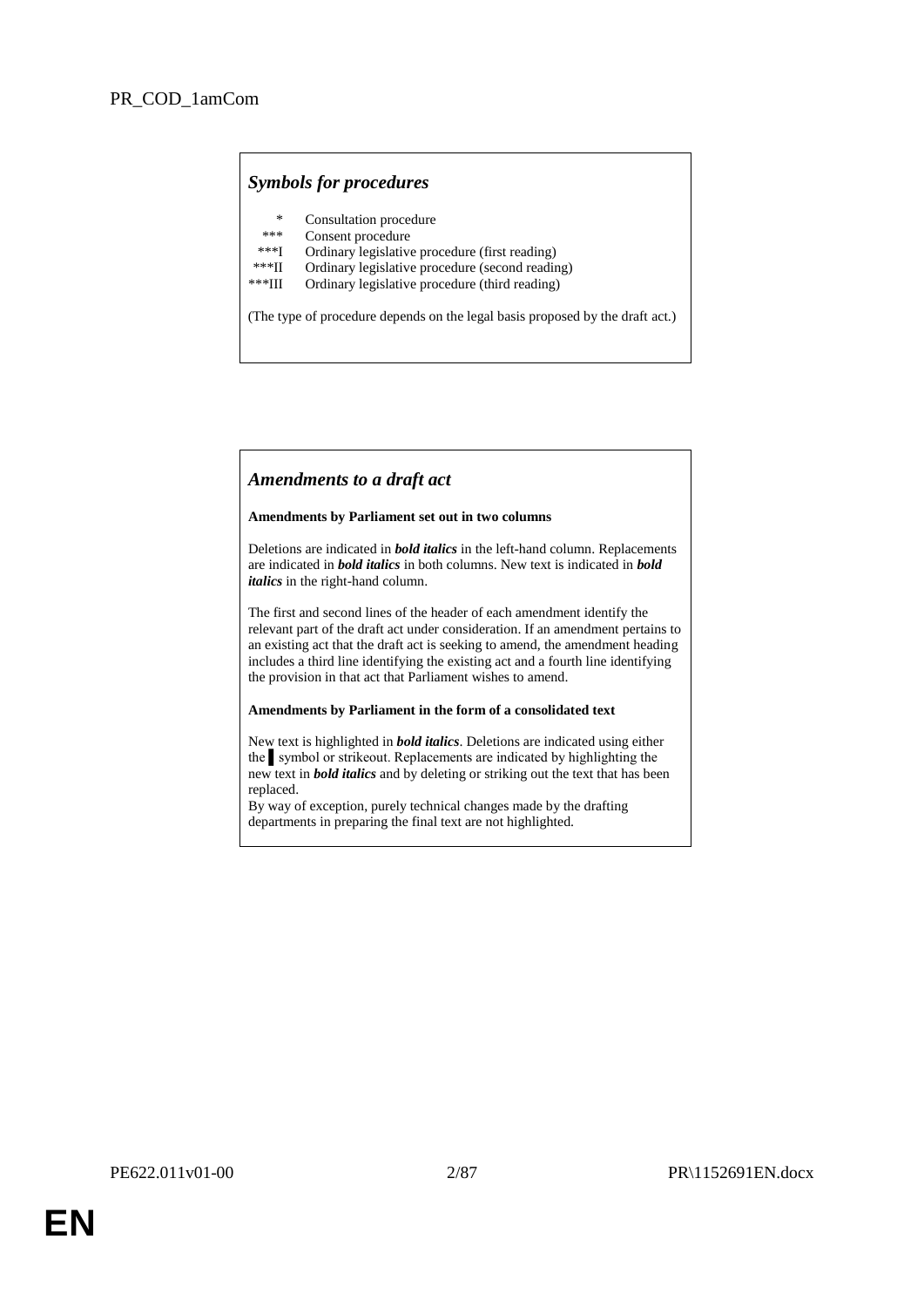PR_COD_1amCom

## *Symbols for procedures*

| | |
|---|---|
| * | Consultation procedure |
| *** | Consent procedure |
| ***I | Ordinary legislative procedure (first reading) |
| ***II | Ordinary legislative procedure (second reading) |
| ***III | Ordinary legislative procedure (third reading) |

(The type of procedure depends on the legal basis proposed by the draft act.)

## *Amendments to a draft act*

**Amendments by Parliament set out in two columns**

Deletions are indicated in ***bold italics*** in the left-hand column. Replacements are indicated in ***bold italics*** in both columns. New text is indicated in ***bold italics*** in the right-hand column.

The first and second lines of the header of each amendment identify the relevant part of the draft act under consideration. If an amendment pertains to an existing act that the draft act is seeking to amend, the amendment heading includes a third line identifying the existing act and a fourth line identifying the provision in that act that Parliament wishes to amend.

**Amendments by Parliament in the form of a consolidated text**

New text is highlighted in ***bold italics***. Deletions are indicated using either the ▌symbol or strikeout. Replacements are indicated by highlighting the new text in ***bold italics*** and by deleting or striking out the text that has been replaced.
By way of exception, purely technical changes made by the drafting departments in preparing the final text are not highlighted.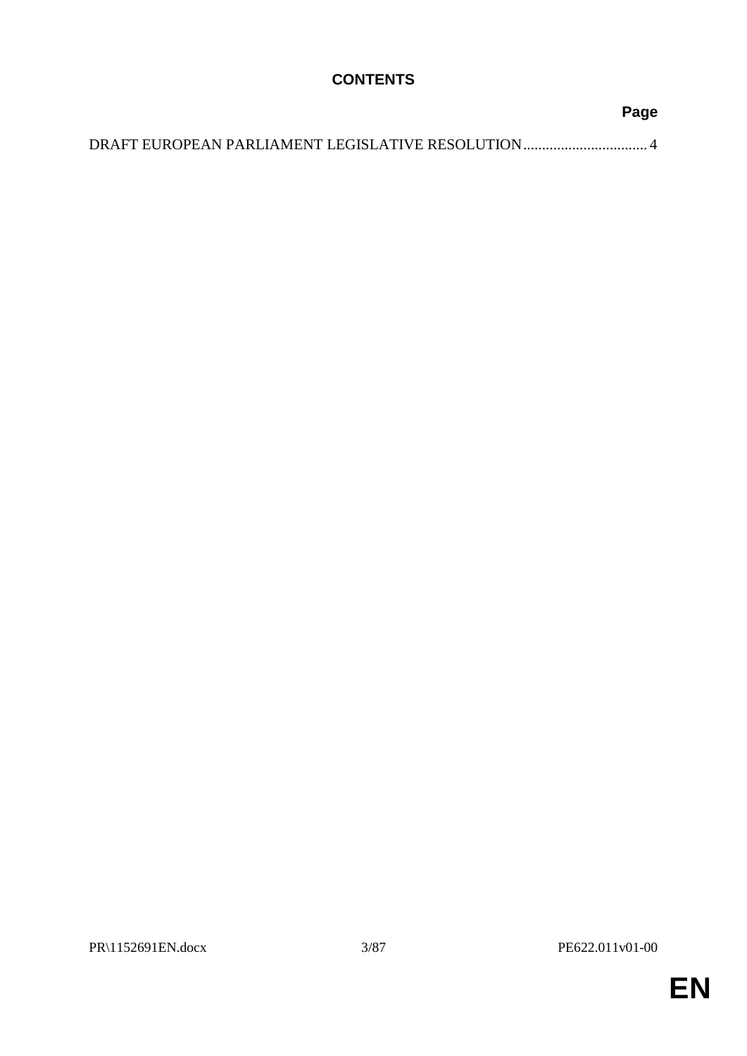# CONTENTS

**Page**

DRAFT EUROPEAN PARLIAMENT LEGISLATIVE RESOLUTION................................. 4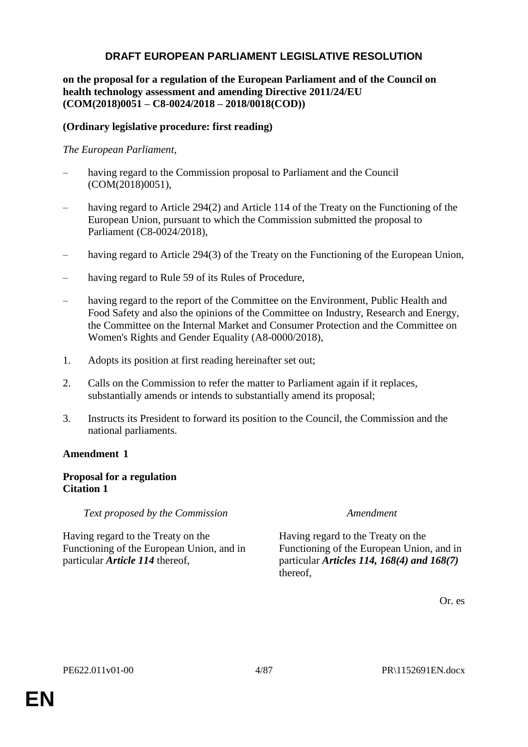# DRAFT EUROPEAN PARLIAMENT LEGISLATIVE RESOLUTION

**on the proposal for a regulation of the European Parliament and of the Council on health technology assessment and amending Directive 2011/24/EU (COM(2018)0051 – C8-0024/2018 – 2018/0018(COD))**

**(Ordinary legislative procedure: first reading)**

*The European Parliament*,

– having regard to the Commission proposal to Parliament and the Council (COM(2018)0051),

– having regard to Article 294(2) and Article 114 of the Treaty on the Functioning of the European Union, pursuant to which the Commission submitted the proposal to Parliament (C8-0024/2018),

– having regard to Article 294(3) of the Treaty on the Functioning of the European Union,

– having regard to Rule 59 of its Rules of Procedure,

– having regard to the report of the Committee on the Environment, Public Health and Food Safety and also the opinions of the Committee on Industry, Research and Energy, the Committee on the Internal Market and Consumer Protection and the Committee on Women's Rights and Gender Equality (A8-0000/2018),

1. Adopts its position at first reading hereinafter set out;

2. Calls on the Commission to refer the matter to Parliament again if it replaces, substantially amends or intends to substantially amend its proposal;

3. Instructs its President to forward its position to the Council, the Commission and the national parliaments.

**Amendment 1**

**Proposal for a regulation**
**Citation 1**

| *Text proposed by the Commission* | *Amendment* |
|---|---|
| Having regard to the Treaty on the Functioning of the European Union, and in particular ***Article 114*** thereof, | Having regard to the Treaty on the Functioning of the European Union, and in particular ***Articles 114, 168(4) and 168(7)*** thereof, |

Or. es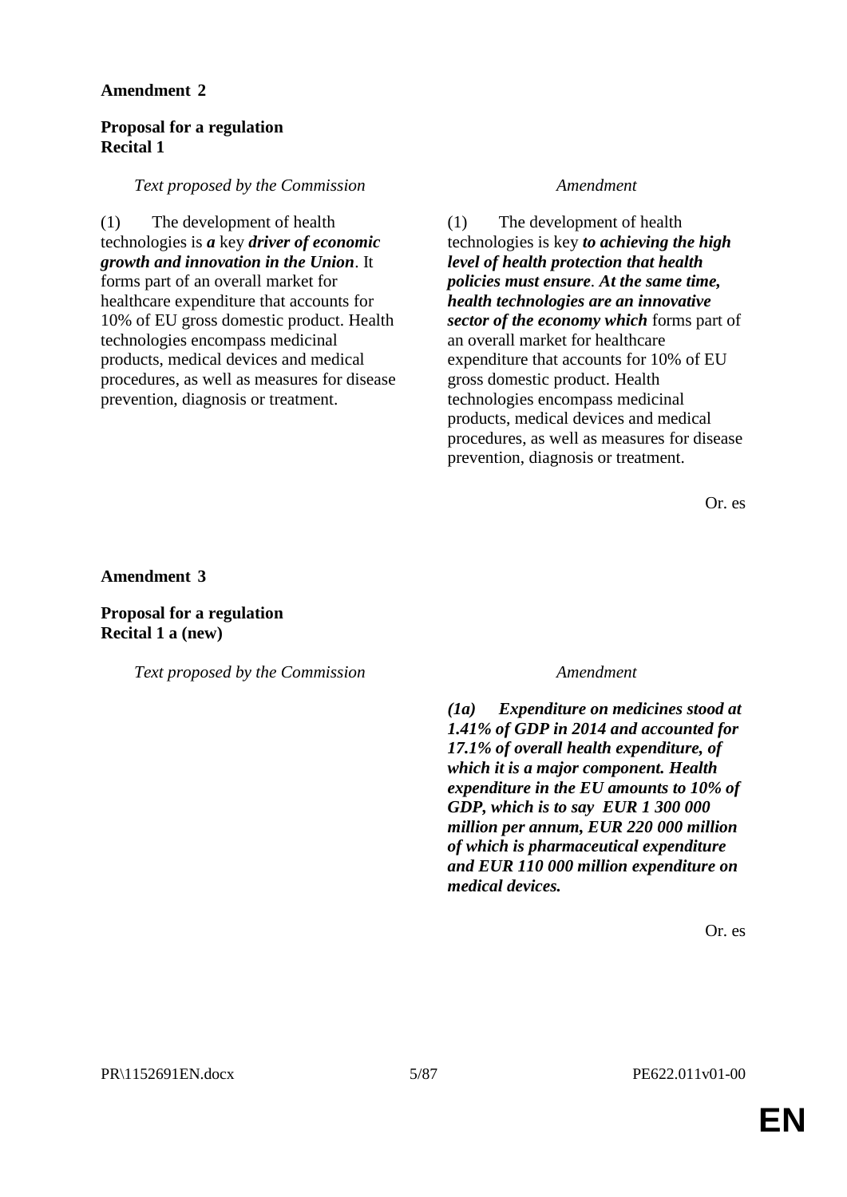**Amendment 2**

**Proposal for a regulation**
**Recital 1**

| *Text proposed by the Commission* | *Amendment* |
|---|---|
| (1) The development of health technologies is ***a*** key ***driver of economic growth and innovation in the Union***. It forms part of an overall market for healthcare expenditure that accounts for 10% of EU gross domestic product. Health technologies encompass medicinal products, medical devices and medical procedures, as well as measures for disease prevention, diagnosis or treatment. | (1) The development of health technologies is key ***to achieving the high level of health protection that health policies must ensure***. ***At the same time, health technologies are an innovative sector of the economy which*** forms part of an overall market for healthcare expenditure that accounts for 10% of EU gross domestic product. Health technologies encompass medicinal products, medical devices and medical procedures, as well as measures for disease prevention, diagnosis or treatment. |

Or. es

**Amendment 3**

**Proposal for a regulation**
**Recital 1 a (new)**

| *Text proposed by the Commission* | *Amendment* |
|---|---|
| | ***(1a) Expenditure on medicines stood at 1.41% of GDP in 2014 and accounted for 17.1% of overall health expenditure, of which it is a major component. Health expenditure in the EU amounts to 10% of GDP, which is to say EUR 1 300 000 million per annum, EUR 220 000 million of which is pharmaceutical expenditure and EUR 110 000 million expenditure on medical devices.*** |

Or. es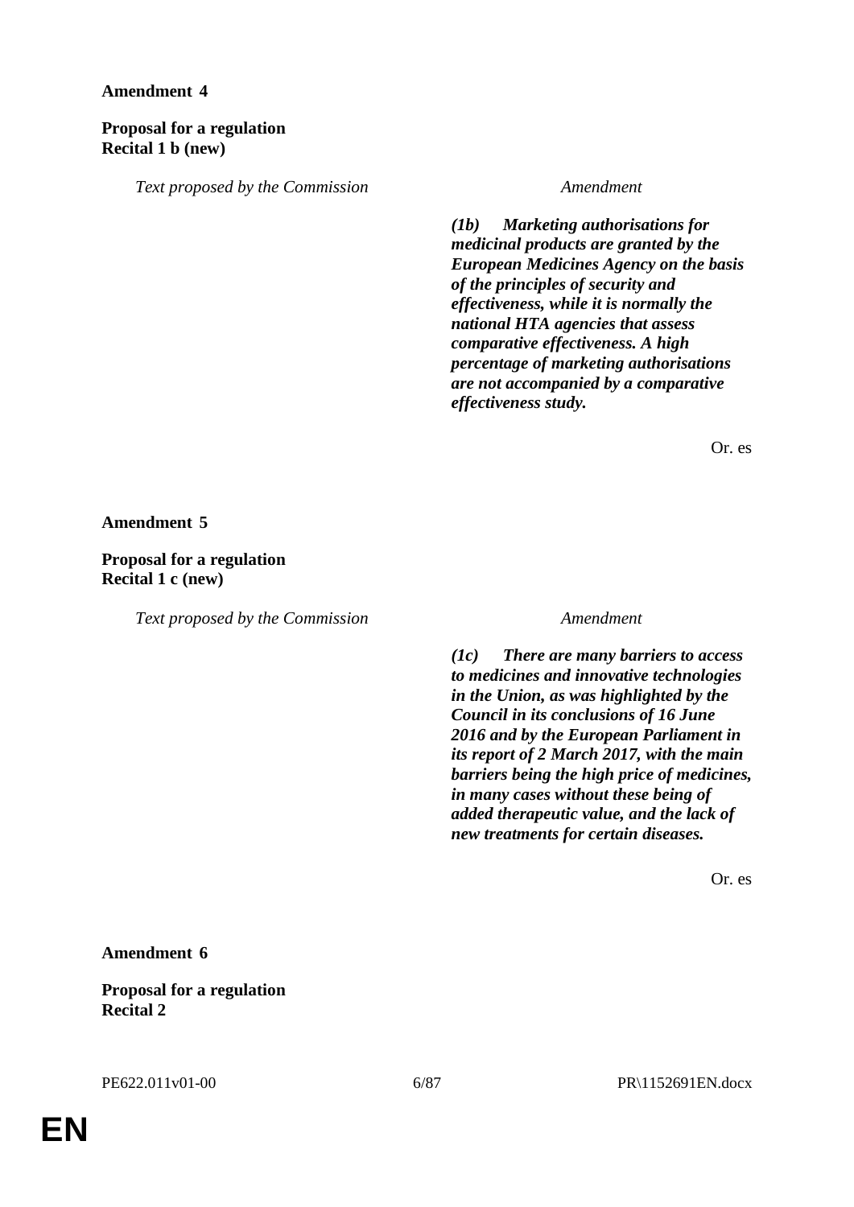**Amendment 4**

**Proposal for a regulation**
**Recital 1 b (new)**

| *Text proposed by the Commission* | *Amendment* |
|---|---|
| | ***(1b) Marketing authorisations for medicinal products are granted by the European Medicines Agency on the basis of the principles of security and effectiveness, while it is normally the national HTA agencies that assess comparative effectiveness. A high percentage of marketing authorisations are not accompanied by a comparative effectiveness study.*** |

Or. es

**Amendment 5**

**Proposal for a regulation**
**Recital 1 c (new)**

| *Text proposed by the Commission* | *Amendment* |
|---|---|
| | ***(1c) There are many barriers to access to medicines and innovative technologies in the Union, as was highlighted by the Council in its conclusions of 16 June 2016 and by the European Parliament in its report of 2 March 2017, with the main barriers being the high price of medicines, in many cases without these being of added therapeutic value, and the lack of new treatments for certain diseases.*** |

Or. es

**Amendment 6**

**Proposal for a regulation**
**Recital 2**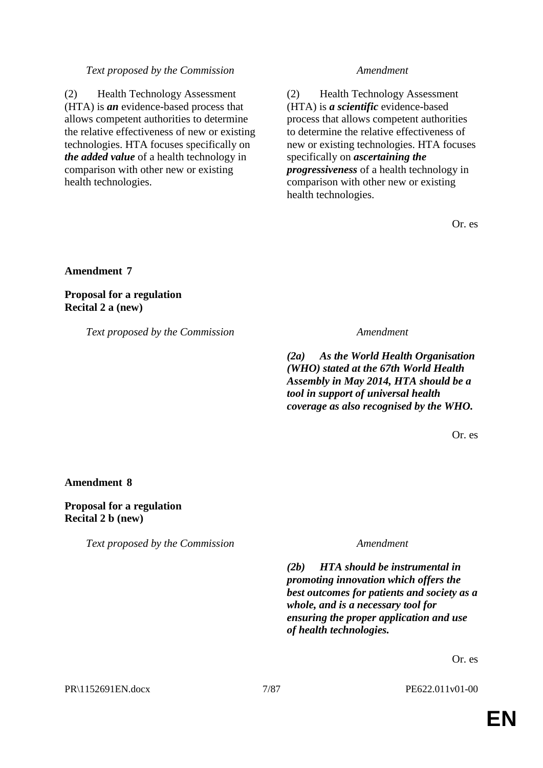| *Text proposed by the Commission* | *Amendment* |
|---|---|
| (2) Health Technology Assessment (HTA) is ***an*** evidence-based process that allows competent authorities to determine the relative effectiveness of new or existing technologies. HTA focuses specifically on ***the added value*** of a health technology in comparison with other new or existing health technologies. | (2) Health Technology Assessment (HTA) is ***a scientific*** evidence-based process that allows competent authorities to determine the relative effectiveness of new or existing technologies. HTA focuses specifically on ***ascertaining the progressiveness*** of a health technology in comparison with other new or existing health technologies. |

Or. es

**Amendment 7**

**Proposal for a regulation**
**Recital 2 a (new)**

| *Text proposed by the Commission* | *Amendment* |
|---|---|
| | ***(2a) As the World Health Organisation (WHO) stated at the 67th World Health Assembly in May 2014, HTA should be a tool in support of universal health coverage as also recognised by the WHO.*** |

Or. es

**Amendment 8**

**Proposal for a regulation**
**Recital 2 b (new)**

| *Text proposed by the Commission* | *Amendment* |
|---|---|
| | ***(2b) HTA should be instrumental in promoting innovation which offers the best outcomes for patients and society as a whole, and is a necessary tool for ensuring the proper application and use of health technologies.*** |

Or. es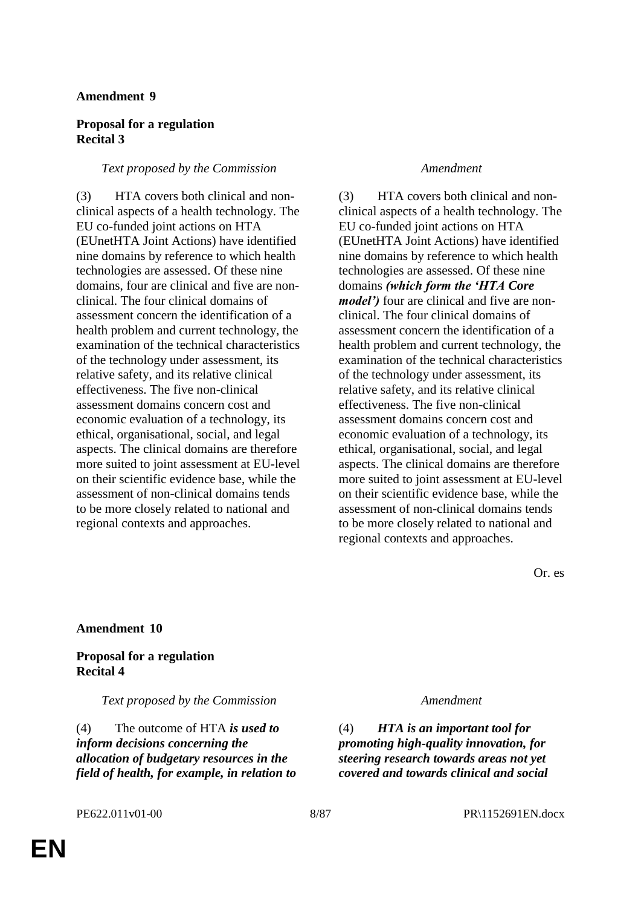**Amendment 9**

**Proposal for a regulation**
**Recital 3**

| *Text proposed by the Commission* | *Amendment* |
|---|---|
| (3) HTA covers both clinical and non-clinical aspects of a health technology. The EU co-funded joint actions on HTA (EUnetHTA Joint Actions) have identified nine domains by reference to which health technologies are assessed. Of these nine domains, four are clinical and five are non-clinical. The four clinical domains of assessment concern the identification of a health problem and current technology, the examination of the technical characteristics of the technology under assessment, its relative safety, and its relative clinical effectiveness. The five non-clinical assessment domains concern cost and economic evaluation of a technology, its ethical, organisational, social, and legal aspects. The clinical domains are therefore more suited to joint assessment at EU-level on their scientific evidence base, while the assessment of non-clinical domains tends to be more closely related to national and regional contexts and approaches. | (3) HTA covers both clinical and non-clinical aspects of a health technology. The EU co-funded joint actions on HTA (EUnetHTA Joint Actions) have identified nine domains by reference to which health technologies are assessed. Of these nine domains ***(which form the 'HTA Core model')*** four are clinical and five are non-clinical. The four clinical domains of assessment concern the identification of a health problem and current technology, the examination of the technical characteristics of the technology under assessment, its relative safety, and its relative clinical effectiveness. The five non-clinical assessment domains concern cost and economic evaluation of a technology, its ethical, organisational, social, and legal aspects. The clinical domains are therefore more suited to joint assessment at EU-level on their scientific evidence base, while the assessment of non-clinical domains tends to be more closely related to national and regional contexts and approaches. |

Or. es

**Amendment 10**

**Proposal for a regulation**
**Recital 4**

| *Text proposed by the Commission* | *Amendment* |
|---|---|
| (4) The outcome of HTA ***is used to inform decisions concerning the allocation of budgetary resources in the field of health, for example, in relation to*** | (4) ***HTA is an important tool for promoting high-quality innovation, for steering research towards areas not yet covered and towards clinical and social*** |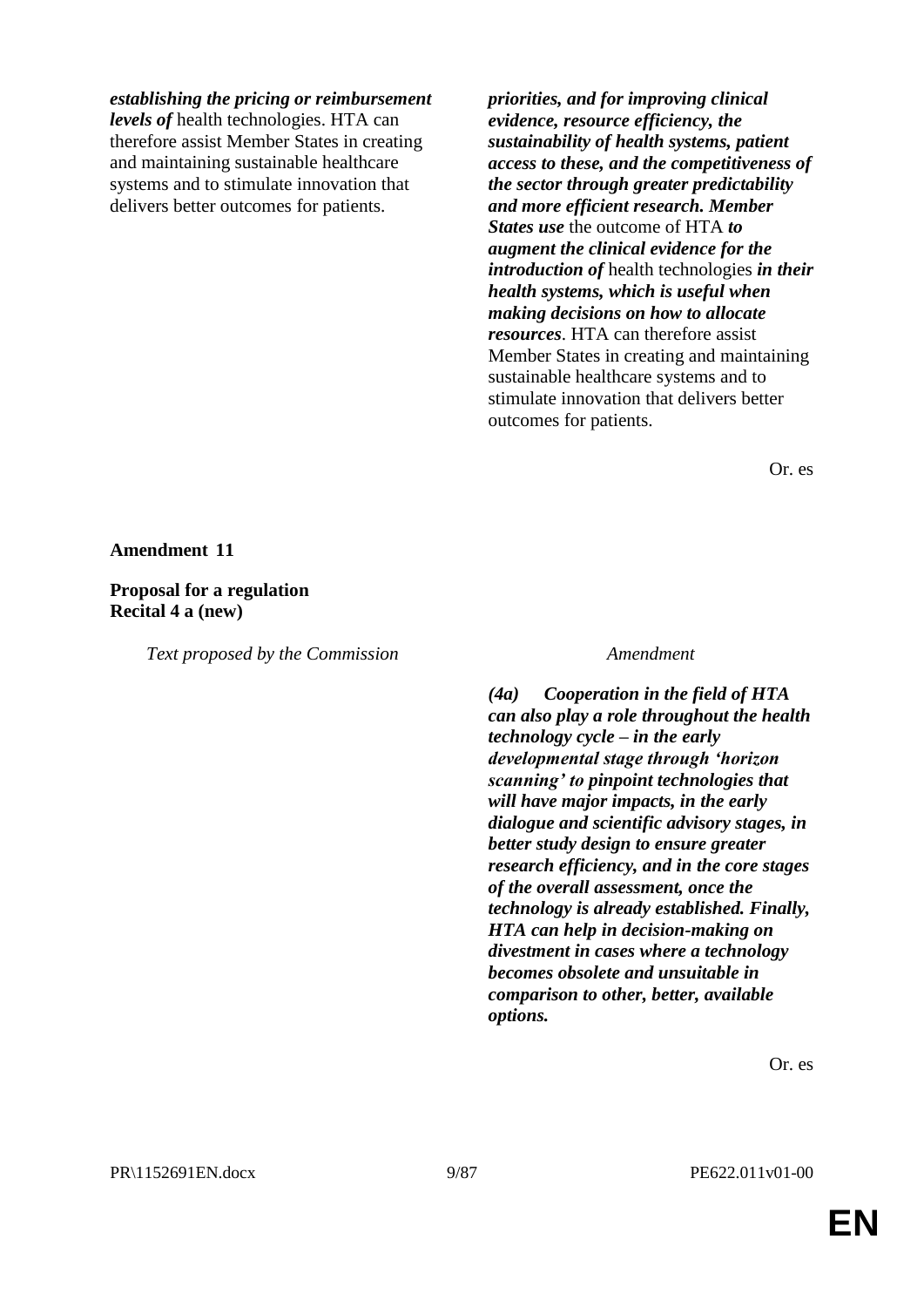| | |
|---|---|
| ***establishing the pricing or reimbursement levels of*** health technologies. HTA can therefore assist Member States in creating and maintaining sustainable healthcare systems and to stimulate innovation that delivers better outcomes for patients. | ***priorities, and for improving clinical evidence, resource efficiency, the sustainability of health systems, patient access to these, and the competitiveness of the sector through greater predictability and more efficient research. Member States use*** the outcome of HTA ***to augment the clinical evidence for the introduction of*** health technologies ***in their health systems, which is useful when making decisions on how to allocate resources***. HTA can therefore assist Member States in creating and maintaining sustainable healthcare systems and to stimulate innovation that delivers better outcomes for patients. |

Or. es

**Amendment 11**

**Proposal for a regulation**
**Recital 4 a (new)**

| *Text proposed by the Commission* | *Amendment* |
|---|---|
| | ***(4a) Cooperation in the field of HTA can also play a role throughout the health technology cycle – in the early developmental stage through 'horizon scanning' to pinpoint technologies that will have major impacts, in the early dialogue and scientific advisory stages, in better study design to ensure greater research efficiency, and in the core stages of the overall assessment, once the technology is already established. Finally, HTA can help in decision-making on divestment in cases where a technology becomes obsolete and unsuitable in comparison to other, better, available options.*** |

Or. es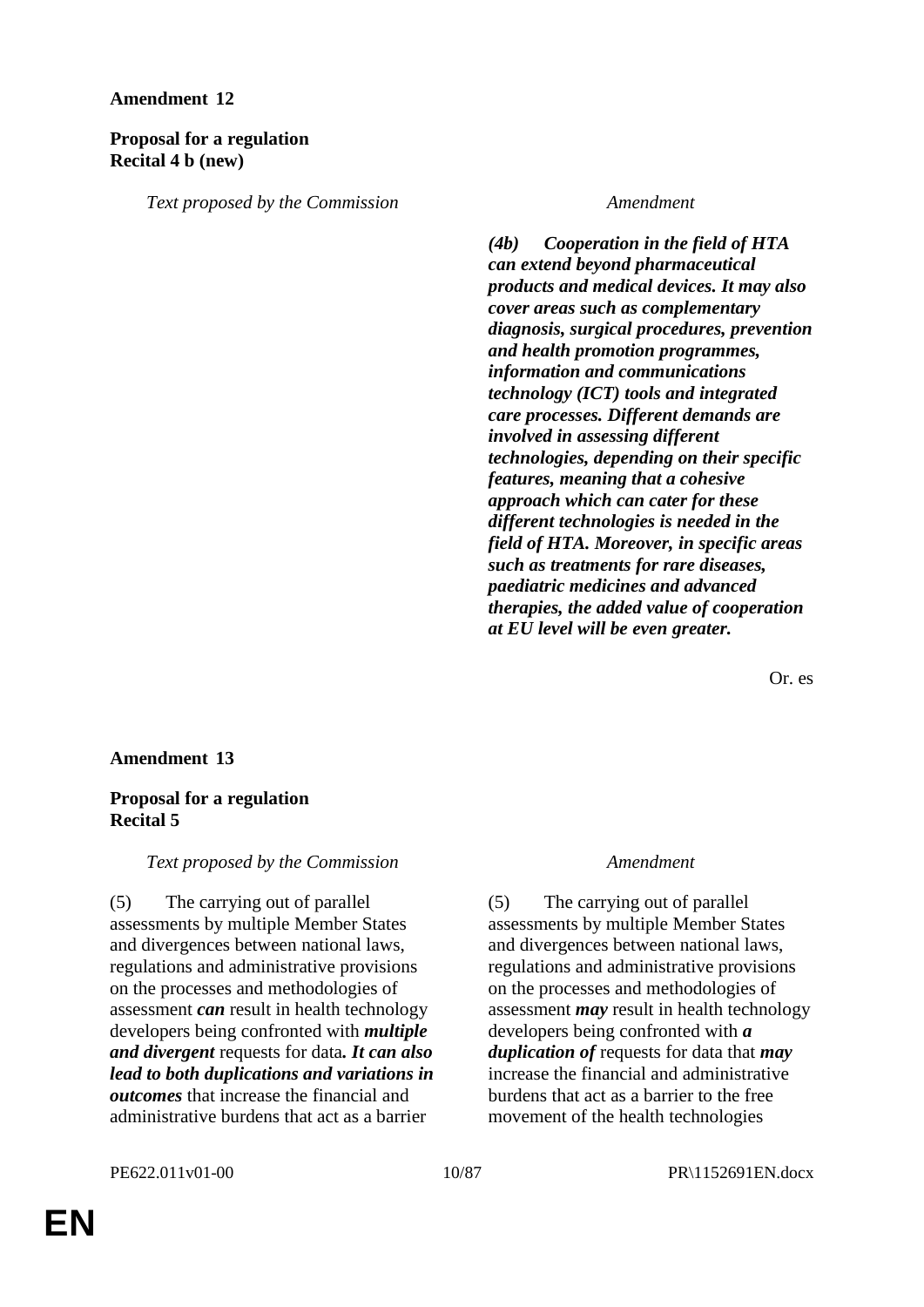**Amendment 12**

**Proposal for a regulation**
**Recital 4 b (new)**

| *Text proposed by the Commission* | *Amendment* |
|---|---|
| | ***(4b) Cooperation in the field of HTA can extend beyond pharmaceutical products and medical devices. It may also cover areas such as complementary diagnosis, surgical procedures, prevention and health promotion programmes, information and communications technology (ICT) tools and integrated care processes. Different demands are involved in assessing different technologies, depending on their specific features, meaning that a cohesive approach which can cater for these different technologies is needed in the field of HTA. Moreover, in specific areas such as treatments for rare diseases, paediatric medicines and advanced therapies, the added value of cooperation at EU level will be even greater.*** |

Or. es

**Amendment 13**

**Proposal for a regulation**
**Recital 5**

| *Text proposed by the Commission* | *Amendment* |
|---|---|
| (5) The carrying out of parallel assessments by multiple Member States and divergences between national laws, regulations and administrative provisions on the processes and methodologies of assessment ***can*** result in health technology developers being confronted with ***multiple and divergent*** requests for data***. It can also lead to both duplications and variations in outcomes*** that increase the financial and administrative burdens that act as a barrier | (5) The carrying out of parallel assessments by multiple Member States and divergences between national laws, regulations and administrative provisions on the processes and methodologies of assessment ***may*** result in health technology developers being confronted with ***a duplication of*** requests for data that ***may*** increase the financial and administrative burdens that act as a barrier to the free movement of the health technologies |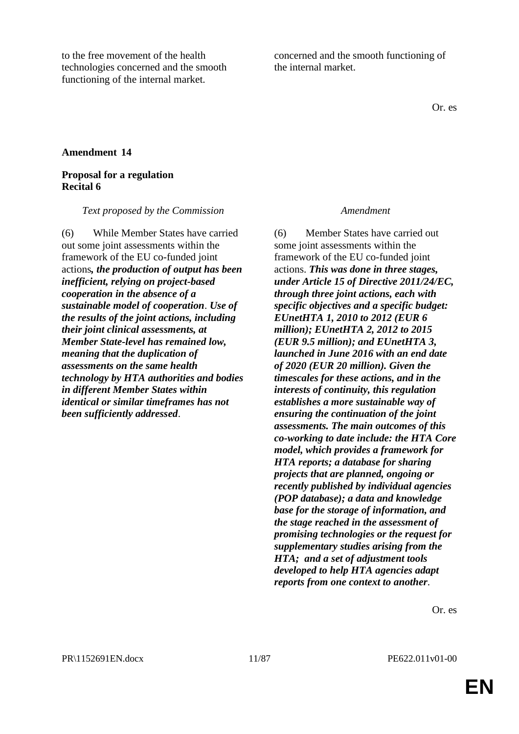| | |
|---|---|
| to the free movement of the health technologies concerned and the smooth functioning of the internal market. | concerned and the smooth functioning of the internal market. |

Or. es

**Amendment 14**

**Proposal for a regulation**
**Recital 6**

| *Text proposed by the Commission* | *Amendment* |
|---|---|
| (6) While Member States have carried out some joint assessments within the framework of the EU co-funded joint actions***, the production of output has been inefficient, relying on project-based cooperation in the absence of a sustainable model of cooperation***. ***Use of the results of the joint actions, including their joint clinical assessments, at Member State-level has remained low, meaning that the duplication of assessments on the same health technology by HTA authorities and bodies in different Member States within identical or similar timeframes has not been sufficiently addressed***. | (6) Member States have carried out some joint assessments within the framework of the EU co-funded joint actions. ***This was done in three stages, under Article 15 of Directive 2011/24/EC, through three joint actions, each with specific objectives and a specific budget: EUnetHTA 1, 2010 to 2012 (EUR 6 million); EUnetHTA 2, 2012 to 2015 (EUR 9.5 million); and EUnetHTA 3, launched in June 2016 with an end date of 2020 (EUR 20 million). Given the timescales for these actions, and in the interests of continuity, this regulation establishes a more sustainable way of ensuring the continuation of the joint assessments. The main outcomes of this co-working to date include: the HTA Core model, which provides a framework for HTA reports; a database for sharing projects that are planned, ongoing or recently published by individual agencies (POP database); a data and knowledge base for the storage of information, and the stage reached in the assessment of promising technologies or the request for supplementary studies arising from the HTA; and a set of adjustment tools developed to help HTA agencies adapt reports from one context to another***. |

Or. es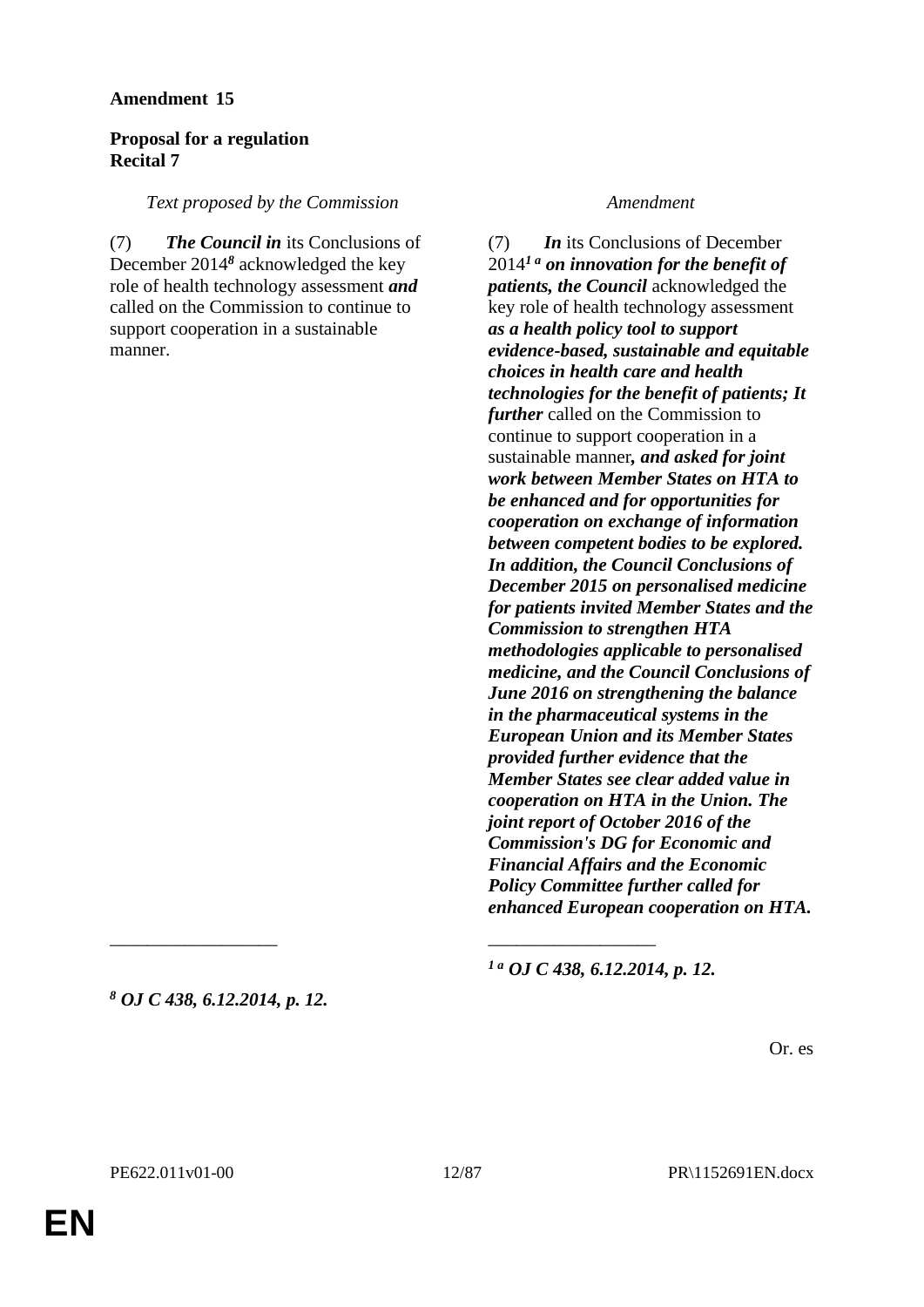**Amendment 15**

**Proposal for a regulation**
**Recital 7**

| *Text proposed by the Commission* | *Amendment* |
|---|---|
| (7) ***The Council in*** its Conclusions of December 2014[8] acknowledged the key role of health technology assessment ***and*** called on the Commission to continue to support cooperation in a sustainable manner. | (7) ***In*** its Conclusions of December 2014[1 a] ***on innovation for the benefit of patients, the Council*** acknowledged the key role of health technology assessment ***as a health policy tool to support evidence-based, sustainable and equitable choices in health care and health technologies for the benefit of patients; It further*** called on the Commission to continue to support cooperation in a sustainable manner***, and asked for joint work between Member States on HTA to be enhanced and for opportunities for cooperation on exchange of information between competent bodies to be explored. In addition, the Council Conclusions of December 2015 on personalised medicine for patients invited Member States and the Commission to strengthen HTA methodologies applicable to personalised medicine, and the Council Conclusions of June 2016 on strengthening the balance in the pharmaceutical systems in the European Union and its Member States provided further evidence that the Member States see clear added value in cooperation on HTA in the Union. The joint report of October 2016 of the Commission's DG for Economic and Financial Affairs and the Economic Policy Committee further called for enhanced European cooperation on HTA.*** |
| __________________ | __________________ |
| [8] ***OJ C 438, 6.12.2014, p. 12.*** | [1 a] ***OJ C 438, 6.12.2014, p. 12.*** |

Or. es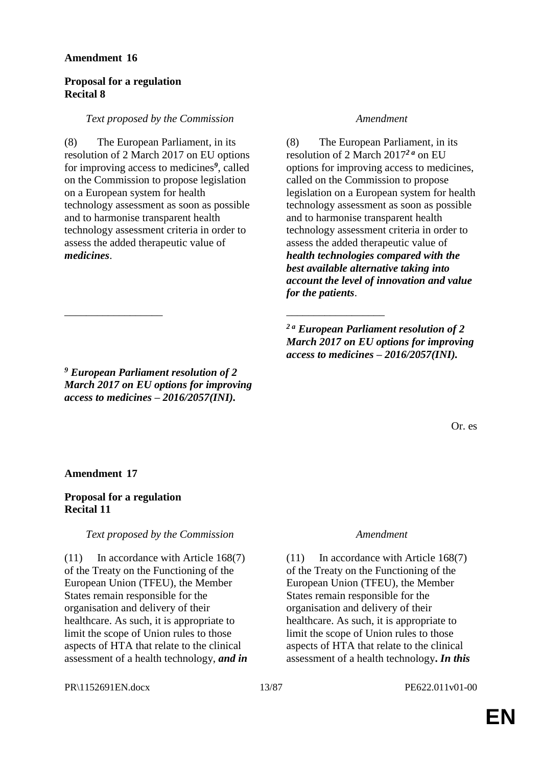**Amendment 16**

**Proposal for a regulation**
**Recital 8**

| *Text proposed by the Commission* | *Amendment* |
|---|---|
| (8) The European Parliament, in its resolution of 2 March 2017 on EU options for improving access to medicines[9], called on the Commission to propose legislation on a European system for health technology assessment as soon as possible and to harmonise transparent health technology assessment criteria in order to assess the added therapeutic value of ***medicines***. | (8) The European Parliament, in its resolution of 2 March 2017[2 a] on EU options for improving access to medicines, called on the Commission to propose legislation on a European system for health technology assessment as soon as possible and to harmonise transparent health technology assessment criteria in order to assess the added therapeutic value of ***health technologies compared with the best available alternative taking into account the level of innovation and value for the patients***. |
| __________________ | __________________ |
| | ***[2 a] European Parliament resolution of 2 March 2017 on EU options for improving access to medicines – 2016/2057(INI).*** |
| ***[9] European Parliament resolution of 2 March 2017 on EU options for improving access to medicines – 2016/2057(INI).*** | |

Or. es

**Amendment 17**

**Proposal for a regulation**
**Recital 11**

| *Text proposed by the Commission* | *Amendment* |
|---|---|
| (11) In accordance with Article 168(7) of the Treaty on the Functioning of the European Union (TFEU), the Member States remain responsible for the organisation and delivery of their healthcare. As such, it is appropriate to limit the scope of Union rules to those aspects of HTA that relate to the clinical assessment of a health technology, ***and in*** | (11) In accordance with Article 168(7) of the Treaty on the Functioning of the European Union (TFEU), the Member States remain responsible for the organisation and delivery of their healthcare. As such, it is appropriate to limit the scope of Union rules to those aspects of HTA that relate to the clinical assessment of a health technology***. In this*** |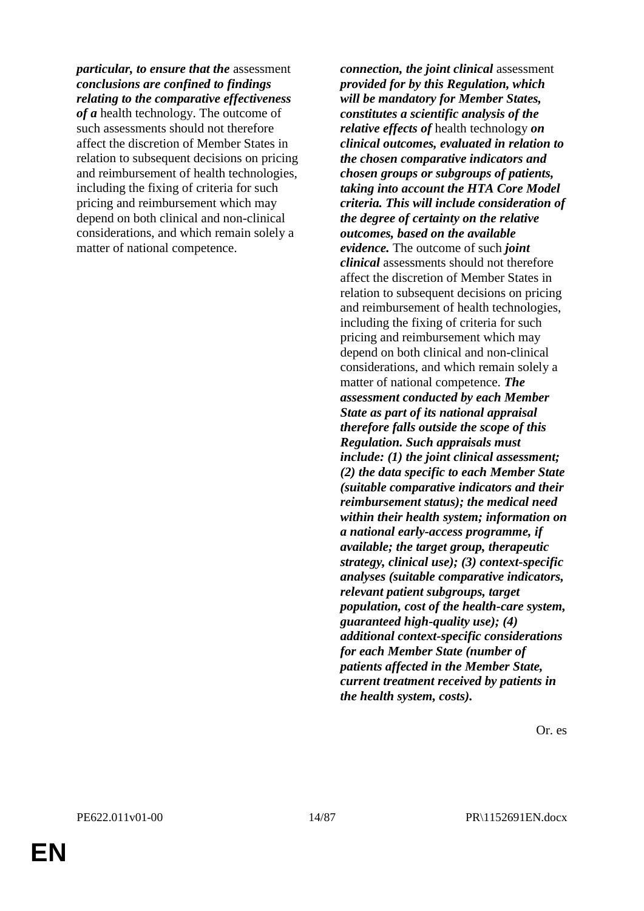| | |
|---|---|
| ***particular, to ensure that the*** assessment ***conclusions are confined to findings relating to the comparative effectiveness of a*** health technology. The outcome of such assessments should not therefore affect the discretion of Member States in relation to subsequent decisions on pricing and reimbursement of health technologies, including the fixing of criteria for such pricing and reimbursement which may depend on both clinical and non-clinical considerations, and which remain solely a matter of national competence. | ***connection, the joint clinical*** assessment ***provided for by this Regulation, which will be mandatory for Member States, constitutes a scientific analysis of the relative effects of*** health technology ***on clinical outcomes, evaluated in relation to the chosen comparative indicators and chosen groups or subgroups of patients, taking into account the HTA Core Model criteria. This will include consideration of the degree of certainty on the relative outcomes, based on the available evidence.*** The outcome of such ***joint clinical*** assessments should not therefore affect the discretion of Member States in relation to subsequent decisions on pricing and reimbursement of health technologies, including the fixing of criteria for such pricing and reimbursement which may depend on both clinical and non-clinical considerations, and which remain solely a matter of national competence. ***The assessment conducted by each Member State as part of its national appraisal therefore falls outside the scope of this Regulation. Such appraisals must include: (1) the joint clinical assessment; (2) the data specific to each Member State (suitable comparative indicators and their reimbursement status); the medical need within their health system; information on a national early-access programme, if available; the target group, therapeutic strategy, clinical use); (3) context-specific analyses (suitable comparative indicators, relevant patient subgroups, target population, cost of the health-care system, guaranteed high-quality use); (4) additional context-specific considerations for each Member State (number of patients affected in the Member State, current treatment received by patients in the health system, costs).*** |

Or. es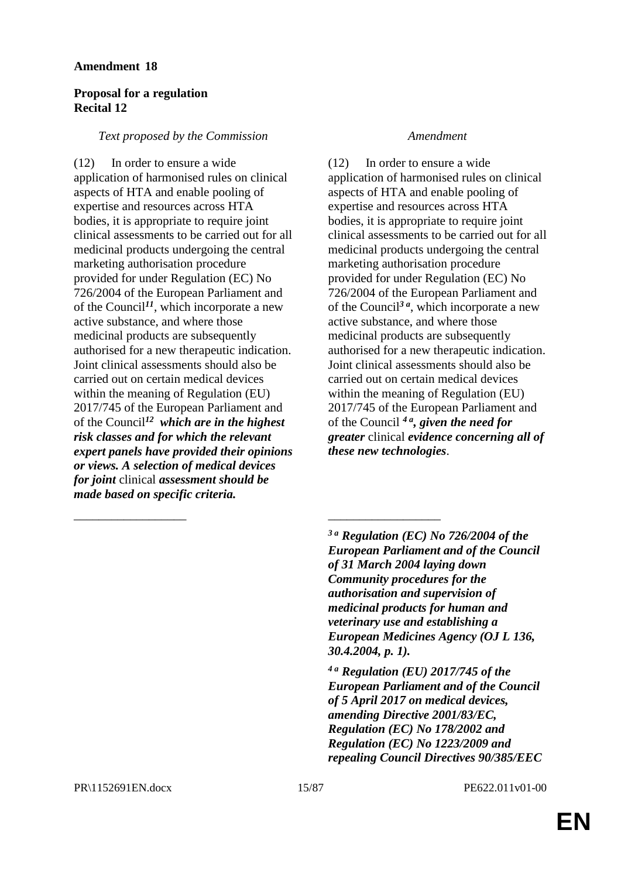**Amendment 18**

**Proposal for a regulation**
**Recital 12**

| *Text proposed by the Commission* | *Amendment* |
| --- | --- |
| (12) In order to ensure a wide application of harmonised rules on clinical aspects of HTA and enable pooling of expertise and resources across HTA bodies, it is appropriate to require joint clinical assessments to be carried out for all medicinal products undergoing the central marketing authorisation procedure provided for under Regulation (EC) No 726/2004 of the European Parliament and of the Council[11], which incorporate a new active substance, and where those medicinal products are subsequently authorised for a new therapeutic indication. Joint clinical assessments should also be carried out on certain medical devices within the meaning of Regulation (EU) 2017/745 of the European Parliament and of the Council[12] ***which are in the highest risk classes and for which the relevant expert panels have provided their opinions or views. A selection of medical devices for joint*** clinical ***assessment should be made based on specific criteria.*** | (12) In order to ensure a wide application of harmonised rules on clinical aspects of HTA and enable pooling of expertise and resources across HTA bodies, it is appropriate to require joint clinical assessments to be carried out for all medicinal products undergoing the central marketing authorisation procedure provided for under Regulation (EC) No 726/2004 of the European Parliament and of the Council[3 a], which incorporate a new active substance, and where those medicinal products are subsequently authorised for a new therapeutic indication. Joint clinical assessments should also be carried out on certain medical devices within the meaning of Regulation (EU) 2017/745 of the European Parliament and of the Council [4 a]***, given the need for greater*** clinical ***evidence concerning all of these new technologies***. |

__________________

***[3 a] Regulation (EC) No 726/2004 of the European Parliament and of the Council of 31 March 2004 laying down Community procedures for the authorisation and supervision of medicinal products for human and veterinary use and establishing a European Medicines Agency (OJ L 136, 30.4.2004, p. 1).***

***[4 a] Regulation (EU) 2017/745 of the European Parliament and of the Council of 5 April 2017 on medical devices, amending Directive 2001/83/EC, Regulation (EC) No 178/2002 and Regulation (EC) No 1223/2009 and repealing Council Directives 90/385/EEC***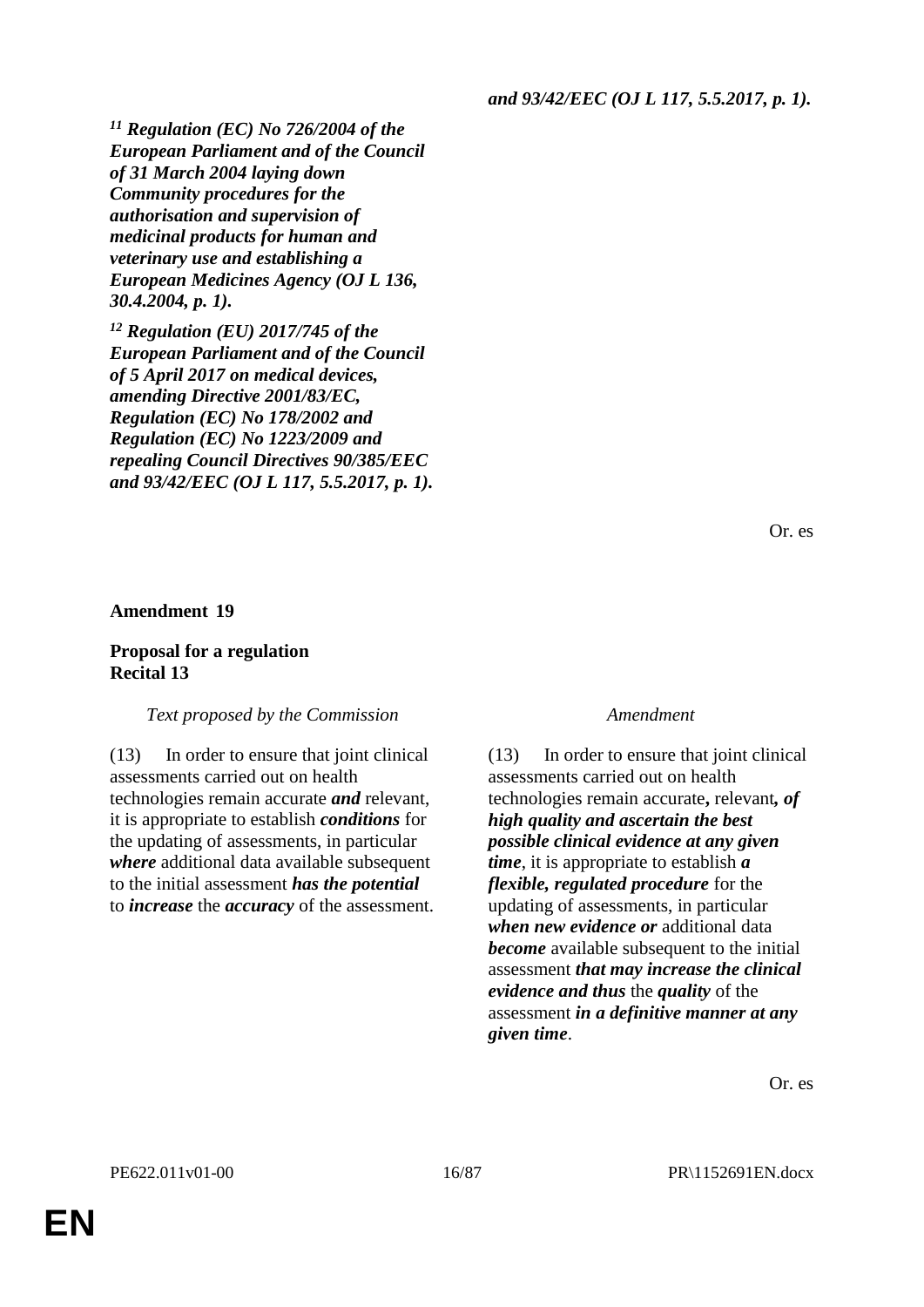| | |
|---|---|
| ***[11] Regulation (EC) No 726/2004 of the European Parliament and of the Council of 31 March 2004 laying down Community procedures for the authorisation and supervision of medicinal products for human and veterinary use and establishing a European Medicines Agency (OJ L 136, 30.4.2004, p. 1).*** | ***and 93/42/EEC (OJ L 117, 5.5.2017, p. 1).*** |
| ***[12] Regulation (EU) 2017/745 of the European Parliament and of the Council of 5 April 2017 on medical devices, amending Directive 2001/83/EC, Regulation (EC) No 178/2002 and Regulation (EC) No 1223/2009 and repealing Council Directives 90/385/EEC and 93/42/EEC (OJ L 117, 5.5.2017, p. 1).*** | |

Or. es

**Amendment 19**

**Proposal for a regulation**
**Recital 13**

| *Text proposed by the Commission* | *Amendment* |
|---|---|
| (13) In order to ensure that joint clinical assessments carried out on health technologies remain accurate ***and*** relevant, it is appropriate to establish ***conditions*** for the updating of assessments, in particular ***where*** additional data available subsequent to the initial assessment ***has the potential*** to ***increase*** the ***accuracy*** of the assessment. | (13) In order to ensure that joint clinical assessments carried out on health technologies remain accurate***,*** relevant***, of high quality and ascertain the best possible clinical evidence at any given time***, it is appropriate to establish ***a flexible, regulated procedure*** for the updating of assessments, in particular ***when new evidence or*** additional data ***become*** available subsequent to the initial assessment ***that may increase the clinical evidence and thus*** the ***quality*** of the assessment ***in a definitive manner at any given time***. |

Or. es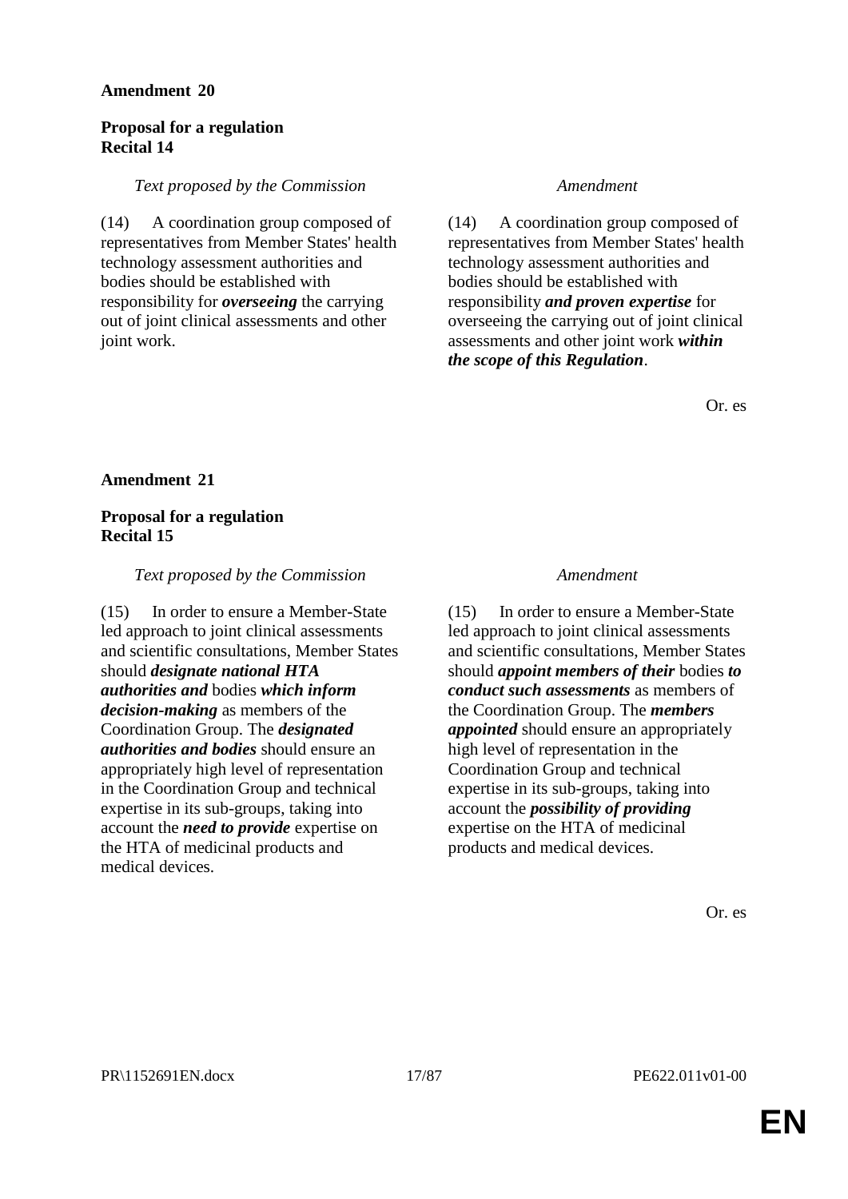**Amendment 20**

**Proposal for a regulation**
**Recital 14**

| *Text proposed by the Commission* | *Amendment* |
|---|---|
| (14) A coordination group composed of representatives from Member States' health technology assessment authorities and bodies should be established with responsibility for ***overseeing*** the carrying out of joint clinical assessments and other joint work. | (14) A coordination group composed of representatives from Member States' health technology assessment authorities and bodies should be established with responsibility ***and proven expertise*** for overseeing the carrying out of joint clinical assessments and other joint work ***within the scope of this Regulation***. |

Or. es

**Amendment 21**

**Proposal for a regulation**
**Recital 15**

| *Text proposed by the Commission* | *Amendment* |
|---|---|
| (15) In order to ensure a Member-State led approach to joint clinical assessments and scientific consultations, Member States should ***designate national HTA authorities and*** bodies ***which inform decision-making*** as members of the Coordination Group. The ***designated authorities and bodies*** should ensure an appropriately high level of representation in the Coordination Group and technical expertise in its sub-groups, taking into account the ***need to provide*** expertise on the HTA of medicinal products and medical devices. | (15) In order to ensure a Member-State led approach to joint clinical assessments and scientific consultations, Member States should ***appoint members of their*** bodies ***to conduct such assessments*** as members of the Coordination Group. The ***members appointed*** should ensure an appropriately high level of representation in the Coordination Group and technical expertise in its sub-groups, taking into account the ***possibility of providing*** expertise on the HTA of medicinal products and medical devices. |

Or. es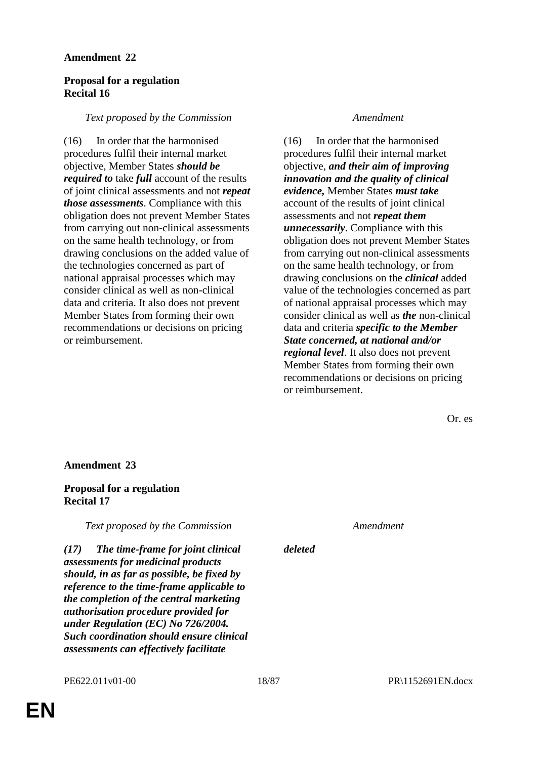**Amendment 22**

**Proposal for a regulation**
**Recital 16**

| *Text proposed by the Commission* | *Amendment* |
|---|---|
| (16) In order that the harmonised procedures fulfil their internal market objective, Member States ***should be required to*** take ***full*** account of the results of joint clinical assessments and not ***repeat those assessments***. Compliance with this obligation does not prevent Member States from carrying out non-clinical assessments on the same health technology, or from drawing conclusions on the added value of the technologies concerned as part of national appraisal processes which may consider clinical as well as non-clinical data and criteria. It also does not prevent Member States from forming their own recommendations or decisions on pricing or reimbursement. | (16) In order that the harmonised procedures fulfil their internal market objective, ***and their aim of improving innovation and the quality of clinical evidence,*** Member States ***must take*** account of the results of joint clinical assessments and not ***repeat them unnecessarily***. Compliance with this obligation does not prevent Member States from carrying out non-clinical assessments on the same health technology, or from drawing conclusions on the ***clinical*** added value of the technologies concerned as part of national appraisal processes which may consider clinical as well as ***the*** non-clinical data and criteria ***specific to the Member State concerned, at national and/or regional level***. It also does not prevent Member States from forming their own recommendations or decisions on pricing or reimbursement. |

Or. es

**Amendment 23**

**Proposal for a regulation**
**Recital 17**

| *Text proposed by the Commission* | *Amendment* |
|---|---|
| ***(17) The time-frame for joint clinical assessments for medicinal products should, in as far as possible, be fixed by reference to the time-frame applicable to the completion of the central marketing authorisation procedure provided for under Regulation (EC) No 726/2004. Such coordination should ensure clinical assessments can effectively facilitate*** | ***deleted*** |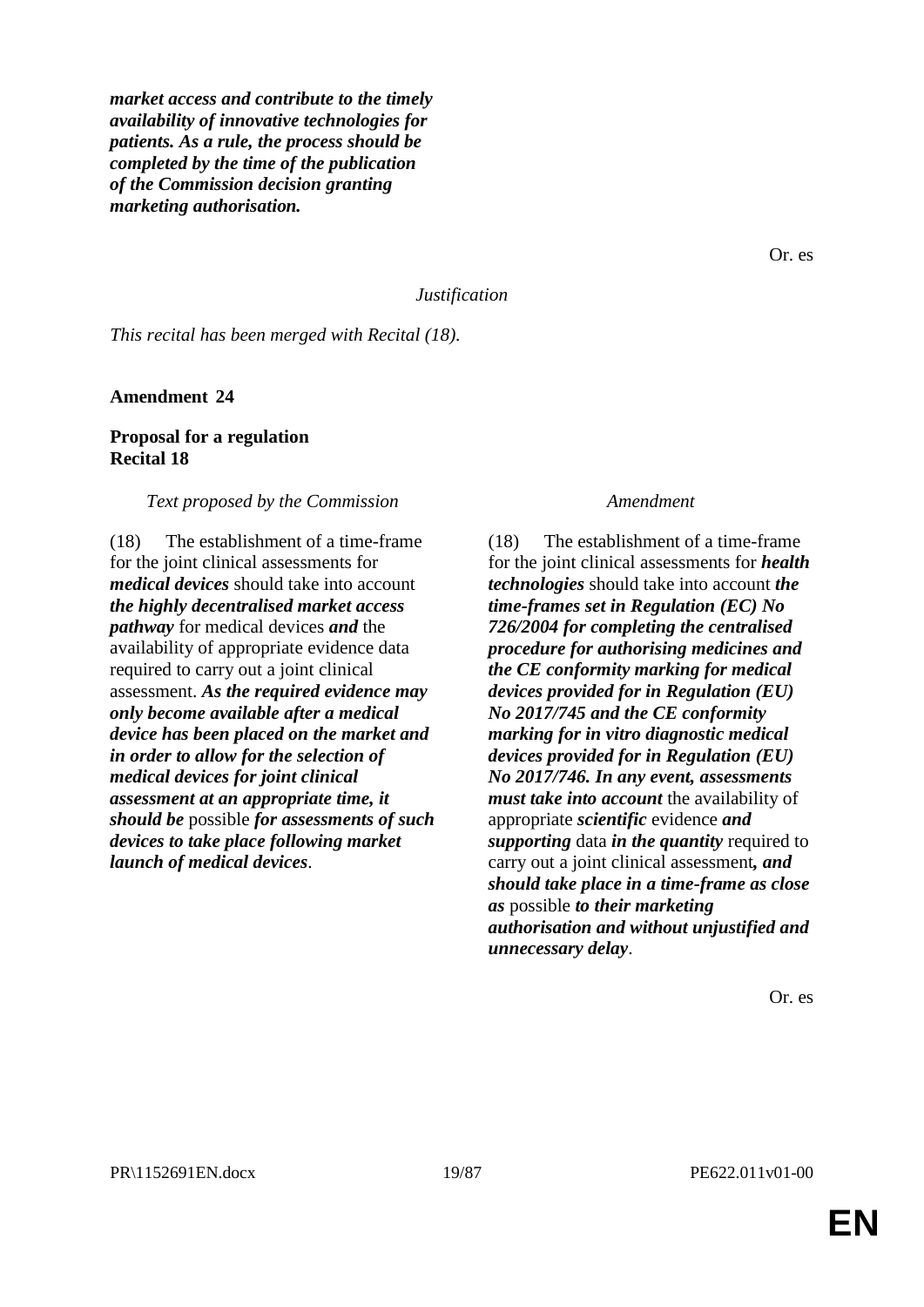***market access and contribute to the timely availability of innovative technologies for patients. As a rule, the process should be completed by the time of the publication of the Commission decision granting marketing authorisation.***

Or. es

*Justification*

*This recital has been merged with Recital (18).*

**Amendment 24**

**Proposal for a regulation**
**Recital 18**

| *Text proposed by the Commission* | *Amendment* |
|---|---|
| (18) The establishment of a time-frame for the joint clinical assessments for ***medical devices*** should take into account ***the highly decentralised market access pathway*** for medical devices ***and*** the availability of appropriate evidence data required to carry out a joint clinical assessment. ***As the required evidence may only become available after a medical device has been placed on the market and in order to allow for the selection of medical devices for joint clinical assessment at an appropriate time, it should be*** possible ***for assessments of such devices to take place following market launch of medical devices***. | (18) The establishment of a time-frame for the joint clinical assessments for ***health technologies*** should take into account ***the time-frames set in Regulation (EC) No 726/2004 for completing the centralised procedure for authorising medicines and the CE conformity marking for medical devices provided for in Regulation (EU) No 2017/745 and the CE conformity marking for in vitro diagnostic medical devices provided for in Regulation (EU) No 2017/746. In any event, assessments must take into account*** the availability of appropriate ***scientific*** evidence ***and supporting*** data ***in the quantity*** required to carry out a joint clinical assessment***, and should take place in a time-frame as close as*** possible ***to their marketing authorisation and without unjustified and unnecessary delay***. |

Or. es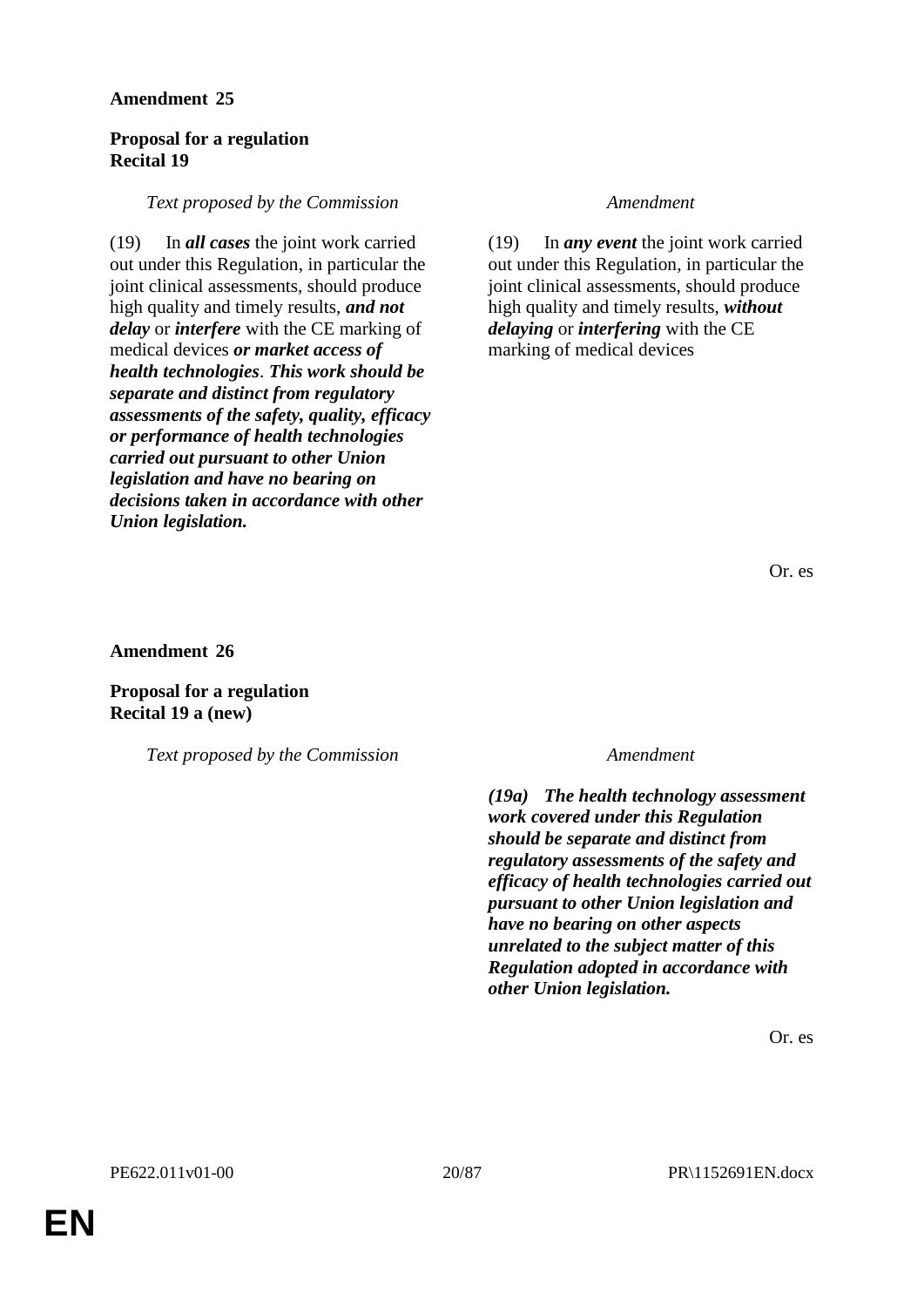**Amendment 25**

**Proposal for a regulation**
**Recital 19**

| *Text proposed by the Commission* | *Amendment* |
|---|---|
| (19) In ***all cases*** the joint work carried out under this Regulation, in particular the joint clinical assessments, should produce high quality and timely results, ***and not delay*** or ***interfere*** with the CE marking of medical devices ***or market access of health technologies***. ***This work should be separate and distinct from regulatory assessments of the safety, quality, efficacy or performance of health technologies carried out pursuant to other Union legislation and have no bearing on decisions taken in accordance with other Union legislation.*** | (19) In ***any event*** the joint work carried out under this Regulation, in particular the joint clinical assessments, should produce high quality and timely results, ***without delaying*** or ***interfering*** with the CE marking of medical devices |

Or. es

**Amendment 26**

**Proposal for a regulation**
**Recital 19 a (new)**

| *Text proposed by the Commission* | *Amendment* |
|---|---|
| | ***(19a) The health technology assessment work covered under this Regulation should be separate and distinct from regulatory assessments of the safety and efficacy of health technologies carried out pursuant to other Union legislation and have no bearing on other aspects unrelated to the subject matter of this Regulation adopted in accordance with other Union legislation.*** |

Or. es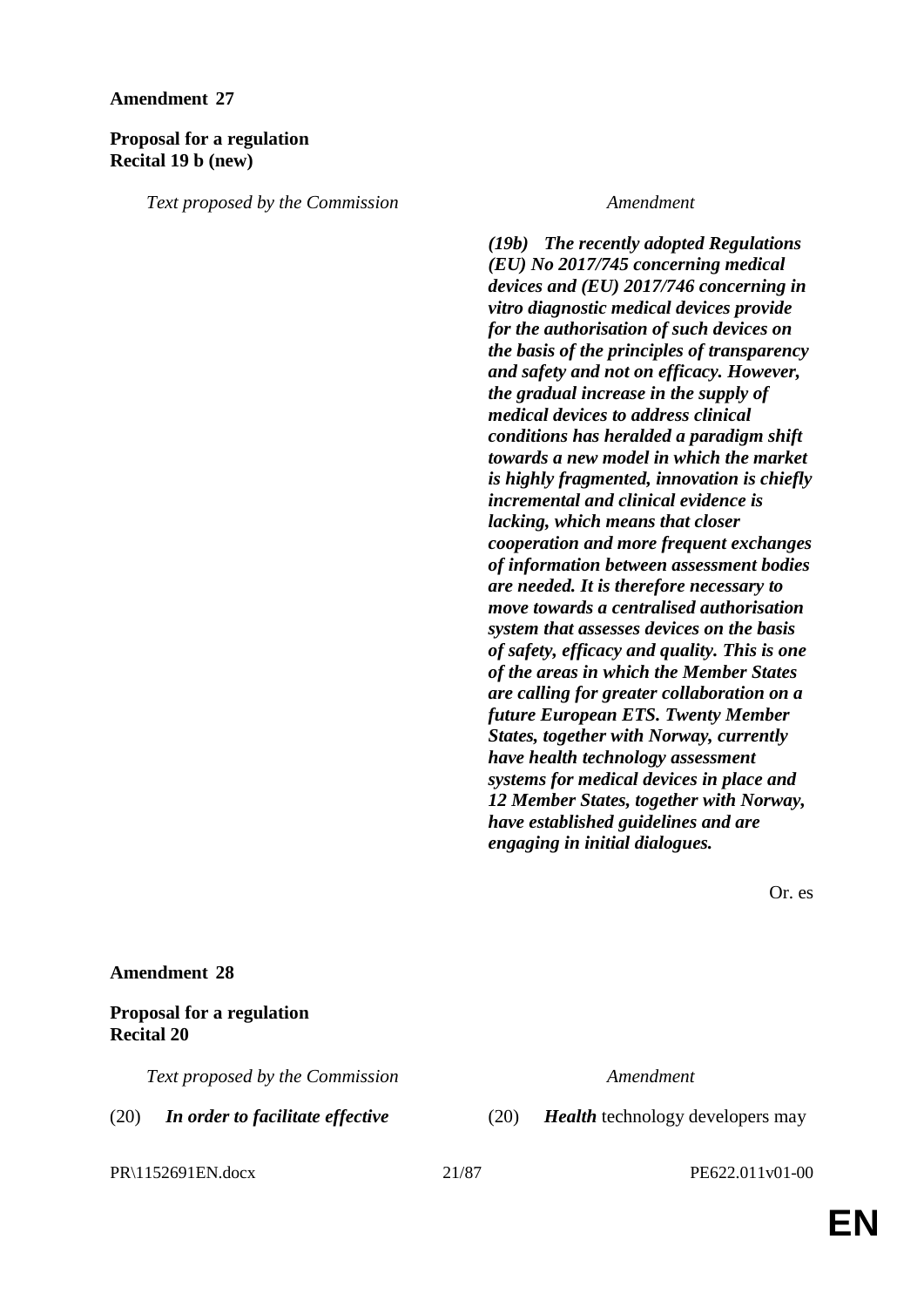**Amendment 27**

**Proposal for a regulation**
**Recital 19 b (new)**

| *Text proposed by the Commission* | *Amendment* |
|---|---|
| | ***(19b) The recently adopted Regulations (EU) No 2017/745 concerning medical devices and (EU) 2017/746 concerning in vitro diagnostic medical devices provide for the authorisation of such devices on the basis of the principles of transparency and safety and not on efficacy. However, the gradual increase in the supply of medical devices to address clinical conditions has heralded a paradigm shift towards a new model in which the market is highly fragmented, innovation is chiefly incremental and clinical evidence is lacking, which means that closer cooperation and more frequent exchanges of information between assessment bodies are needed. It is therefore necessary to move towards a centralised authorisation system that assesses devices on the basis of safety, efficacy and quality. This is one of the areas in which the Member States are calling for greater collaboration on a future European ETS. Twenty Member States, together with Norway, currently have health technology assessment systems for medical devices in place and 12 Member States, together with Norway, have established guidelines and are engaging in initial dialogues.*** |

Or. es

**Amendment 28**

**Proposal for a regulation**
**Recital 20**

| *Text proposed by the Commission* | *Amendment* |
|---|---|
| (20) ***In order to facilitate effective*** | (20) ***Health*** technology developers may |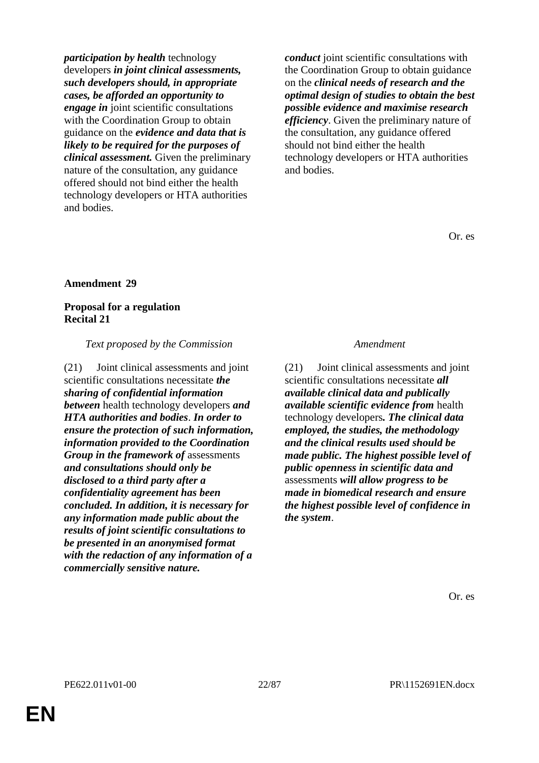| | |
|---|---|
| ***participation by health*** technology developers ***in joint clinical assessments, such developers should, in appropriate cases, be afforded an opportunity to engage in*** joint scientific consultations with the Coordination Group to obtain guidance on the ***evidence and data that is likely to be required for the purposes of clinical assessment.*** Given the preliminary nature of the consultation, any guidance offered should not bind either the health technology developers or HTA authorities and bodies. | ***conduct*** joint scientific consultations with the Coordination Group to obtain guidance on the ***clinical needs of research and the optimal design of studies to obtain the best possible evidence and maximise research efficiency***. Given the preliminary nature of the consultation, any guidance offered should not bind either the health technology developers or HTA authorities and bodies. |

Or. es

**Amendment 29**

**Proposal for a regulation**
**Recital 21**

| *Text proposed by the Commission* | *Amendment* |
|---|---|
| (21) Joint clinical assessments and joint scientific consultations necessitate ***the sharing of confidential information between*** health technology developers ***and HTA authorities and bodies***. ***In order to ensure the protection of such information, information provided to the Coordination Group in the framework of*** assessments ***and consultations should only be disclosed to a third party after a confidentiality agreement has been concluded. In addition, it is necessary for any information made public about the results of joint scientific consultations to be presented in an anonymised format with the redaction of any information of a commercially sensitive nature.*** | (21) Joint clinical assessments and joint scientific consultations necessitate ***all available clinical data and publically available scientific evidence from*** health technology developers***. The clinical data employed, the studies, the methodology and the clinical results used should be made public. The highest possible level of public openness in scientific data and*** assessments ***will allow progress to be made in biomedical research and ensure the highest possible level of confidence in the system***. |

Or. es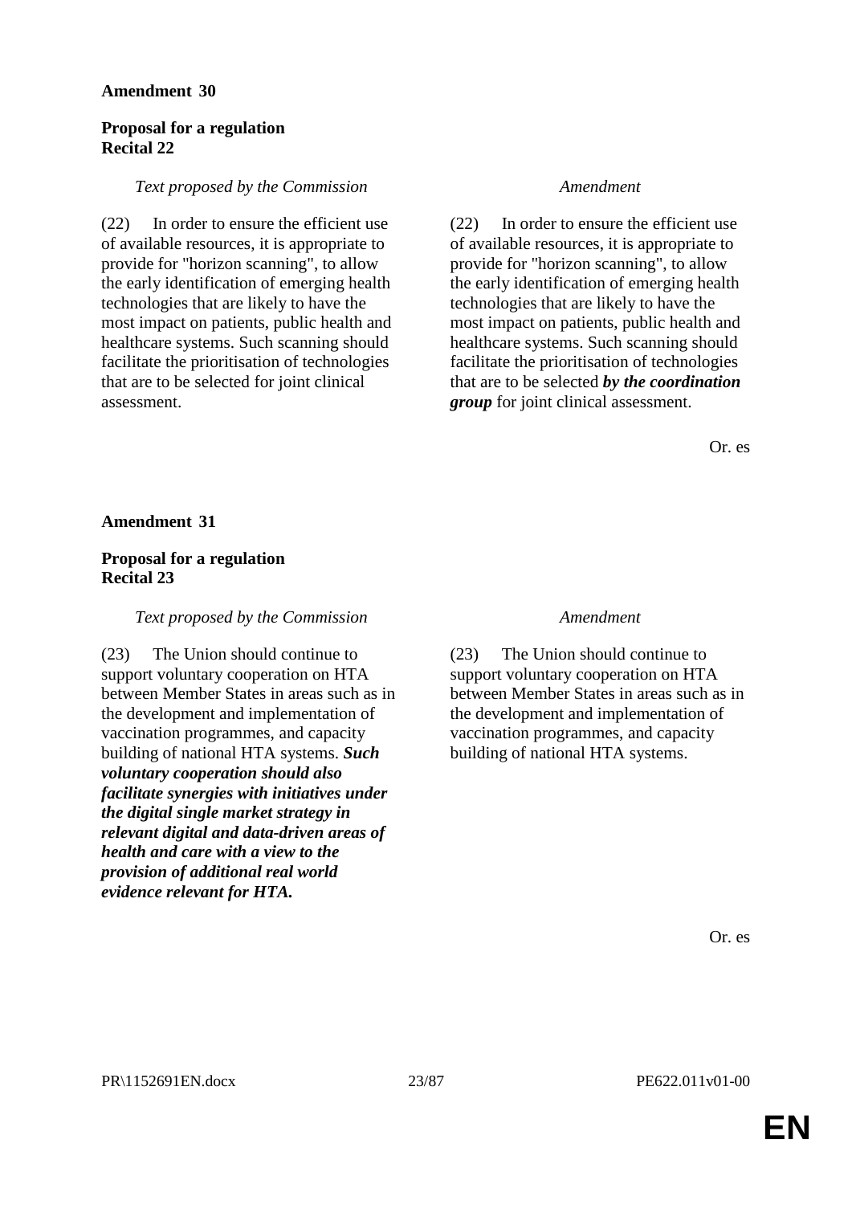**Amendment 30**

**Proposal for a regulation**
**Recital 22**

| *Text proposed by the Commission* | *Amendment* |
| --- | --- |
| (22) In order to ensure the efficient use of available resources, it is appropriate to provide for "horizon scanning", to allow the early identification of emerging health technologies that are likely to have the most impact on patients, public health and healthcare systems. Such scanning should facilitate the prioritisation of technologies that are to be selected for joint clinical assessment. | (22) In order to ensure the efficient use of available resources, it is appropriate to provide for "horizon scanning", to allow the early identification of emerging health technologies that are likely to have the most impact on patients, public health and healthcare systems. Such scanning should facilitate the prioritisation of technologies that are to be selected ***by the coordination group*** for joint clinical assessment. |

Or. es

**Amendment 31**

**Proposal for a regulation**
**Recital 23**

| *Text proposed by the Commission* | *Amendment* |
| --- | --- |
| (23) The Union should continue to support voluntary cooperation on HTA between Member States in areas such as in the development and implementation of vaccination programmes, and capacity building of national HTA systems. ***Such voluntary cooperation should also facilitate synergies with initiatives under the digital single market strategy in relevant digital and data-driven areas of health and care with a view to the provision of additional real world evidence relevant for HTA.*** | (23) The Union should continue to support voluntary cooperation on HTA between Member States in areas such as in the development and implementation of vaccination programmes, and capacity building of national HTA systems. |

Or. es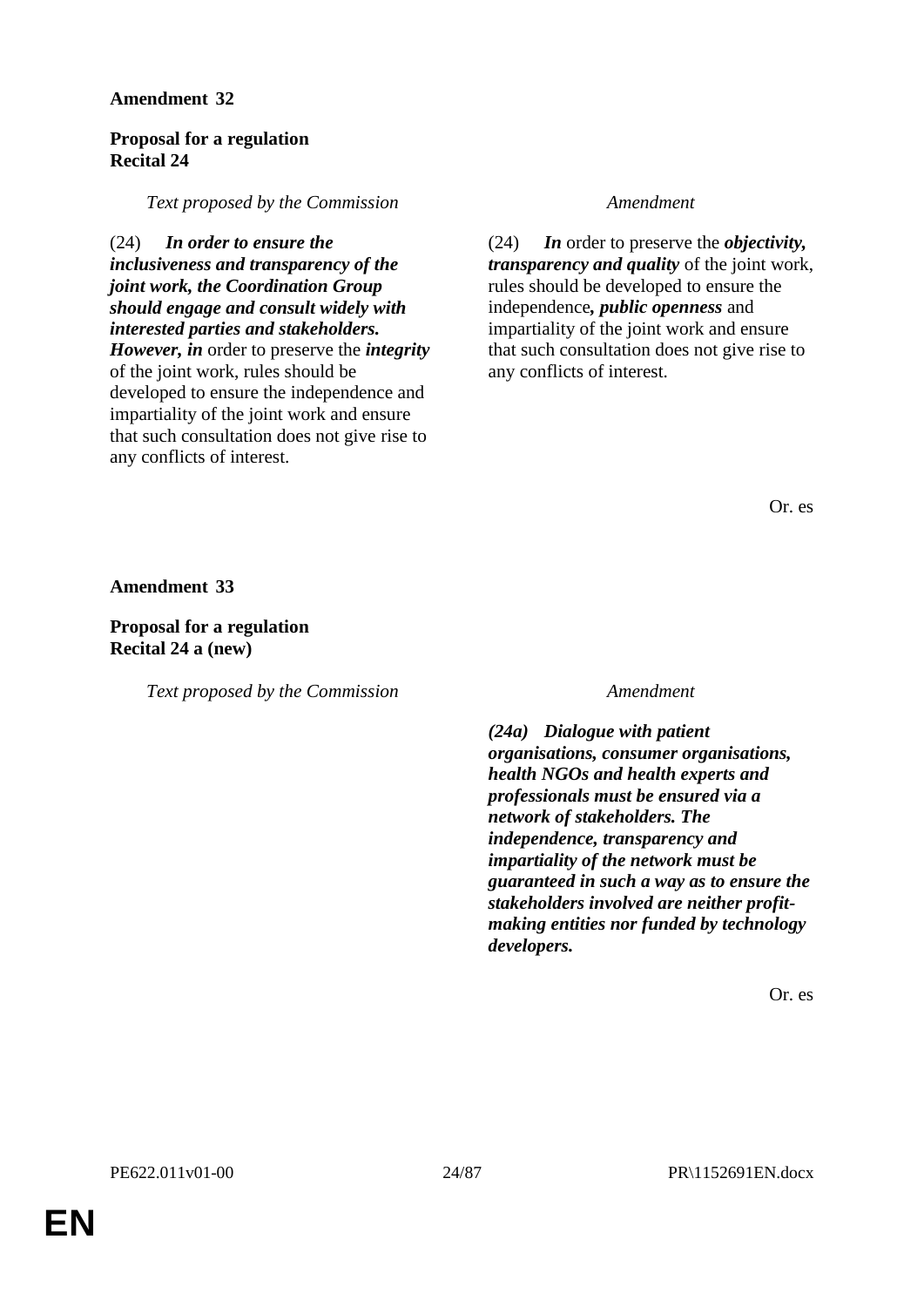**Amendment 32**

**Proposal for a regulation**
**Recital 24**

| *Text proposed by the Commission* | *Amendment* |
|---|---|
| (24) ***In order to ensure the inclusiveness and transparency of the joint work, the Coordination Group should engage and consult widely with interested parties and stakeholders. However, in*** order to preserve the ***integrity*** of the joint work, rules should be developed to ensure the independence and impartiality of the joint work and ensure that such consultation does not give rise to any conflicts of interest. | (24) ***In*** order to preserve the ***objectivity, transparency and quality*** of the joint work, rules should be developed to ensure the independence***, public openness*** and impartiality of the joint work and ensure that such consultation does not give rise to any conflicts of interest. |

Or. es

**Amendment 33**

**Proposal for a regulation**
**Recital 24 a (new)**

| *Text proposed by the Commission* | *Amendment* |
|---|---|
| | ***(24a) Dialogue with patient organisations, consumer organisations, health NGOs and health experts and professionals must be ensured via a network of stakeholders. The independence, transparency and impartiality of the network must be guaranteed in such a way as to ensure the stakeholders involved are neither profit-making entities nor funded by technology developers.*** |

Or. es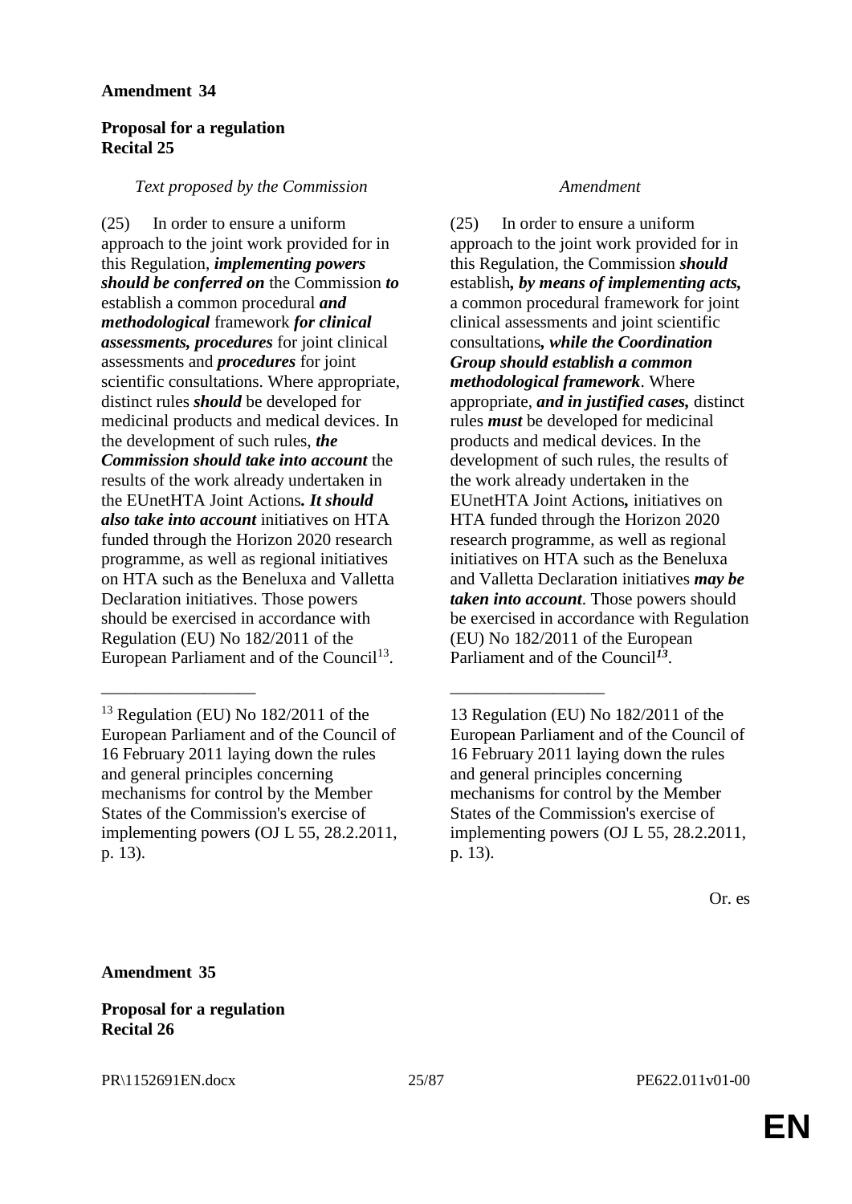**Amendment 34**

**Proposal for a regulation**
**Recital 25**

| *Text proposed by the Commission* | *Amendment* |
|---|---|
| (25) In order to ensure a uniform approach to the joint work provided for in this Regulation, ***implementing powers should be conferred on*** the Commission ***to*** establish a common procedural ***and methodological*** framework ***for clinical assessments, procedures*** for joint clinical assessments and ***procedures*** for joint scientific consultations. Where appropriate, distinct rules ***should*** be developed for medicinal products and medical devices. In the development of such rules, ***the Commission should take into account*** the results of the work already undertaken in the EUnetHTA Joint Actions***. It should also take into account*** initiatives on HTA funded through the Horizon 2020 research programme, as well as regional initiatives on HTA such as the Beneluxa and Valletta Declaration initiatives. Those powers should be exercised in accordance with Regulation (EU) No 182/2011 of the European Parliament and of the Council[13]. | (25) In order to ensure a uniform approach to the joint work provided for in this Regulation, the Commission ***should*** establish***, by means of implementing acts,*** a common procedural framework for joint clinical assessments and joint scientific consultations***, while the Coordination Group should establish a common methodological framework***. Where appropriate, ***and in justified cases,*** distinct rules ***must*** be developed for medicinal products and medical devices. In the development of such rules, the results of the work already undertaken in the EUnetHTA Joint Actions***,*** initiatives on HTA funded through the Horizon 2020 research programme, as well as regional initiatives on HTA such as the Beneluxa and Valletta Declaration initiatives ***may be taken into account***. Those powers should be exercised in accordance with Regulation (EU) No 182/2011 of the European Parliament and of the Council[13]. |
| [13] Regulation (EU) No 182/2011 of the European Parliament and of the Council of 16 February 2011 laying down the rules and general principles concerning mechanisms for control by the Member States of the Commission's exercise of implementing powers (OJ L 55, 28.2.2011, p. 13). | 13 Regulation (EU) No 182/2011 of the European Parliament and of the Council of 16 February 2011 laying down the rules and general principles concerning mechanisms for control by the Member States of the Commission's exercise of implementing powers (OJ L 55, 28.2.2011, p. 13). |

Or. es

**Amendment 35**

**Proposal for a regulation**
**Recital 26**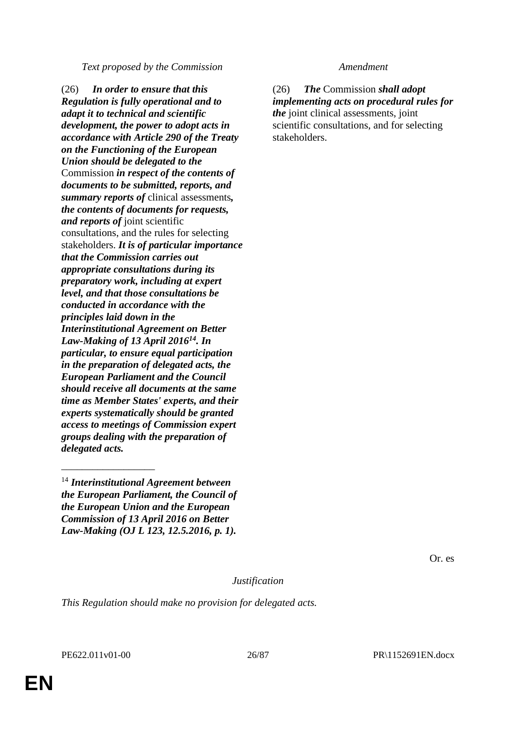| *Text proposed by the Commission* | *Amendment* |
|---|---|
| (26) ***In order to ensure that this Regulation is fully operational and to adapt it to technical and scientific development, the power to adopt acts in accordance with Article 290 of the Treaty on the Functioning of the European Union should be delegated to the*** Commission ***in respect of the contents of documents to be submitted, reports, and summary reports of*** clinical assessments***, the contents of documents for requests, and reports of*** joint scientific consultations, and the rules for selecting stakeholders. ***It is of particular importance that the Commission carries out appropriate consultations during its preparatory work, including at expert level, and that those consultations be conducted in accordance with the principles laid down in the Interinstitutional Agreement on Better Law-Making of 13 April 2016[14]. In particular, to ensure equal participation in the preparation of delegated acts, the European Parliament and the Council should receive all documents at the same time as Member States' experts, and their experts systematically should be granted access to meetings of Commission expert groups dealing with the preparation of delegated acts.*** | (26) ***The*** Commission ***shall adopt implementing acts on procedural rules for the*** joint clinical assessments, joint scientific consultations, and for selecting stakeholders. |
| ___________________ | |
| [14] ***Interinstitutional Agreement between the European Parliament, the Council of the European Union and the European Commission of 13 April 2016 on Better Law-Making (OJ L 123, 12.5.2016, p. 1).*** | |

Or. es

*Justification*

*This Regulation should make no provision for delegated acts.*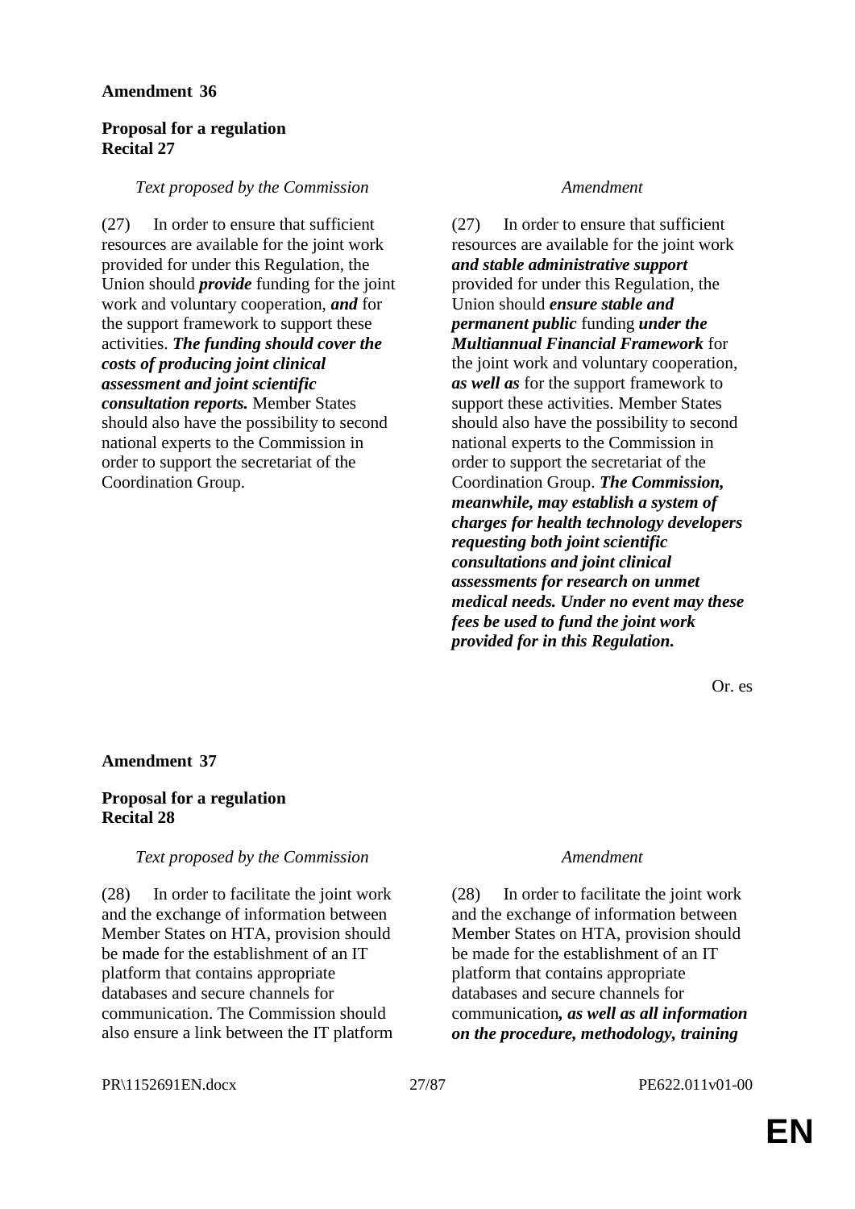**Amendment 36**

**Proposal for a regulation**
**Recital 27**

| *Text proposed by the Commission* | *Amendment* |
|---|---|
| (27) In order to ensure that sufficient resources are available for the joint work provided for under this Regulation, the Union should ***provide*** funding for the joint work and voluntary cooperation, ***and*** for the support framework to support these activities. ***The funding should cover the costs of producing joint clinical assessment and joint scientific consultation reports.*** Member States should also have the possibility to second national experts to the Commission in order to support the secretariat of the Coordination Group. | (27) In order to ensure that sufficient resources are available for the joint work ***and stable administrative support*** provided for under this Regulation, the Union should ***ensure stable and permanent public*** funding ***under the Multiannual Financial Framework*** for the joint work and voluntary cooperation, ***as well as*** for the support framework to support these activities. Member States should also have the possibility to second national experts to the Commission in order to support the secretariat of the Coordination Group. ***The Commission, meanwhile, may establish a system of charges for health technology developers requesting both joint scientific consultations and joint clinical assessments for research on unmet medical needs. Under no event may these fees be used to fund the joint work provided for in this Regulation.*** |

Or. es

**Amendment 37**

**Proposal for a regulation**
**Recital 28**

| *Text proposed by the Commission* | *Amendment* |
|---|---|
| (28) In order to facilitate the joint work and the exchange of information between Member States on HTA, provision should be made for the establishment of an IT platform that contains appropriate databases and secure channels for communication. The Commission should also ensure a link between the IT platform | (28) In order to facilitate the joint work and the exchange of information between Member States on HTA, provision should be made for the establishment of an IT platform that contains appropriate databases and secure channels for communication***, as well as all information on the procedure, methodology, training*** |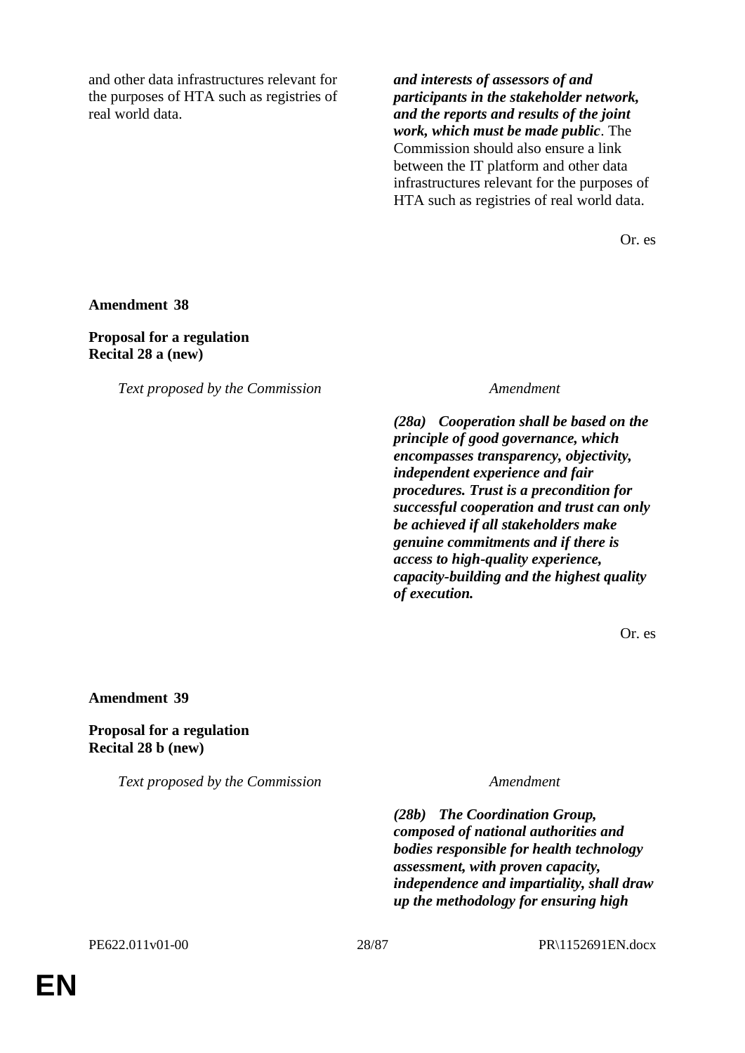| | |
|---|---|
| and other data infrastructures relevant for the purposes of HTA such as registries of real world data. | ***and interests of assessors of and participants in the stakeholder network, and the reports and results of the joint work, which must be made public***. The Commission should also ensure a link between the IT platform and other data infrastructures relevant for the purposes of HTA such as registries of real world data. |

Or. es

**Amendment 38**

**Proposal for a regulation**
**Recital 28 a (new)**

| *Text proposed by the Commission* | *Amendment* |
|---|---|
| | ***(28a) Cooperation shall be based on the principle of good governance, which encompasses transparency, objectivity, independent experience and fair procedures. Trust is a precondition for successful cooperation and trust can only be achieved if all stakeholders make genuine commitments and if there is access to high-quality experience, capacity-building and the highest quality of execution.*** |

Or. es

**Amendment 39**

**Proposal for a regulation**
**Recital 28 b (new)**

| *Text proposed by the Commission* | *Amendment* |
|---|---|
| | ***(28b) The Coordination Group, composed of national authorities and bodies responsible for health technology assessment, with proven capacity, independence and impartiality, shall draw up the methodology for ensuring high*** |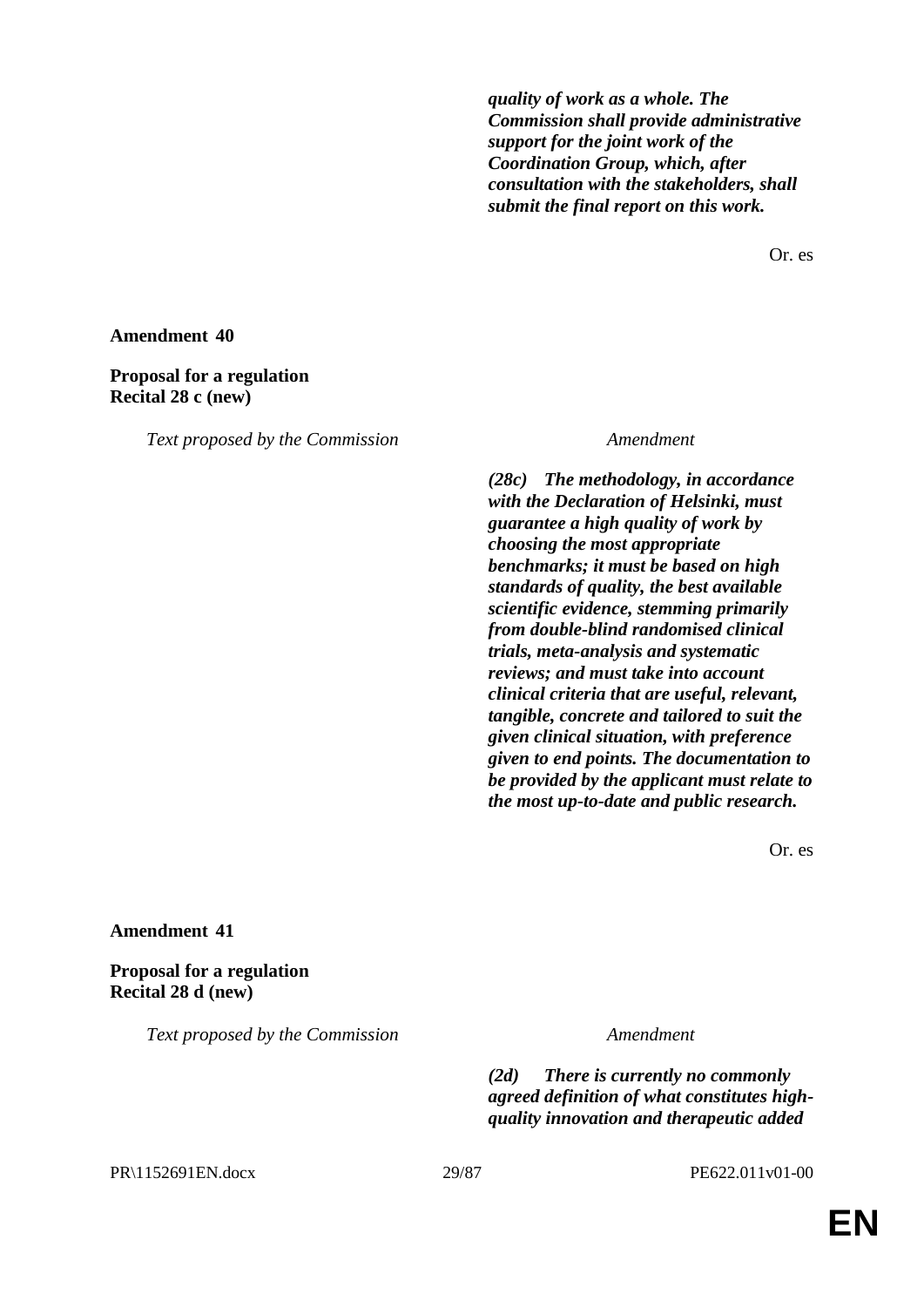| | |
|---|---|
| | ***quality of work as a whole. The Commission shall provide administrative support for the joint work of the Coordination Group, which, after consultation with the stakeholders, shall submit the final report on this work.*** |

Or. es

**Amendment 40**

**Proposal for a regulation**
**Recital 28 c (new)**

| *Text proposed by the Commission* | *Amendment* |
|---|---|
| | ***(28c) The methodology, in accordance with the Declaration of Helsinki, must guarantee a high quality of work by choosing the most appropriate benchmarks; it must be based on high standards of quality, the best available scientific evidence, stemming primarily from double-blind randomised clinical trials, meta-analysis and systematic reviews; and must take into account clinical criteria that are useful, relevant, tangible, concrete and tailored to suit the given clinical situation, with preference given to end points. The documentation to be provided by the applicant must relate to the most up-to-date and public research.*** |

Or. es

**Amendment 41**

**Proposal for a regulation**
**Recital 28 d (new)**

| *Text proposed by the Commission* | *Amendment* |
|---|---|
| | ***(2d) There is currently no commonly agreed definition of what constitutes high-quality innovation and therapeutic added*** |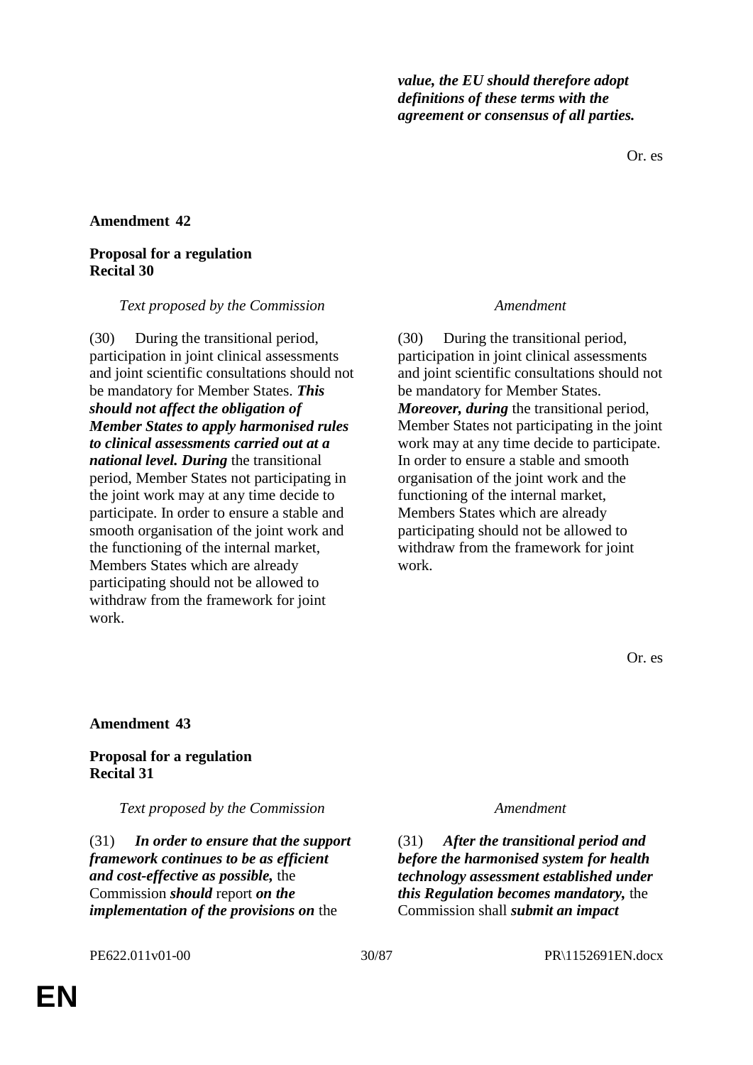| | |
|---|---|
| | ***value, the EU should therefore adopt definitions of these terms with the agreement or consensus of all parties.*** |

Or. es

**Amendment 42**

**Proposal for a regulation**
**Recital 30**

| *Text proposed by the Commission* | *Amendment* |
|---|---|
| (30) During the transitional period, participation in joint clinical assessments and joint scientific consultations should not be mandatory for Member States. ***This should not affect the obligation of Member States to apply harmonised rules to clinical assessments carried out at a national level. During*** the transitional period, Member States not participating in the joint work may at any time decide to participate. In order to ensure a stable and smooth organisation of the joint work and the functioning of the internal market, Members States which are already participating should not be allowed to withdraw from the framework for joint work. | (30) During the transitional period, participation in joint clinical assessments and joint scientific consultations should not be mandatory for Member States. ***Moreover, during*** the transitional period, Member States not participating in the joint work may at any time decide to participate. In order to ensure a stable and smooth organisation of the joint work and the functioning of the internal market, Members States which are already participating should not be allowed to withdraw from the framework for joint work. |

Or. es

**Amendment 43**

**Proposal for a regulation**
**Recital 31**

| *Text proposed by the Commission* | *Amendment* |
|---|---|
| (31) ***In order to ensure that the support framework continues to be as efficient and cost-effective as possible,*** the Commission ***should*** report ***on the implementation of the provisions on*** the | (31) ***After the transitional period and before the harmonised system for health technology assessment established under this Regulation becomes mandatory,*** the Commission shall ***submit an impact*** |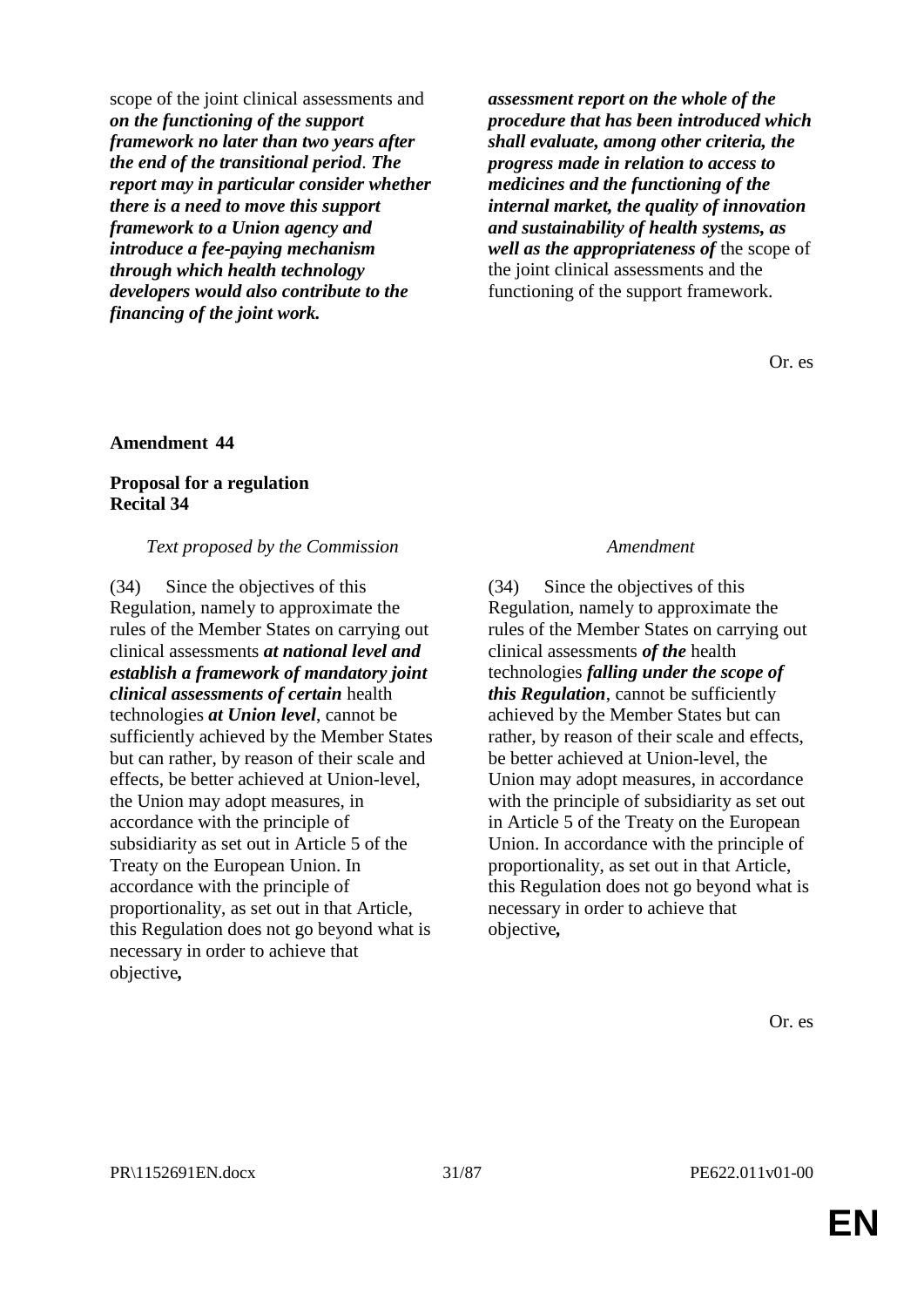| | |
|---|---|
| scope of the joint clinical assessments and ***on the functioning of the support framework no later than two years after the end of the transitional period. The report may in particular consider whether there is a need to move this support framework to a Union agency and introduce a fee-paying mechanism through which health technology developers would also contribute to the financing of the joint work.*** | ***assessment report on the whole of the procedure that has been introduced which shall evaluate, among other criteria, the progress made in relation to access to medicines and the functioning of the internal market, the quality of innovation and sustainability of health systems, as well as the appropriateness of*** the scope of the joint clinical assessments and the functioning of the support framework. |

Or. es

**Amendment 44**

**Proposal for a regulation**
**Recital 34**

| *Text proposed by the Commission* | *Amendment* |
|---|---|
| (34) Since the objectives of this Regulation, namely to approximate the rules of the Member States on carrying out clinical assessments ***at national level and establish a framework of mandatory joint clinical assessments of certain*** health technologies ***at Union level***, cannot be sufficiently achieved by the Member States but can rather, by reason of their scale and effects, be better achieved at Union-level, the Union may adopt measures, in accordance with the principle of subsidiarity as set out in Article 5 of the Treaty on the European Union. In accordance with the principle of proportionality, as set out in that Article, this Regulation does not go beyond what is necessary in order to achieve that objective***,*** | (34) Since the objectives of this Regulation, namely to approximate the rules of the Member States on carrying out clinical assessments ***of the*** health technologies ***falling under the scope of this Regulation***, cannot be sufficiently achieved by the Member States but can rather, by reason of their scale and effects, be better achieved at Union-level, the Union may adopt measures, in accordance with the principle of subsidiarity as set out in Article 5 of the Treaty on the European Union. In accordance with the principle of proportionality, as set out in that Article, this Regulation does not go beyond what is necessary in order to achieve that objective***,*** |

Or. es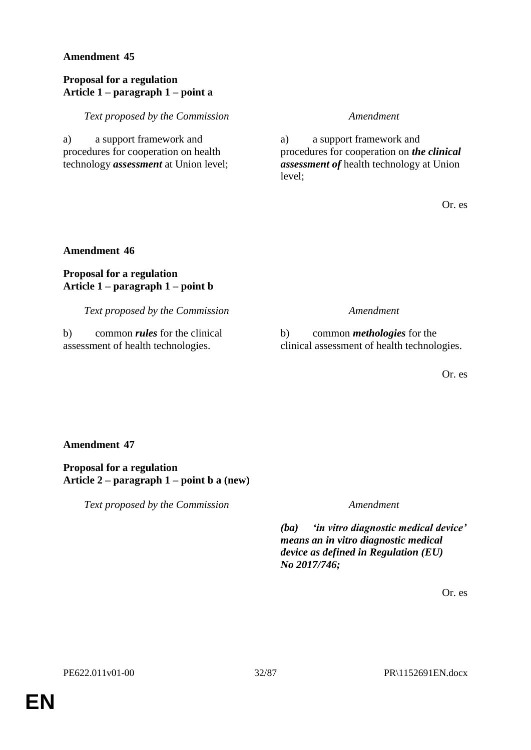**Amendment 45**

**Proposal for a regulation**
**Article 1 – paragraph 1 – point a**

| *Text proposed by the Commission* | *Amendment* |
|---|---|
| a) a support framework and procedures for cooperation on health technology ***assessment*** at Union level; | a) a support framework and procedures for cooperation on ***the clinical assessment of*** health technology at Union level; |

Or. es

**Amendment 46**

**Proposal for a regulation**
**Article 1 – paragraph 1 – point b**

| *Text proposed by the Commission* | *Amendment* |
|---|---|
| b) common ***rules*** for the clinical assessment of health technologies. | b) common ***methologies*** for the clinical assessment of health technologies. |

Or. es

**Amendment 47**

**Proposal for a regulation**
**Article 2 – paragraph 1 – point b a (new)**

| *Text proposed by the Commission* | *Amendment* |
|---|---|
| | ***(ba) 'in vitro diagnostic medical device' means an in vitro diagnostic medical device as defined in Regulation (EU) No 2017/746;*** |

Or. es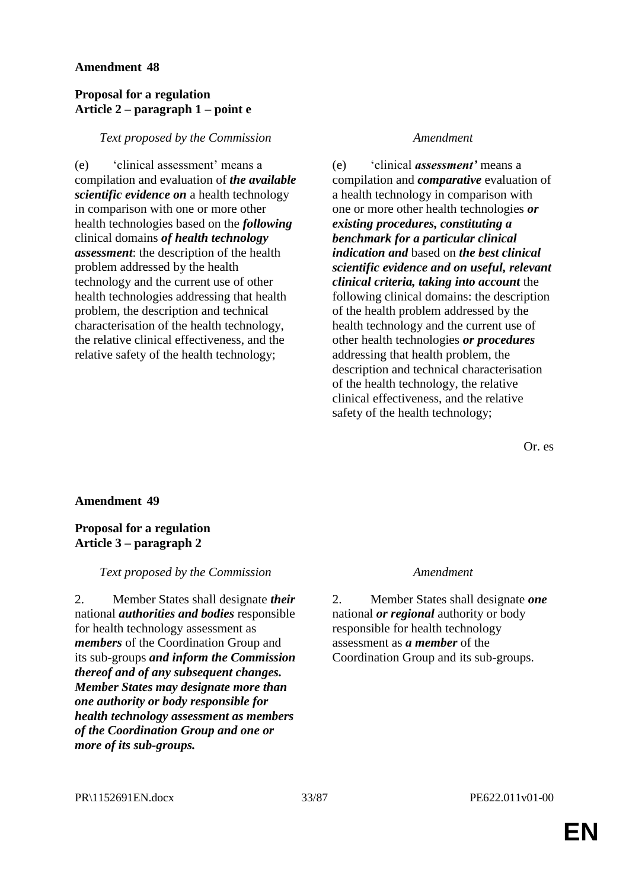**Amendment 48**

**Proposal for a regulation**
**Article 2 – paragraph 1 – point e**

| *Text proposed by the Commission* | *Amendment* |
|---|---|
| (e) 'clinical assessment' means a compilation and evaluation of ***the available scientific evidence on*** a health technology in comparison with one or more other health technologies based on the ***following*** clinical domains ***of health technology assessment***: the description of the health problem addressed by the health technology and the current use of other health technologies addressing that health problem, the description and technical characterisation of the health technology, the relative clinical effectiveness, and the relative safety of the health technology; | (e) 'clinical ***assessment'*** means a compilation and ***comparative*** evaluation of a health technology in comparison with one or more other health technologies ***or existing procedures, constituting a benchmark for a particular clinical indication and*** based on ***the best clinical scientific evidence and on useful, relevant clinical criteria, taking into account*** the following clinical domains: the description of the health problem addressed by the health technology and the current use of other health technologies ***or procedures*** addressing that health problem, the description and technical characterisation of the health technology, the relative clinical effectiveness, and the relative safety of the health technology; |

Or. es

**Amendment 49**

**Proposal for a regulation**
**Article 3 – paragraph 2**

| *Text proposed by the Commission* | *Amendment* |
|---|---|
| 2. Member States shall designate ***their*** national ***authorities and bodies*** responsible for health technology assessment as ***members*** of the Coordination Group and its sub-groups ***and inform the Commission thereof and of any subsequent changes. Member States may designate more than one authority or body responsible for health technology assessment as members of the Coordination Group and one or more of its sub-groups.*** | 2. Member States shall designate ***one*** national ***or regional*** authority or body responsible for health technology assessment as ***a member*** of the Coordination Group and its sub-groups. |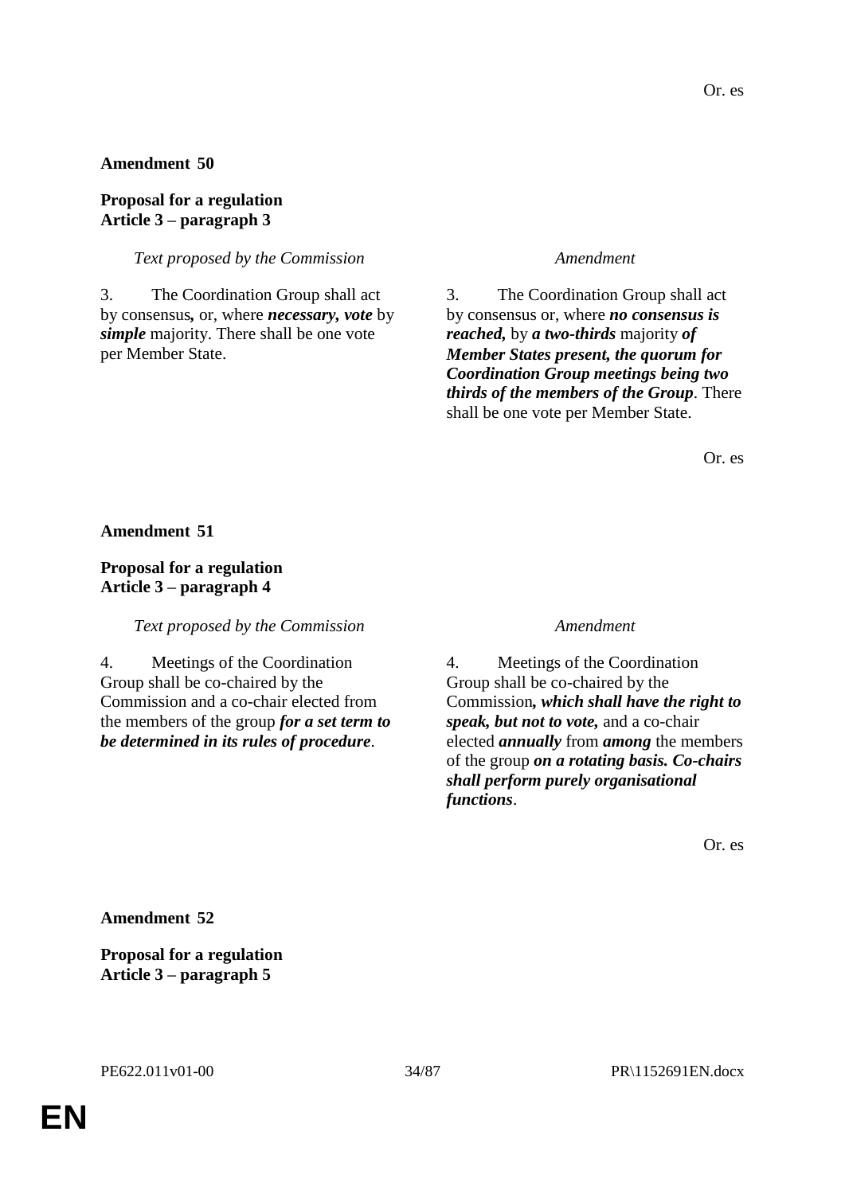Or. es

**Amendment 50**

**Proposal for a regulation**
**Article 3 – paragraph 3**

| *Text proposed by the Commission* | *Amendment* |
| --- | --- |
| 3. The Coordination Group shall act by consensus**,** or, where ***necessary, vote*** by ***simple*** majority. There shall one vote per Member State. | 3. The Coordination Group shall act by consensus or, where ***no consensus is reached,*** by ***a two-thirds*** majority ***of Member States present, the quorum for Coordination Group meetings being two thirds of the members of the Group***. There shall be one vote per Member State. |

Or. es

**Amendment 51**

**Proposal for a regulation**
**Article 3 – paragraph 4**

| *Text proposed by the Commission* | *Amendment* |
| --- | --- |
| 4. Meetings of the Coordination Group shall be co-chaired by the Commission and a co-chair elected from the members of the group ***for a set term to be determined in its rules of procedure***. | 4. Meetings of the Coordination Group shall be co-chaired by the Commission***, which shall have the right to speak, but not to vote,*** and a co-chair elected ***annually*** from ***among*** the members of the group ***on a rotating basis. Co-chairs shall perform purely organisational functions***. |

Or. es

**Amendment 52**

**Proposal for a regulation**
**Article 3 – paragraph 5**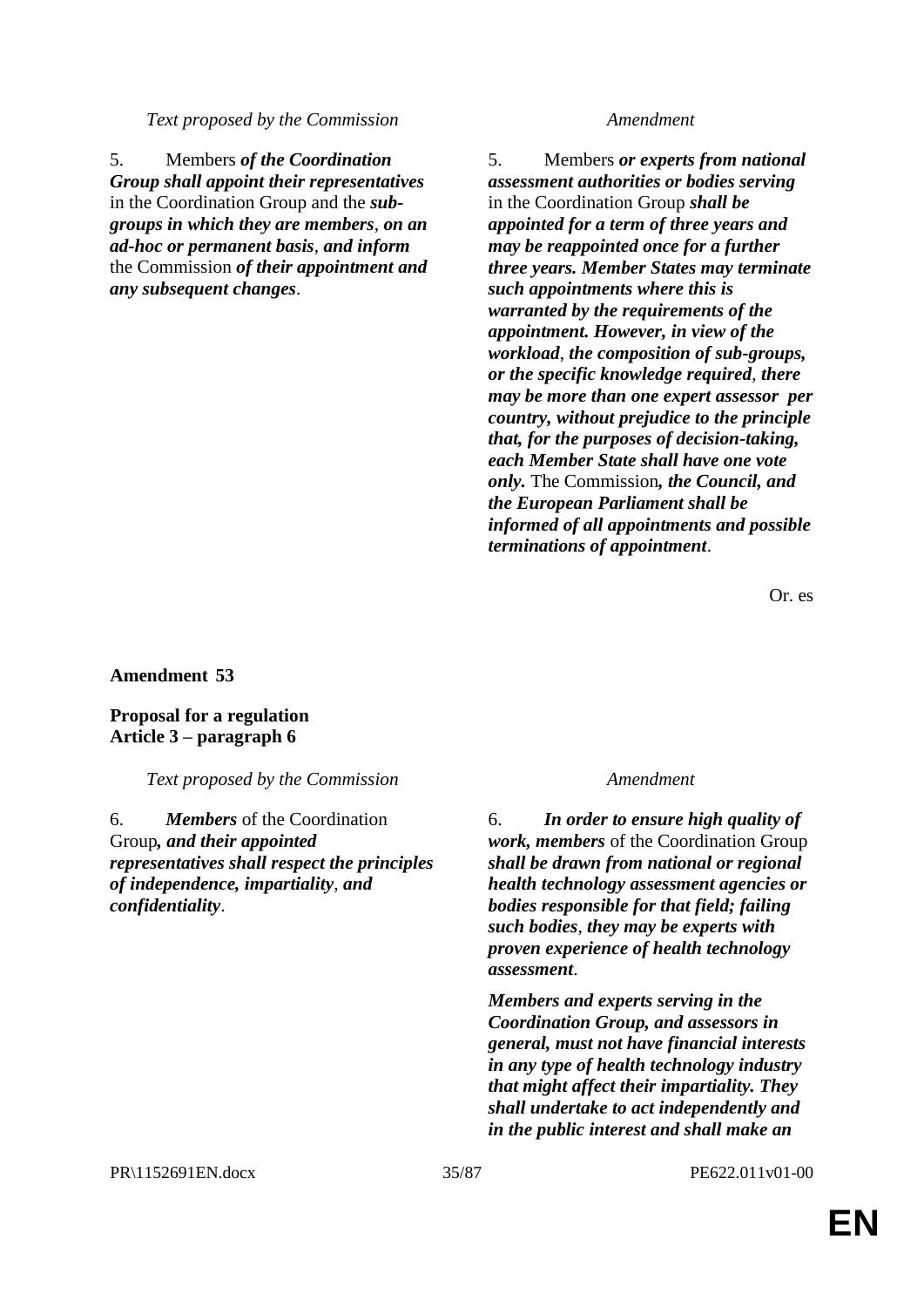| *Text proposed by the Commission* | *Amendment* |
|---|---|
| 5. Members ***of the Coordination Group shall appoint their representatives*** in the Coordination Group and the ***sub-groups in which they are members***, ***on an ad-hoc or permanent basis***, ***and inform*** the Commission ***of their appointment and any subsequent changes***. | 5. Members ***or experts from national assessment authorities or bodies serving*** in the Coordination Group ***shall be appointed for a term of three years and may be reappointed once for a further three years. Member States may terminate such appointments where this is warranted by the requirements of the appointment. However, in view of the workload***, ***the composition of sub-groups, or the specific knowledge required***, ***there may be more than one expert assessor per country, without prejudice to the principle that, for the purposes of decision-taking, each Member State shall have one vote only.*** The Commission***, the Council, and the European Parliament shall be informed of all appointments and possible terminations of appointment***. |

Or. es

**Amendment 53**

**Proposal for a regulation**
**Article 3 – paragraph 6**

| *Text proposed by the Commission* | *Amendment* |
|---|---|
| 6. ***Members*** of the Coordination Group***, and their appointed representatives shall respect the principles of independence, impartiality***, ***and confidentiality***. | 6. ***In order to ensure high quality of work, members*** of the Coordination Group ***shall be drawn from national or regional health technology assessment agencies or bodies responsible for that field; failing such bodies***, ***they may be experts with proven experience of health technology assessment***.<br><br>***Members and experts serving in the Coordination Group, and assessors in general, must not have financial interests in any type of health technology industry that might affect their impartiality. They shall undertake to act independently and in the public interest and shall make an*** |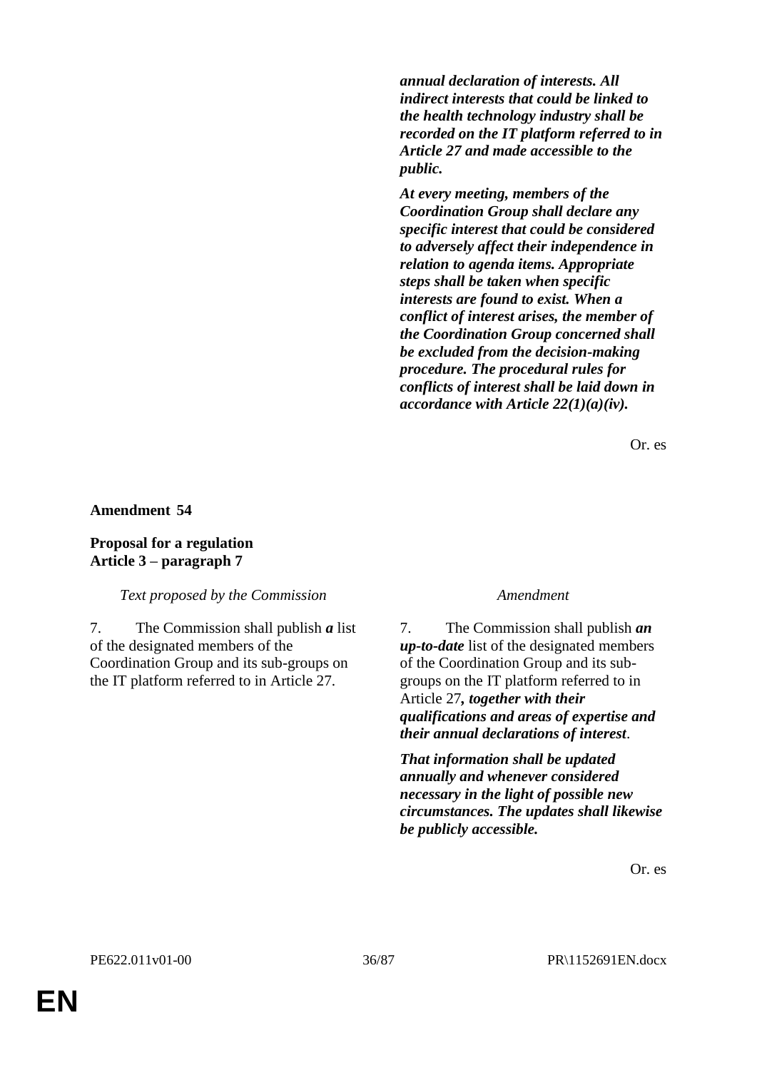| | |
|---|---|
| | ***annual declaration of interests. All indirect interests that could be linked to the health technology industry shall be recorded on the IT platform referred to in Article 27 and made accessible to the public.*** |
| | ***At every meeting, members of the Coordination Group shall declare any specific interest that could be considered to adversely affect their independence in relation to agenda items. Appropriate steps shall be taken when specific interests are found to exist. When a conflict of interest arises, the member of the Coordination Group concerned shall be excluded from the decision-making procedure. The procedural rules for conflicts of interest shall be laid down in accordance with Article 22(1)(a)(iv).*** |

Or. es

**Amendment 54**

**Proposal for a regulation**
**Article 3 – paragraph 7**

| *Text proposed by the Commission* | *Amendment* |
|---|---|
| 7. The Commission shall publish ***a*** list of the designated members of the Coordination Group and its sub-groups on the IT platform referred to in Article 27. | 7. The Commission shall publish ***an up-to-date*** list of the designated members of the Coordination Group and its sub-groups on the IT platform referred to in Article 27***, together with their qualifications and areas of expertise and their annual declarations of interest***. |
| | ***That information shall be updated annually and whenever considered necessary in the light of possible new circumstances. The updates shall likewise be publicly accessible.*** |

Or. es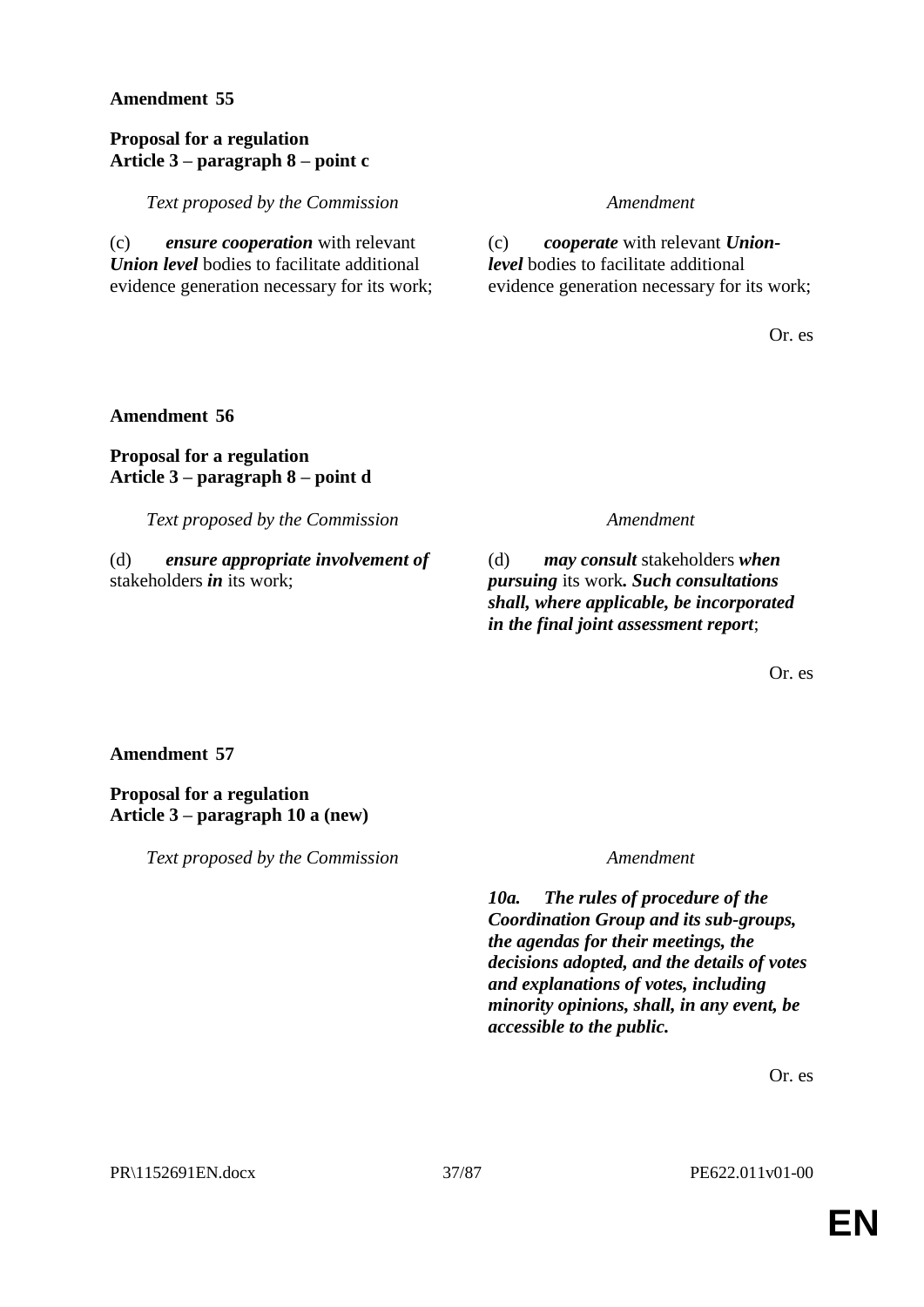**Amendment 55**

**Proposal for a regulation**
**Article 3 – paragraph 8 – point c**

| *Text proposed by the Commission* | *Amendment* |
|---|---|
| (c) ***ensure cooperation*** with relevant ***Union level*** bodies to facilitate additional evidence generation necessary for its work; | (c) ***cooperate*** with relevant ***Union-level*** bodies to facilitate additional evidence generation necessary for its work; |

Or. es

**Amendment 56**

**Proposal for a regulation**
**Article 3 – paragraph 8 – point d**

| *Text proposed by the Commission* | *Amendment* |
|---|---|
| (d) ***ensure appropriate involvement of*** stakeholders ***in*** its work; | (d) ***may consult*** stakeholders ***when pursuing*** its work***. Such consultations shall, where applicable, be incorporated in the final joint assessment report***; |

Or. es

**Amendment 57**

**Proposal for a regulation**
**Article 3 – paragraph 10 a (new)**

| *Text proposed by the Commission* | *Amendment* |
|---|---|
| | ***10a. The rules of procedure of the Coordination Group and its sub-groups, the agendas for their meetings, the decisions adopted, and the details of votes and explanations of votes, including minority opinions, shall, in any event, be accessible to the public.*** |

Or. es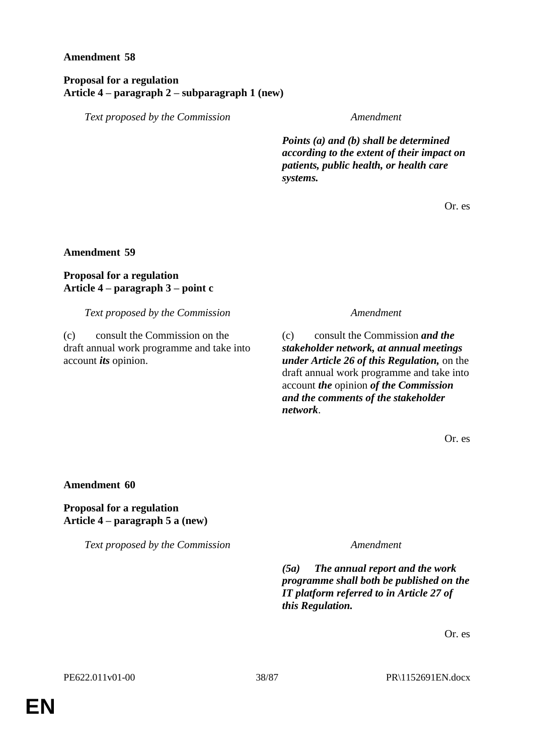**Amendment 58**

**Proposal for a regulation**
**Article 4 – paragraph 2 – subparagraph 1 (new)**

| *Text proposed by the Commission* | *Amendment* |
| --- | --- |
| | ***Points (a) and (b) shall be determined according to the extent of their impact on patients, public health, or health care systems.*** |

Or. es

**Amendment 59**

**Proposal for a regulation**
**Article 4 – paragraph 3 – point c**

| *Text proposed by the Commission* | *Amendment* |
| --- | --- |
| (c) consult the Commission on the draft annual work programme and take into account ***its*** opinion. | (c) consult the Commission ***and the stakeholder network, at annual meetings under Article 26 of this Regulation,*** on the draft annual work programme and take into account ***the*** opinion ***of the Commission and the comments of the stakeholder network***. |

Or. es

**Amendment 60**

**Proposal for a regulation**
**Article 4 – paragraph 5 a (new)**

| *Text proposed by the Commission* | *Amendment* |
| --- | --- |
| | ***(5a) The annual report and the work programme shall both be published on the IT platform referred to in Article 27 of this Regulation.*** |

Or. es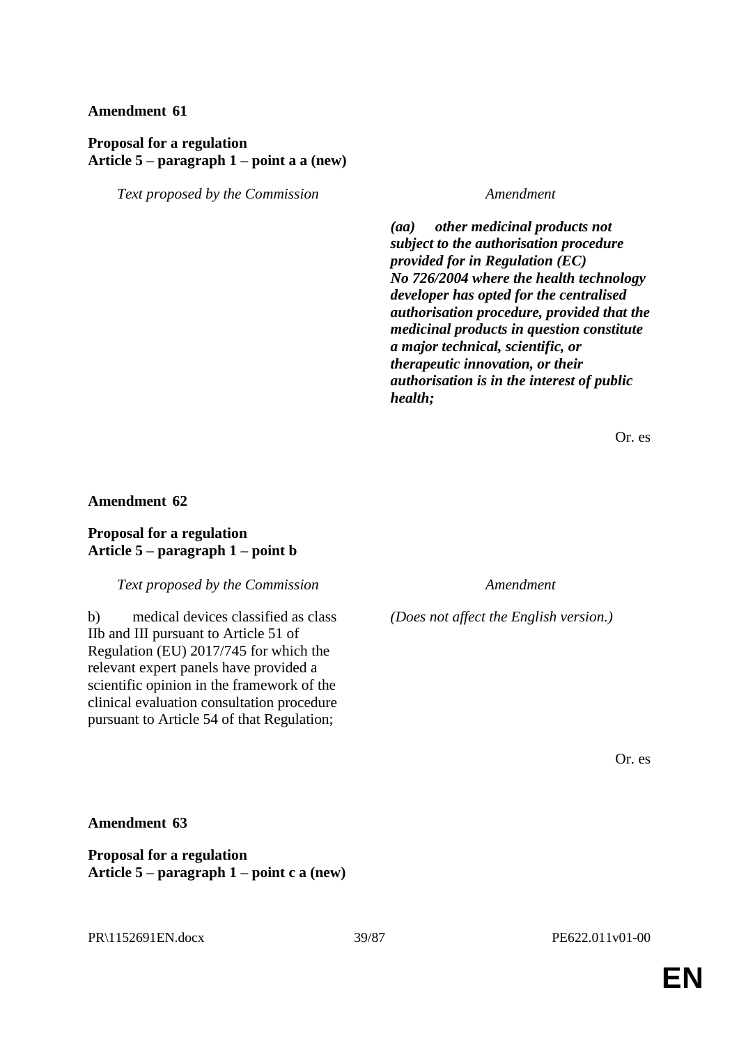**Amendment 61**

**Proposal for a regulation**
**Article 5 – paragraph 1 – point a a (new)**

| *Text proposed by the Commission* | *Amendment* |
|---|---|
| | ***(aa) other medicinal products not subject to the authorisation procedure provided for in Regulation (EC) No 726/2004 where the health technology developer has opted for the centralised authorisation procedure, provided that the medicinal products in question constitute a major technical, scientific, or therapeutic innovation, or their authorisation is in the interest of public health;*** |

Or. es

**Amendment 62**

**Proposal for a regulation**
**Article 5 – paragraph 1 – point b**

| *Text proposed by the Commission* | *Amendment* |
|---|---|
| b) medical devices classified as class IIb and III pursuant to Article 51 of Regulation (EU) 2017/745 for which the relevant expert panels have provided a scientific opinion in the framework of the clinical evaluation consultation procedure pursuant to Article 54 of that Regulation; | *(Does not affect the English version.)* |

Or. es

**Amendment 63**

**Proposal for a regulation**
**Article 5 – paragraph 1 – point c a (new)**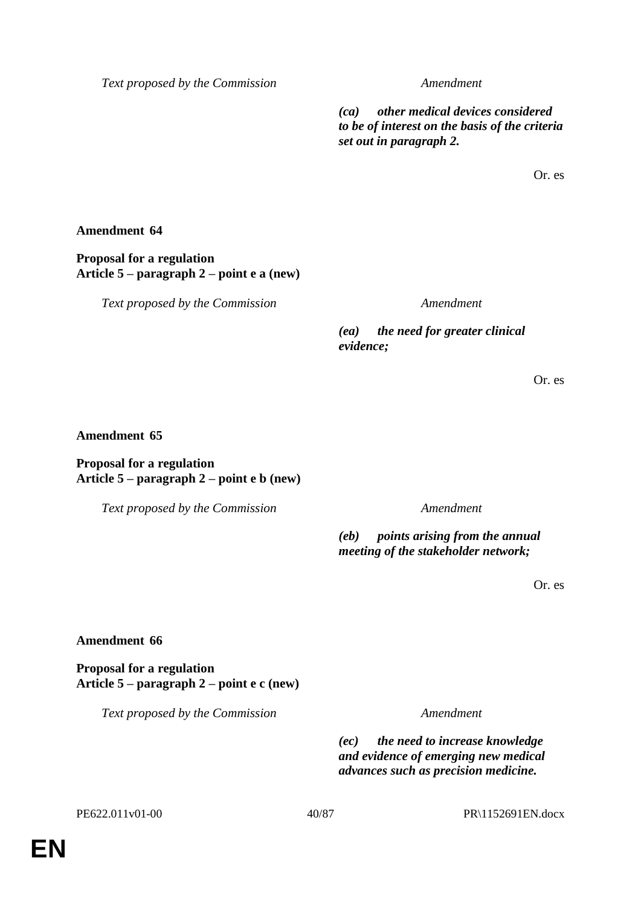| Text proposed by the Commission | Amendment |
|---|---|
| | ***(ca) other medical devices considered to be of interest on the basis of the criteria set out in paragraph 2.*** |

Or. es

**Amendment 64**

**Proposal for a regulation**
**Article 5 – paragraph 2 – point e a (new)**

| Text proposed by the Commission | Amendment |
|---|---|
| | ***(ea) the need for greater clinical evidence;*** |

Or. es

**Amendment 65**

**Proposal for a regulation**
**Article 5 – paragraph 2 – point e b (new)**

| Text proposed by the Commission | Amendment |
|---|---|
| | ***(eb) points arising from the annual meeting of the stakeholder network;*** |

Or. es

**Amendment 66**

**Proposal for a regulation**
**Article 5 – paragraph 2 – point e c (new)**

| Text proposed by the Commission | Amendment |
|---|---|
| | ***(ec) the need to increase knowledge and evidence of emerging new medical advances such as precision medicine.*** |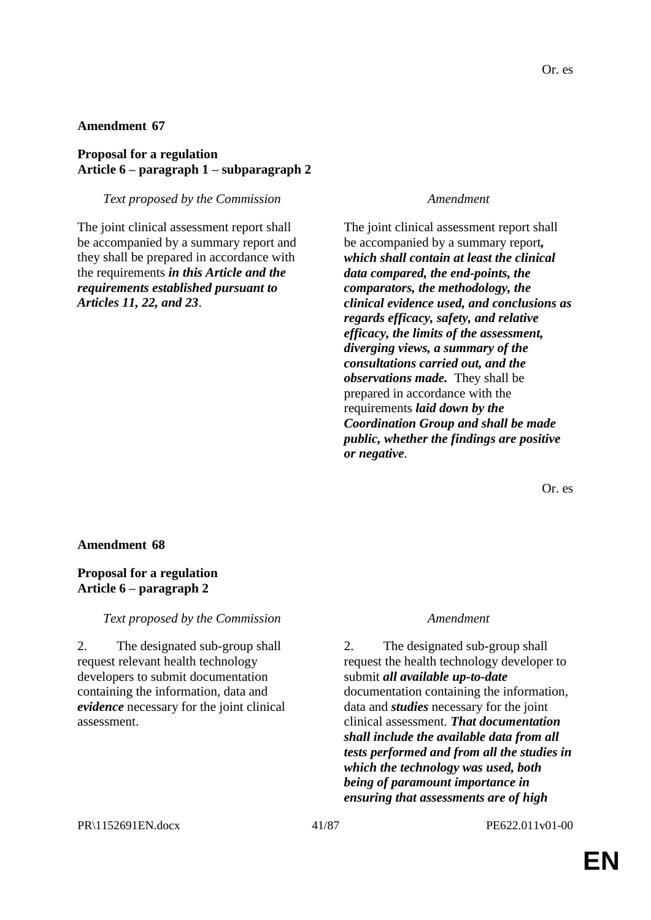Or. es

**Amendment 67**

**Proposal for a regulation**
**Article 6 – paragraph 1 – subparagraph 2**

| *Text proposed by the Commission* | *Amendment* |
|---|---|
| The joint clinical assessment report shall be accompanied by a summary report and they shall be prepared in accordance with the requirements ***in this Article and the requirements established pursuant to Articles 11, 22, and 23***. | The joint clinical assessment report shall be accompanied by a summary report***, which shall contain at least the clinical data compared, the end-points, the comparators, the methodology, the clinical evidence used, and conclusions as regards efficacy, safety, and relative efficacy, the limits of the assessment, diverging views, a summary of the consultations carried out, and the observations made.*** They shall be prepared in accordance with the requirements ***laid down by the Coordination Group and shall be made public, whether the findings are positive or negative***. |

Or. es

**Amendment 68**

**Proposal for a regulation**
**Article 6 – paragraph 2**

| *Text proposed by the Commission* | *Amendment* |
|---|---|
| 2. The designated sub-group shall request relevant health technology developers to submit documentation containing the information, data and ***evidence*** necessary for the joint clinical assessment. | 2. The designated sub-group shall request the health technology developer to submit ***all available up-to-date*** documentation containing the information, data and ***studies*** necessary for the joint clinical assessment. ***That documentation shall include the available data from all tests performed and from all the studies in which the technology was used, both being of paramount importance in ensuring that assessments are of high*** |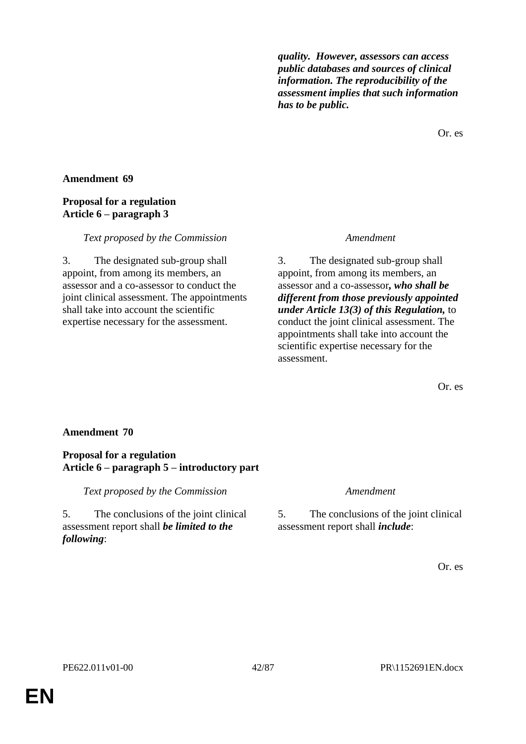***quality. However, assessors can access public databases and sources of clinical information. The reproducibility of the assessment implies that such information has to be public.***

Or. es

**Amendment 69**

**Proposal for a regulation**
**Article 6 – paragraph 3**

| *Text proposed by the Commission* | *Amendment* |
|---|---|
| 3. The designated sub-group shall appoint, from among its members, an assessor and a co-assessor to conduct the joint clinical assessment. The appointments shall take into account the scientific expertise necessary for the assessment. | 3. The designated sub-group shall appoint, from among its members, an assessor and a co-assessor***, who shall be different from those previously appointed under Article 13(3) of this Regulation,*** to conduct the joint clinical assessment. The appointments shall take into account the scientific expertise necessary for the assessment. |

Or. es

**Amendment 70**

**Proposal for a regulation**
**Article 6 – paragraph 5 – introductory part**

| *Text proposed by the Commission* | *Amendment* |
|---|---|
| 5. The conclusions of the joint clinical assessment report shall ***be limited to the following***: | 5. The conclusions of the joint clinical assessment report shall ***include***: |

Or. es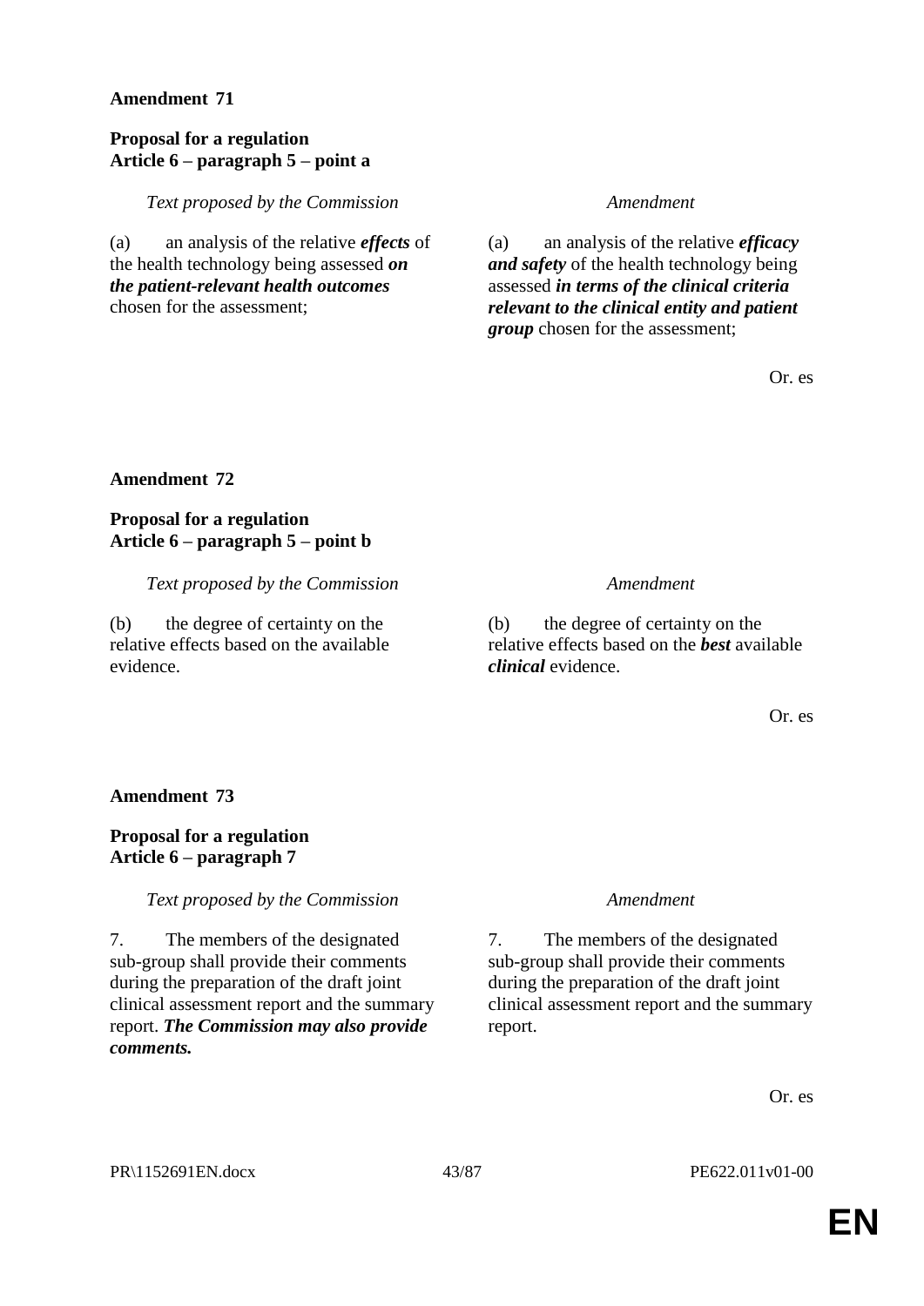**Amendment 71**

**Proposal for a regulation**
**Article 6 – paragraph 5 – point a**

| *Text proposed by the Commission* | *Amendment* |
| --- | --- |
| (a) an analysis of the relative ***effects*** of the health technology being assessed ***on the patient-relevant health outcomes*** chosen for the assessment; | (a) an analysis of the relative ***efficacy and safety*** of the health technology being assessed ***in terms of the clinical criteria relevant to the clinical entity and patient group*** chosen for the assessment; |

Or. es

**Amendment 72**

**Proposal for a regulation**
**Article 6 – paragraph 5 – point b**

| *Text proposed by the Commission* | *Amendment* |
| --- | --- |
| (b) the degree of certainty on the relative effects based on the available evidence. | (b) the degree of certainty on the relative effects based on the ***best*** available ***clinical*** evidence. |

Or. es

**Amendment 73**

**Proposal for a regulation**
**Article 6 – paragraph 7**

| *Text proposed by the Commission* | *Amendment* |
| --- | --- |
| 7. The members of the designated sub-group shall provide their comments during the preparation of the draft joint clinical assessment report and the summary report. ***The Commission may also provide comments.*** | 7. The members of the designated sub-group shall provide their comments during the preparation of the draft joint clinical assessment report and the summary report. |

Or. es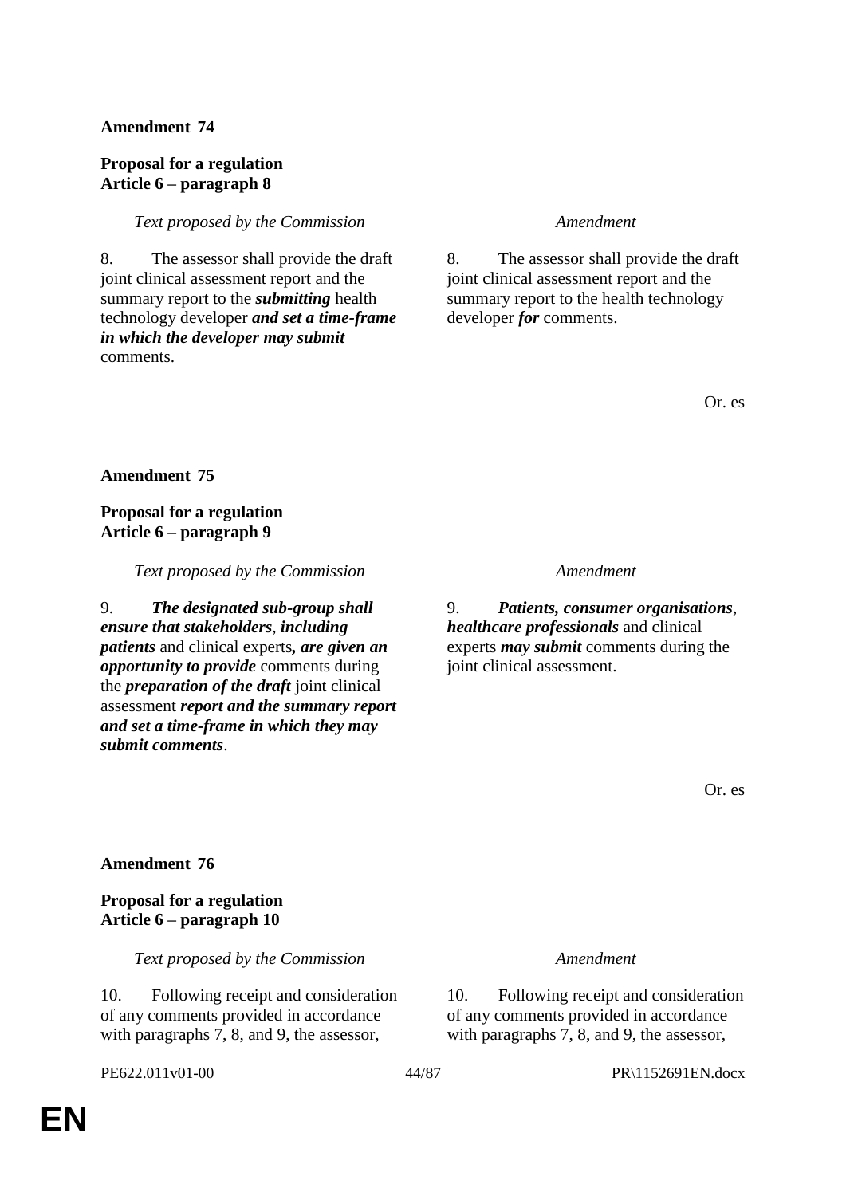**Amendment 74**

**Proposal for a regulation**
**Article 6 – paragraph 8**

| *Text proposed by the Commission* | *Amendment* |
|---|---|
| 8. The assessor shall provide the draft joint clinical assessment report and the summary report to the ***submitting*** health technology developer ***and set a time-frame in which the developer may submit*** comments. | 8. The assessor shall provide the draft joint clinical assessment report and the summary report to the health technology developer ***for*** comments. |

Or. es

**Amendment 75**

**Proposal for a regulation**
**Article 6 – paragraph 9**

| *Text proposed by the Commission* | *Amendment* |
|---|---|
| 9. ***The designated sub-group shall ensure that stakeholders***, ***including patients*** and clinical experts***, are given an opportunity to provide*** comments during the ***preparation of the draft*** joint clinical assessment ***report and the summary report and set a time-frame in which they may submit comments***. | 9. ***Patients, consumer organisations***, ***healthcare professionals*** and clinical experts ***may submit*** comments during the joint clinical assessment. |

Or. es

**Amendment 76**

**Proposal for a regulation**
**Article 6 – paragraph 10**

| *Text proposed by the Commission* | *Amendment* |
|---|---|
| 10. Following receipt and consideration of any comments provided in accordance with paragraphs 7, 8, and 9, the assessor, | 10. Following receipt and consideration of any comments provided in accordance with paragraphs 7, 8, and 9, the assessor, |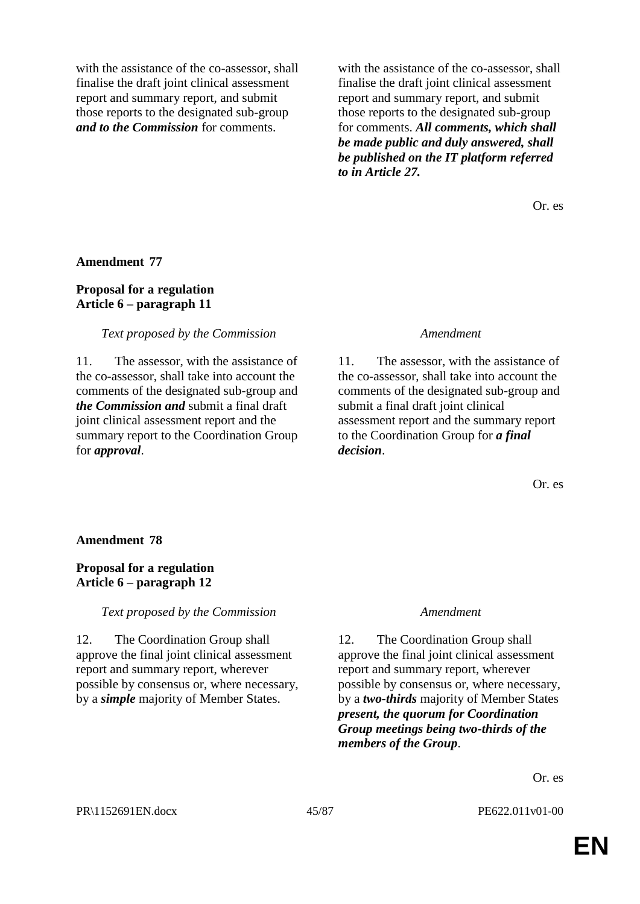| | |
|---|---|
| with the assistance of the co-assessor, shall finalise the draft joint clinical assessment report and summary report, and submit those reports to the designated sub-group ***and to the Commission*** for comments. | with the assistance of the co-assessor, shall finalise the draft joint clinical assessment report and summary report, and submit those reports to the designated sub-group for comments. ***All comments, which shall be made public and duly answered, shall be published on the IT platform referred to in Article 27.*** |

Or. es

**Amendment 77**

**Proposal for a regulation**
**Article 6 – paragraph 11**

| *Text proposed by the Commission* | *Amendment* |
|---|---|
| 11. The assessor, with the assistance of the co-assessor, shall take into account the comments of the designated sub-group and ***the Commission and*** submit a final draft joint clinical assessment report and the summary report to the Coordination Group for ***approval***. | 11. The assessor, with the assistance of the co-assessor, shall take into account the comments of the designated sub-group and submit a final draft joint clinical assessment report and the summary report to the Coordination Group for ***a final decision***. |

Or. es

**Amendment 78**

**Proposal for a regulation**
**Article 6 – paragraph 12**

| *Text proposed by the Commission* | *Amendment* |
|---|---|
| 12. The Coordination Group shall approve the final joint clinical assessment report and summary report, wherever possible by consensus or, where necessary, by a ***simple*** majority of Member States. | 12. The Coordination Group shall approve the final joint clinical assessment report and summary report, wherever possible by consensus or, where necessary, by a ***two-thirds*** majority of Member States ***present, the quorum for Coordination Group meetings being two-thirds of the members of the Group***. |

Or. es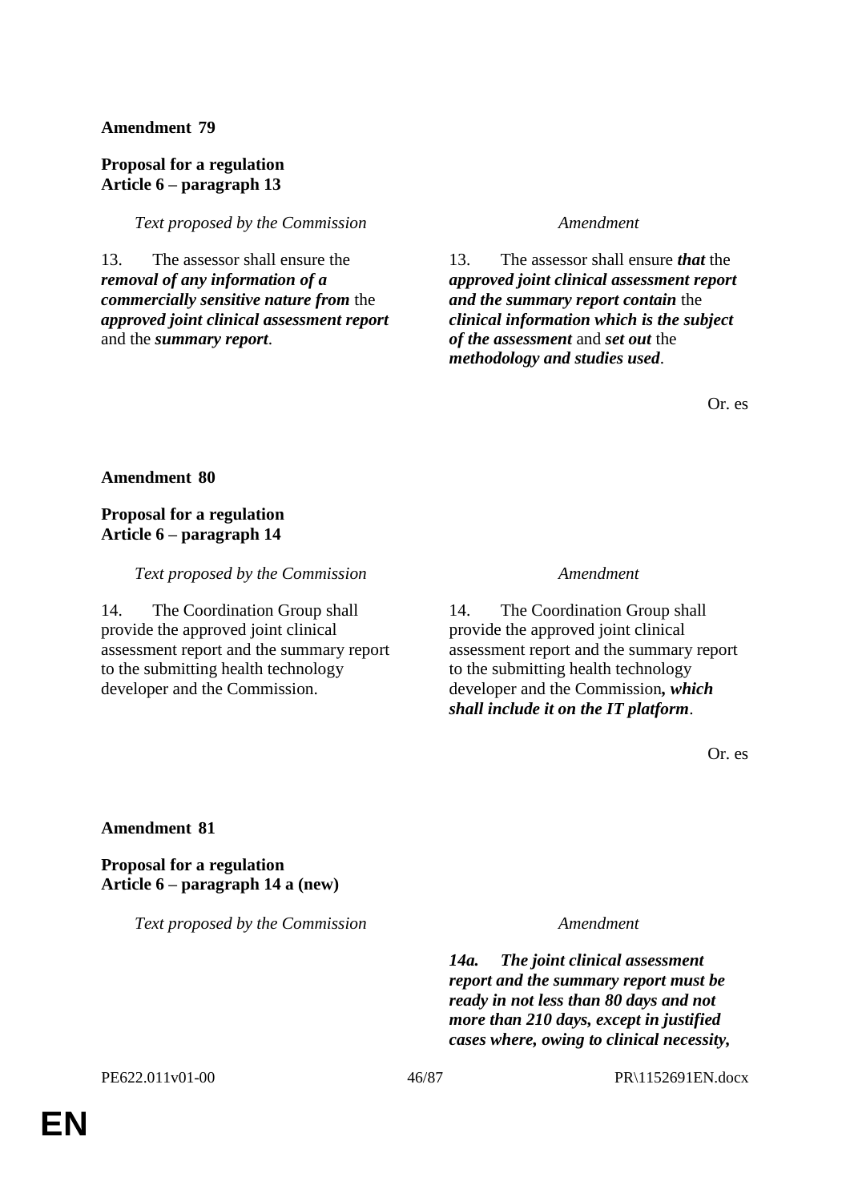**Amendment 79**

**Proposal for a regulation**
**Article 6 – paragraph 13**

| *Text proposed by the Commission* | *Amendment* |
| --- | --- |
| 13. The assessor shall ensure the ***removal of any information of a commercially sensitive nature from*** the ***approved joint clinical assessment report*** and the ***summary report***. | 13. The assessor shall ensure ***that*** the ***approved joint clinical assessment report and the summary report contain*** the ***clinical information which is the subject of the assessment*** and ***set out*** the ***methodology and studies used***. |

Or. es

**Amendment 80**

**Proposal for a regulation**
**Article 6 – paragraph 14**

| *Text proposed by the Commission* | *Amendment* |
| --- | --- |
| 14. The Coordination Group shall provide the approved joint clinical assessment report and the summary report to the submitting health technology developer and the Commission. | 14. The Coordination Group shall provide the approved joint clinical assessment report and the summary report to the submitting health technology developer and the Commission***, which shall include it on the IT platform***. |

Or. es

**Amendment 81**

**Proposal for a regulation**
**Article 6 – paragraph 14 a (new)**

| *Text proposed by the Commission* | *Amendment* |
| --- | --- |
| | ***14a. The joint clinical assessment report and the summary report must be ready in not less than 80 days and not more than 210 days, except in justified cases where, owing to clinical necessity,*** |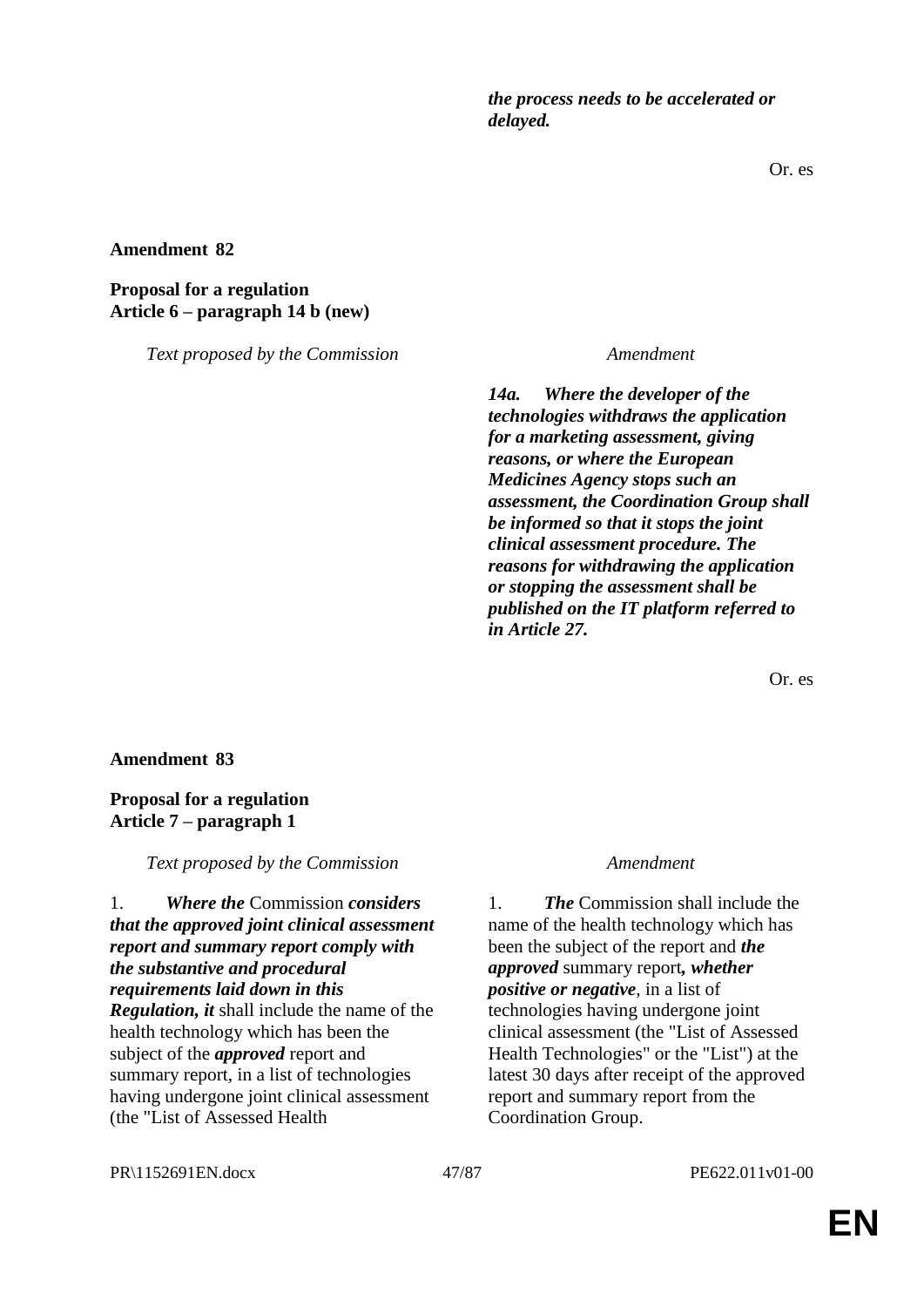| | |
|---|---|
| | ***the process needs to be accelerated or delayed.*** |

Or. es

**Amendment 82**

**Proposal for a regulation**
**Article 6 – paragraph 14 b (new)**

| *Text proposed by the Commission* | *Amendment* |
|---|---|
| | ***14a. Where the developer of the technologies withdraws the application for a marketing assessment, giving reasons, or where the European Medicines Agency stops such an assessment, the Coordination Group shall be informed so that it stops the joint clinical assessment procedure. The reasons for withdrawing the application or stopping the assessment shall be published on the IT platform referred to in Article 27.*** |

Or. es

**Amendment 83**

**Proposal for a regulation**
**Article 7 – paragraph 1**

| *Text proposed by the Commission* | *Amendment* |
|---|---|
| 1. ***Where the*** Commission ***considers that the approved joint clinical assessment report and summary report comply with the substantive and procedural requirements laid down in this Regulation, it*** shall include the name of the health technology which has been the subject of the ***approved*** report and summary report, in a list of technologies having undergone joint clinical assessment (the "List of Assessed Health | 1. ***The*** Commission shall include the name of the health technology which has been the subject of the report and ***the approved*** summary report***, whether positive or negative***, in a list of technologies having undergone joint clinical assessment (the "List of Assessed Health Technologies" or the "List") at the latest 30 days after receipt of the approved report and summary report from the Coordination Group. |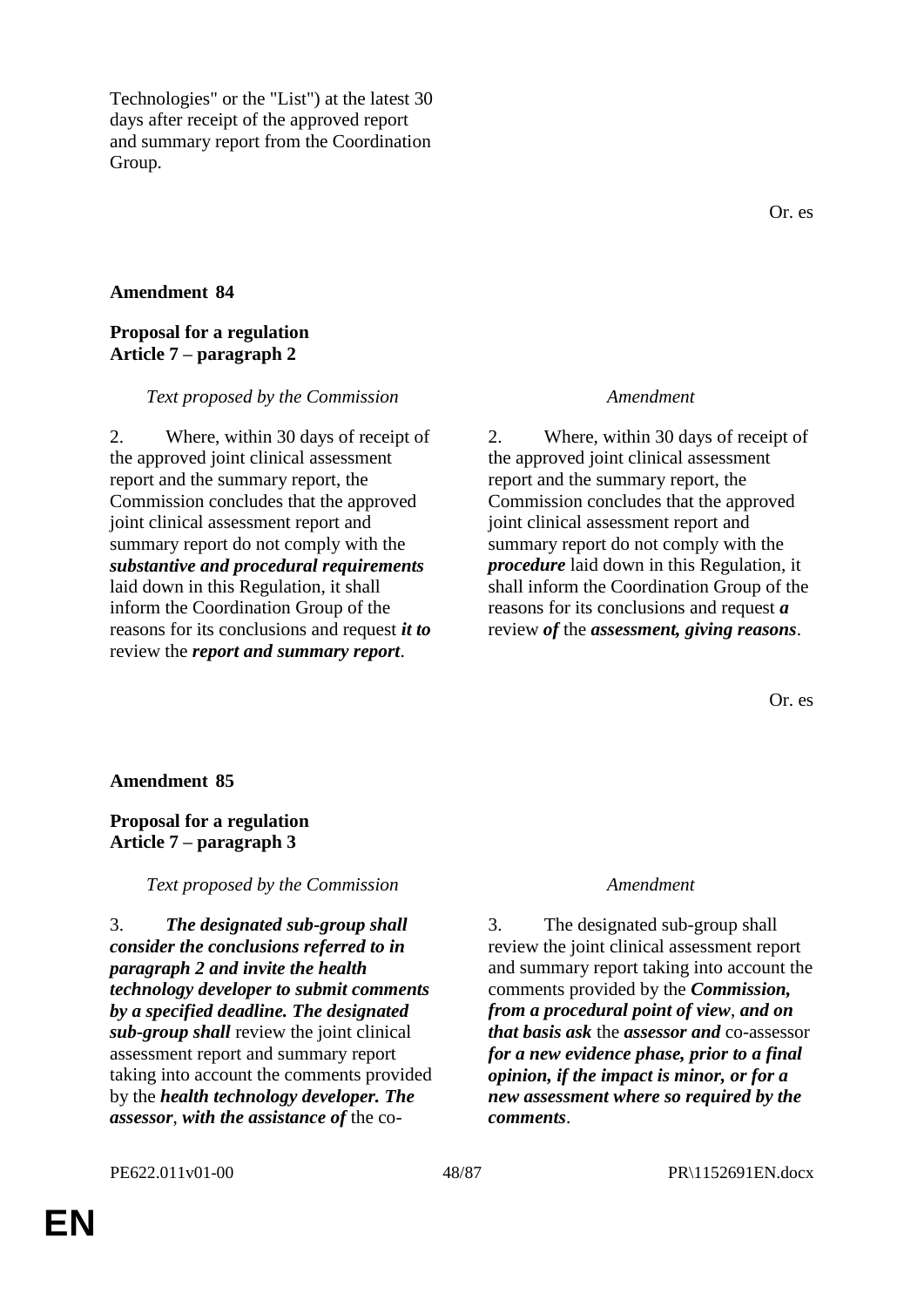Technologies" or the "List") at the latest 30 days after receipt of the approved report and summary report from the Coordination Group.

Or. es

**Amendment 84**

**Proposal for a regulation**
**Article 7 – paragraph 2**

| *Text proposed by the Commission* | *Amendment* |
|---|---|
| 2. Where, within 30 days of receipt of the approved joint clinical assessment report and the summary report, the Commission concludes that the approved joint clinical assessment report and summary report do not comply with the ***substantive and procedural requirements*** laid down in this Regulation, it shall inform the Coordination Group of the reasons for its conclusions and request ***it to*** review the ***report and summary report***. | 2. Where, within 30 days of receipt of the approved joint clinical assessment report and the summary report, the Commission concludes that the approved joint clinical assessment report and summary report do not comply with the ***procedure*** laid down in this Regulation, it shall inform the Coordination Group of the reasons for its conclusions and request ***a*** review ***of*** the ***assessment, giving reasons***. |

Or. es

**Amendment 85**

**Proposal for a regulation**
**Article 7 – paragraph 3**

| *Text proposed by the Commission* | *Amendment* |
|---|---|
| 3. ***The designated sub-group shall consider the conclusions referred to in paragraph 2 and invite the health technology developer to submit comments by a specified deadline. The designated sub-group shall*** review the joint clinical assessment report and summary report taking into account the comments provided by the ***health technology developer. The assessor***, ***with the assistance of*** the co- | 3. The designated sub-group shall review the joint clinical assessment report and summary report taking into account the comments provided by the ***Commission, from a procedural point of view***, ***and on that basis ask*** the ***assessor and*** co-assessor ***for a new evidence phase, prior to a final opinion, if the impact is minor, or for a new assessment where so required by the comments***. |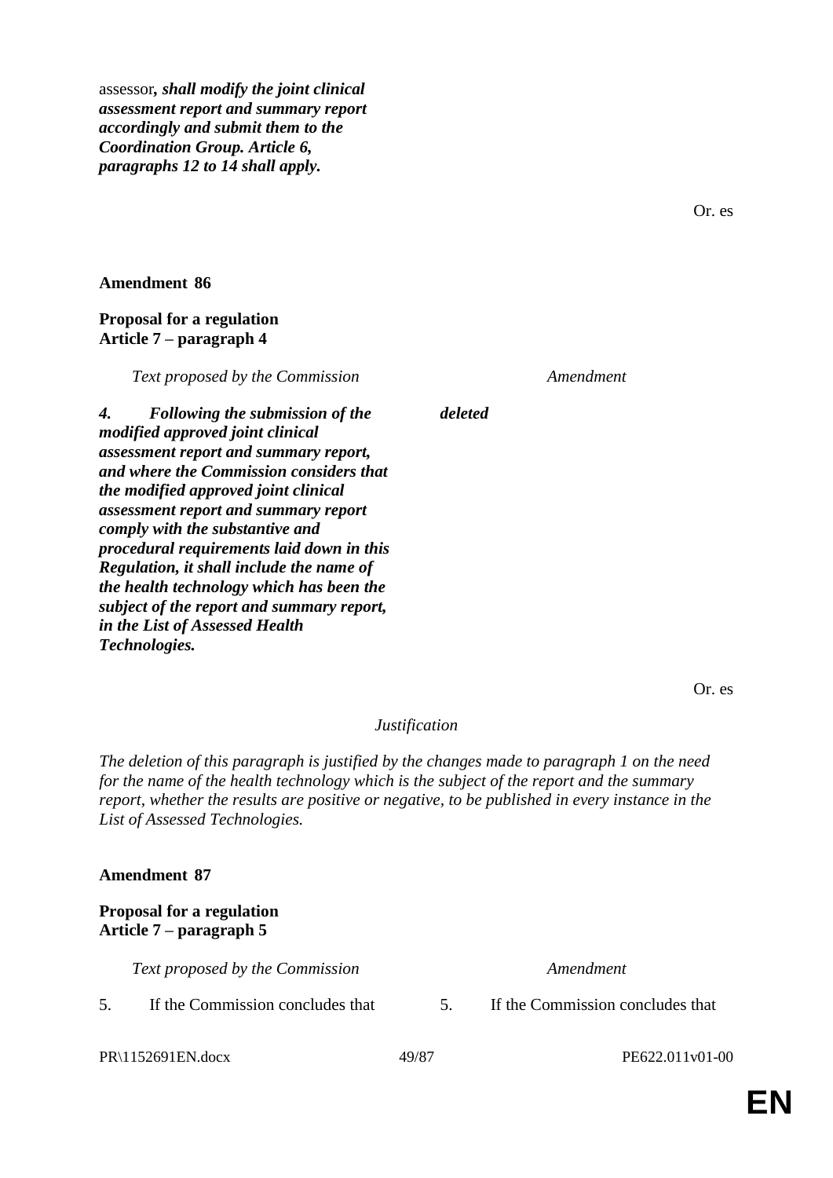assessor***, shall modify the joint clinical assessment report and summary report accordingly and submit them to the Coordination Group. Article 6, paragraphs 12 to 14 shall apply.***

Or. es

**Amendment 86**

**Proposal for a regulation**
**Article 7 – paragraph 4**

| *Text proposed by the Commission* | *Amendment* |
|---|---|
| ***4. Following the submission of the modified approved joint clinical assessment report and summary report, and where the Commission considers that the modified approved joint clinical assessment report and summary report comply with the substantive and procedural requirements laid down in this Regulation, it shall include the name of the health technology which has been the subject of the report and summary report, in the List of Assessed Health Technologies.*** | ***deleted*** |

Or. es

*Justification*

*The deletion of this paragraph is justified by the changes made to paragraph 1 on the need for the name of the health technology which is the subject of the report and the summary report, whether the results are positive or negative, to be published in every instance in the List of Assessed Technologies.*

**Amendment 87**

**Proposal for a regulation**
**Article 7 – paragraph 5**

| *Text proposed by the Commission* | *Amendment* |
|---|---|
| 5. If the Commission concludes that | 5. If the Commission concludes that |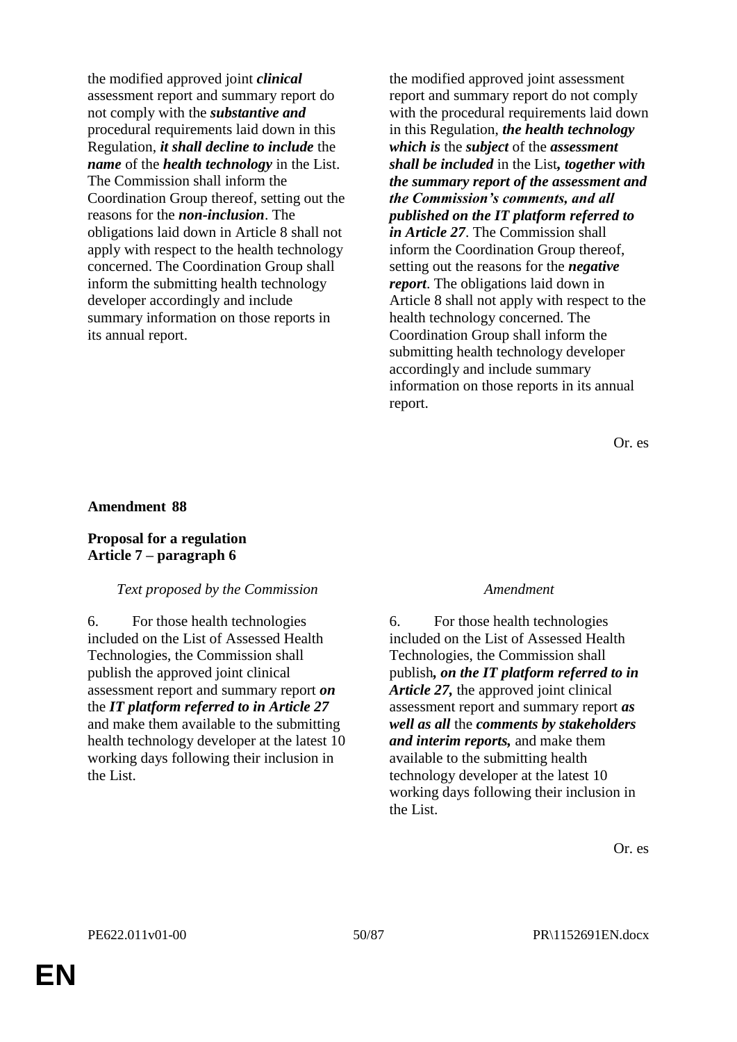| | |
|---|---|
| the modified approved joint ***clinical*** assessment report and summary report do not comply with the ***substantive and*** procedural requirements laid down in this Regulation, ***it shall decline to include*** the ***name*** of the ***health technology*** in the List. The Commission shall inform the Coordination Group thereof, setting out the reasons for the ***non-inclusion***. The obligations laid down in Article 8 shall not apply with respect to the health technology concerned. The Coordination Group shall inform the submitting health technology developer accordingly and include summary information on those reports in its annual report. | the modified approved joint assessment report and summary report do not comply with the procedural requirements laid down in this Regulation, ***the health technology which is*** the ***subject*** of the ***assessment shall be included*** in the List***, together with the summary report of the assessment and the Commission's comments, and all published on the IT platform referred to in Article 27***. The Commission shall inform the Coordination Group thereof, setting out the reasons for the ***negative report***. The obligations laid down in Article 8 shall not apply with respect to the health technology concerned. The Coordination Group shall inform the submitting health technology developer accordingly and include summary information on those reports in its annual report. |

Or. es

**Amendment 88**

**Proposal for a regulation**
**Article 7 – paragraph 6**

| *Text proposed by the Commission* | *Amendment* |
|---|---|
| 6. For those health technologies included on the List of Assessed Health Technologies, the Commission shall publish the approved joint clinical assessment report and summary report ***on*** the ***IT platform referred to in Article 27*** and make them available to the submitting health technology developer at the latest 10 working days following their inclusion in the List. | 6. For those health technologies included on the List of Assessed Health Technologies, the Commission shall publish***, on the IT platform referred to in Article 27,*** the approved joint clinical assessment report and summary report ***as well as all*** the ***comments by stakeholders and interim reports,*** and make them available to the submitting health technology developer at the latest 10 working days following their inclusion in the List. |

Or. es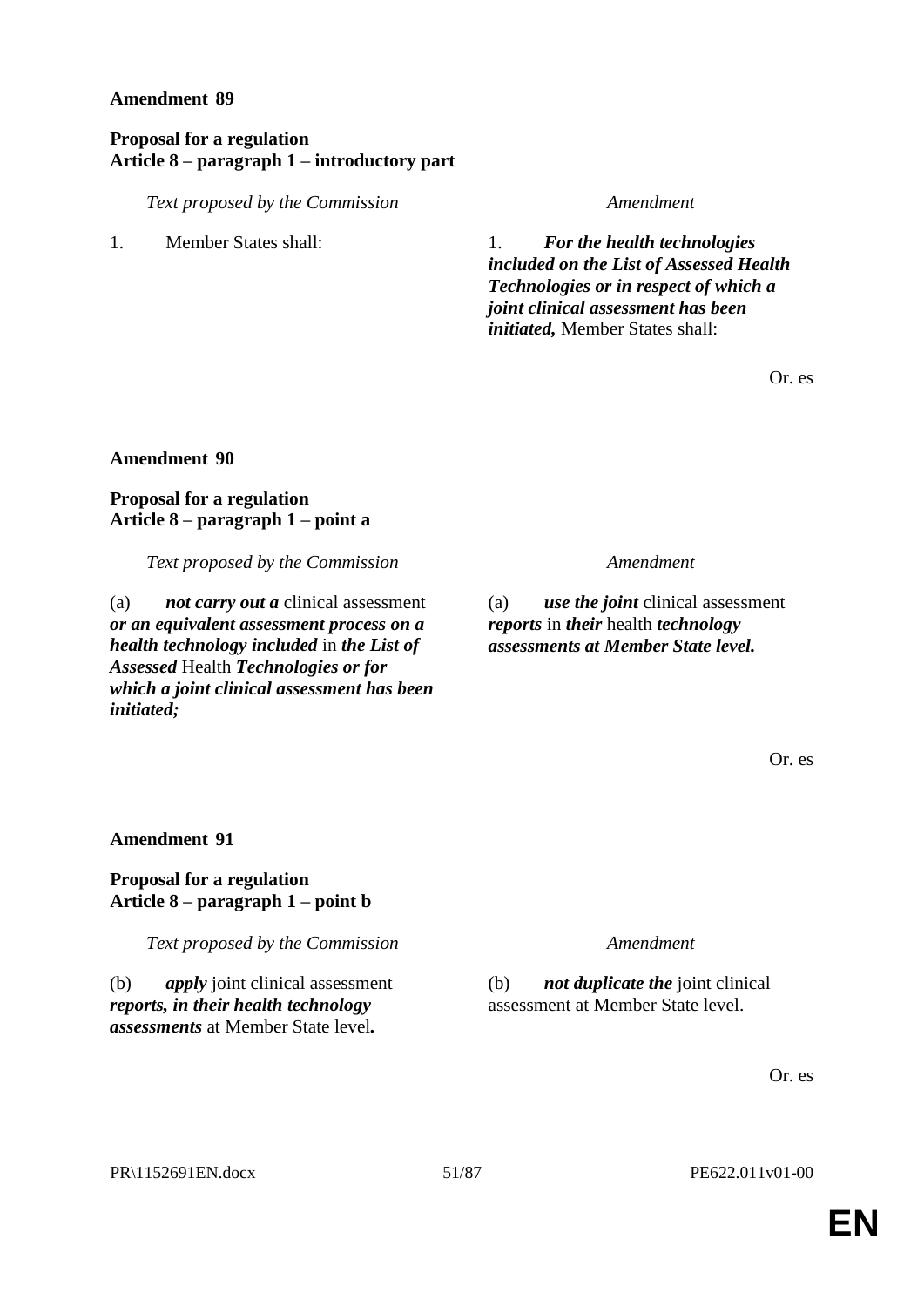**Amendment 89**

**Proposal for a regulation**
**Article 8 – paragraph 1 – introductory part**

| *Text proposed by the Commission* | *Amendment* |
|---|---|
| 1. Member States shall: | 1. ***For the health technologies included on the List of Assessed Health Technologies or in respect of which a joint clinical assessment has been initiated,*** Member States shall: |

Or. es

**Amendment 90**

**Proposal for a regulation**
**Article 8 – paragraph 1 – point a**

| *Text proposed by the Commission* | *Amendment* |
|---|---|
| (a) ***not carry out a*** clinical assessment ***or an equivalent assessment process on a health technology included*** in ***the List of Assessed*** Health ***Technologies or for which a joint clinical assessment has been initiated;*** | (a) ***use the joint*** clinical assessment ***reports*** in ***their*** health ***technology assessments at Member State level.*** |

Or. es

**Amendment 91**

**Proposal for a regulation**
**Article 8 – paragraph 1 – point b**

| *Text proposed by the Commission* | *Amendment* |
|---|---|
| (b) ***apply*** joint clinical assessment ***reports, in their health technology assessments*** at Member State level***.*** | (b) ***not duplicate the*** joint clinical assessment at Member State level. |

Or. es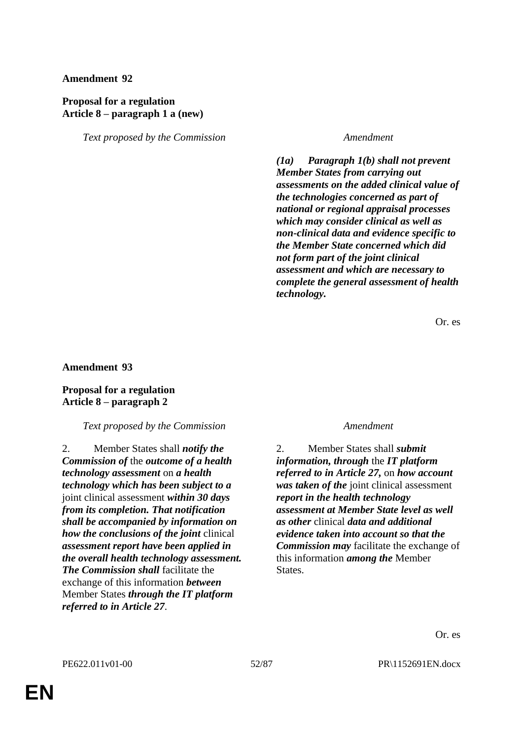**Amendment 92**

**Proposal for a regulation**
**Article 8 – paragraph 1 a (new)**

| *Text proposed by the Commission* | *Amendment* |
| --- | --- |
| | ***(1a) Paragraph 1(b) shall not prevent Member States from carrying out assessments on the added clinical value of the technologies concerned as part of national or regional appraisal processes which may consider clinical as well as non-clinical data and evidence specific to the Member State concerned which did not form part of the joint clinical assessment and which are necessary to complete the general assessment of health technology.*** |

Or. es

**Amendment 93**

**Proposal for a regulation**
**Article 8 – paragraph 2**

| *Text proposed by the Commission* | *Amendment* |
| --- | --- |
| 2. Member States shall ***notify the Commission of*** the ***outcome of a health technology assessment*** on ***a health technology which has been subject to a*** joint clinical assessment ***within 30 days from its completion. That notification shall be accompanied by information on how the conclusions of the joint*** clinical ***assessment report have been applied in the overall health technology assessment. The Commission shall*** facilitate the exchange of this information ***between*** Member States ***through the IT platform referred to in Article 27***. | 2. Member States shall ***submit information, through*** the ***IT platform referred to in Article 27,*** on ***how account was taken of the*** joint clinical assessment ***report in the health technology assessment at Member State level as well as other*** clinical ***data and additional evidence taken into account so that the Commission may*** facilitate the exchange of this information ***among the*** Member States. |

Or. es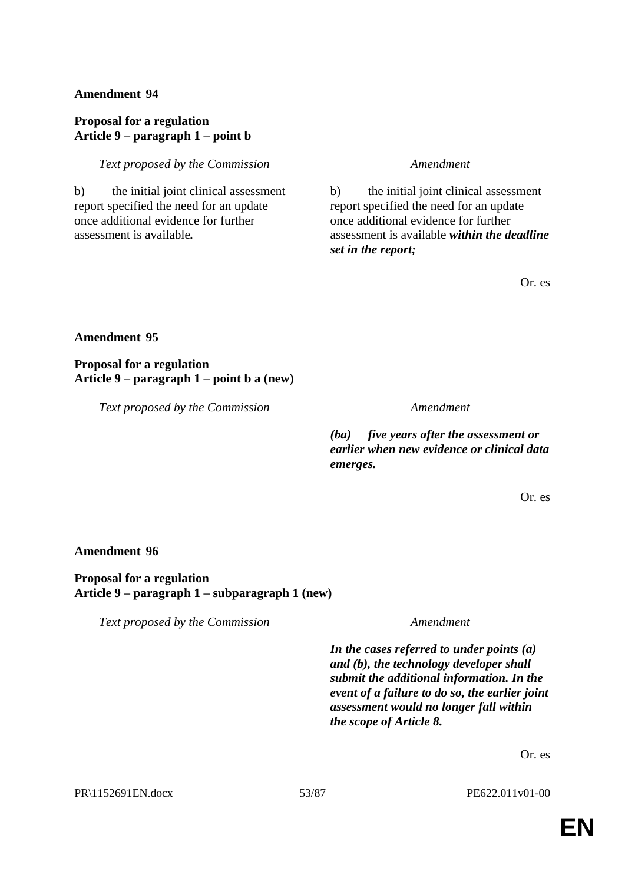**Amendment 94**

**Proposal for a regulation**
**Article 9 – paragraph 1 – point b**

| *Text proposed by the Commission* | *Amendment* |
|---|---|
| b) the initial joint clinical assessment report specified the need for an update once additional evidence for further assessment is available**.** | b) the initial joint clinical assessment report specified the need for an update once additional evidence for further assessment is available ***within the deadline set in the report;*** |

Or. es

**Amendment 95**

**Proposal for a regulation**
**Article 9 – paragraph 1 – point b a (new)**

| *Text proposed by the Commission* | *Amendment* |
|---|---|
| | ***(ba) five years after the assessment or earlier when new evidence or clinical data emerges.*** |

Or. es

**Amendment 96**

**Proposal for a regulation**
**Article 9 – paragraph 1 – subparagraph 1 (new)**

| *Text proposed by the Commission* | *Amendment* |
|---|---|
| | ***In the cases referred to under points (a) and (b), the technology developer shall submit the additional information. In the event of a failure to do so, the earlier joint assessment would no longer fall within the scope of Article 8.*** |

Or. es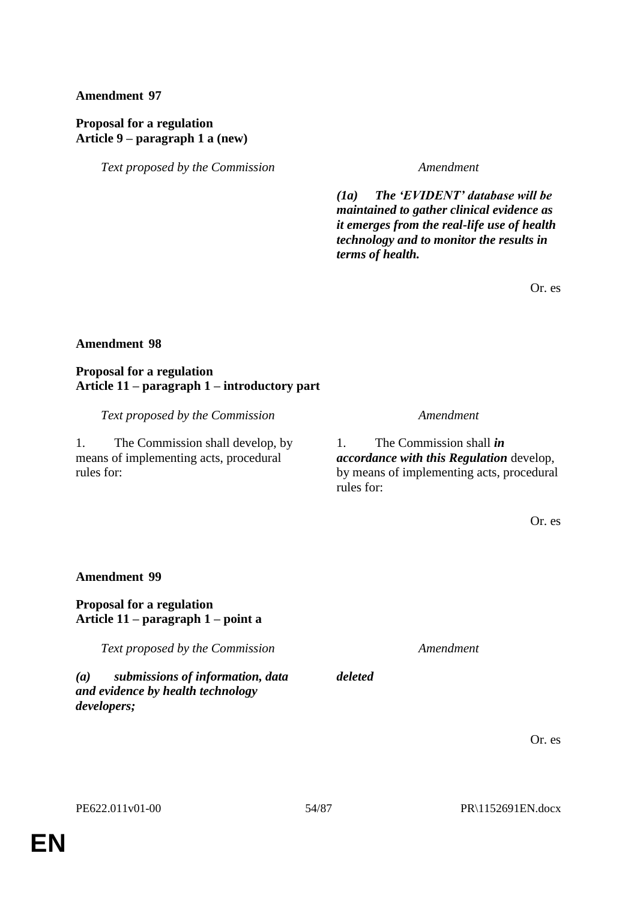**Amendment 97**

**Proposal for a regulation**
**Article 9 – paragraph 1 a (new)**

| *Text proposed by the Commission* | *Amendment* |
| --- | --- |
| | ***(1a) The 'EVIDENT' database will be maintained to gather clinical evidence as it emerges from the real-life use of health technology and to monitor the results in terms of health.*** |

Or. es

**Amendment 98**

**Proposal for a regulation**
**Article 11 – paragraph 1 – introductory part**

| *Text proposed by the Commission* | *Amendment* |
| --- | --- |
| 1. The Commission shall develop, by means of implementing acts, procedural rules for: | 1. The Commission shall ***in accordance with this Regulation*** develop, by means of implementing acts, procedural rules for: |

Or. es

**Amendment 99**

**Proposal for a regulation**
**Article 11 – paragraph 1 – point a**

| *Text proposed by the Commission* | *Amendment* |
| --- | --- |
| ***(a) submissions of information, data and evidence by health technology developers;*** | ***deleted*** |

Or. es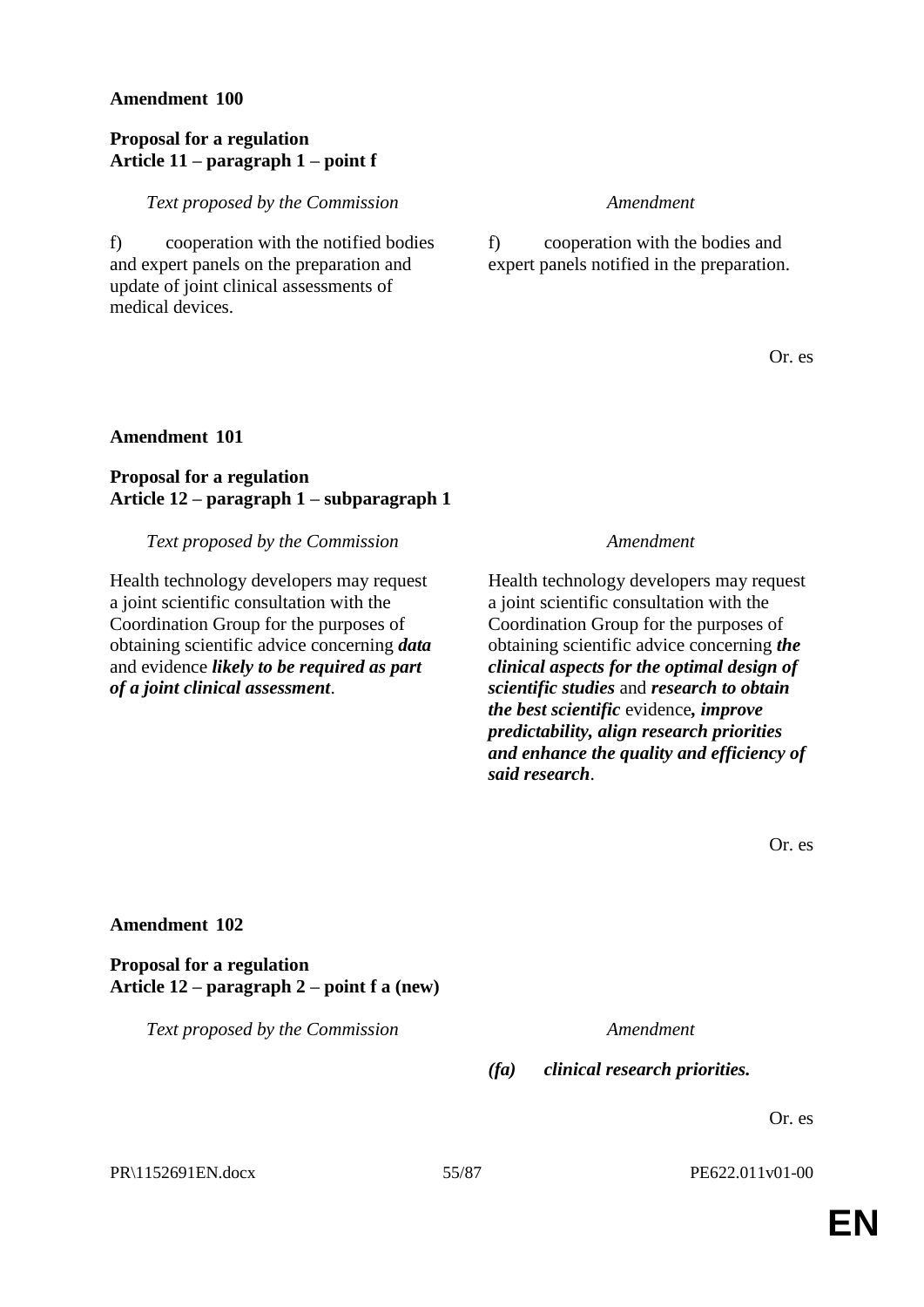**Amendment 100**

**Proposal for a regulation**
**Article 11 – paragraph 1 – point f**

| *Text proposed by the Commission* | *Amendment* |
|---|---|
| f) cooperation with the notified bodies and expert panels on the preparation and update of joint clinical assessments of medical devices. | f) cooperation with the bodies and expert panels notified in the preparation. |

Or. es

**Amendment 101**

**Proposal for a regulation**
**Article 12 – paragraph 1 – subparagraph 1**

| *Text proposed by the Commission* | *Amendment* |
|---|---|
| Health technology developers may request a joint scientific consultation with the Coordination Group for the purposes of obtaining scientific advice concerning ***data*** and evidence ***likely to be required as part of a joint clinical assessment***. | Health technology developers may request a joint scientific consultation with the Coordination Group for the purposes of obtaining scientific advice concerning ***the clinical aspects for the optimal design of scientific studies*** and ***research to obtain the best scientific*** evidence***, improve predictability, align research priorities and enhance the quality and efficiency of said research***. |

Or. es

**Amendment 102**

**Proposal for a regulation**
**Article 12 – paragraph 2 – point f a (new)**

| *Text proposed by the Commission* | *Amendment* |
|---|---|
| | ***(fa) clinical research priorities.*** |

Or. es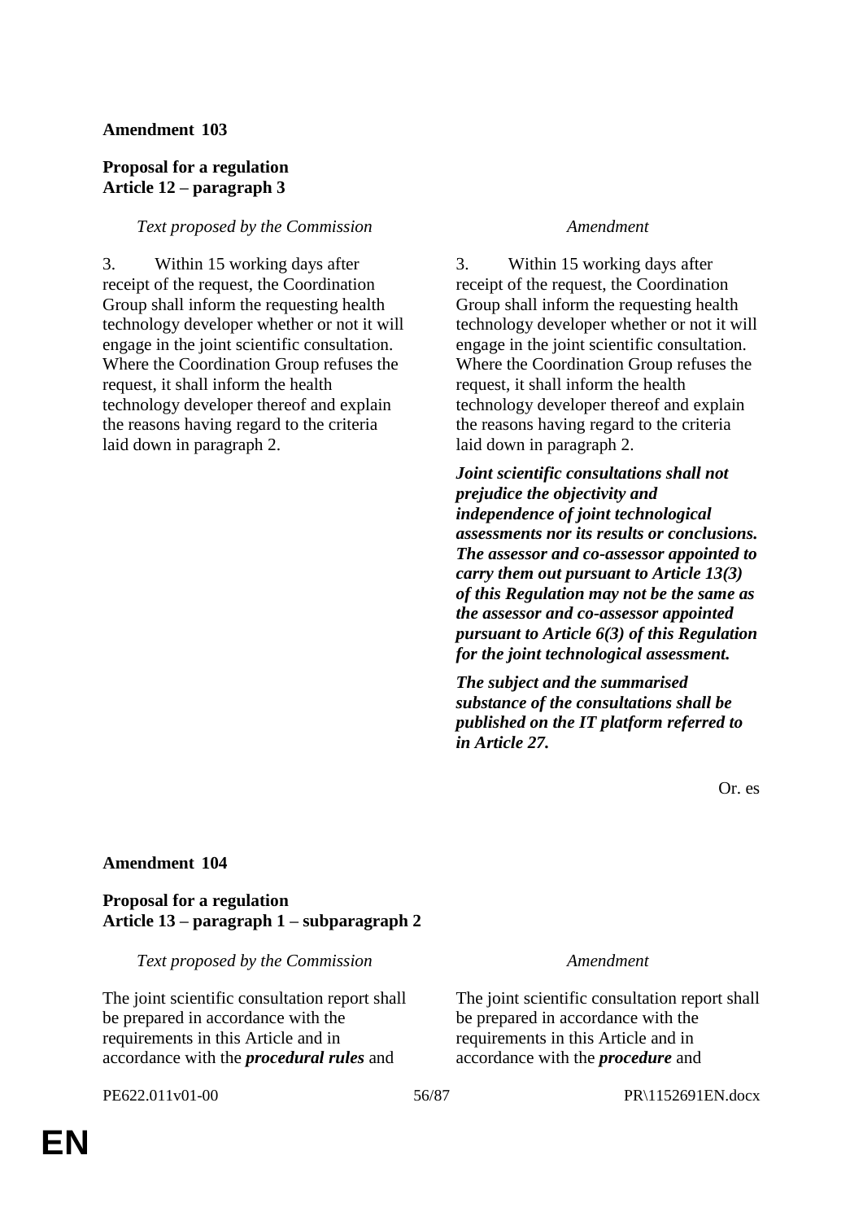**Amendment 103**

**Proposal for a regulation**
**Article 12 – paragraph 3**

| *Text proposed by the Commission* | *Amendment* |
|---|---|
| 3. Within 15 working days after receipt of the request, the Coordination Group shall inform the requesting health technology developer whether or not it will engage in the joint scientific consultation. Where the Coordination Group refuses the request, it shall inform the health technology developer thereof and explain the reasons having regard to the criteria laid down in paragraph 2. | 3. Within 15 working days after receipt of the request, the Coordination Group shall inform the requesting health technology developer whether or not it will engage in the joint scientific consultation. Where the Coordination Group refuses the request, it shall inform the health technology developer thereof and explain the reasons having regard to the criteria laid down in paragraph 2. |
| | ***Joint scientific consultations shall not prejudice the objectivity and independence of joint technological assessments nor its results or conclusions. The assessor and co-assessor appointed to carry them out pursuant to Article 13(3) of this Regulation may not be the same as the assessor and co-assessor appointed pursuant to Article 6(3) of this Regulation for the joint technological assessment.*** |
| | ***The subject and the summarised substance of the consultations shall be published on the IT platform referred to in Article 27.*** |

Or. es

**Amendment 104**

**Proposal for a regulation**
**Article 13 – paragraph 1 – subparagraph 2**

| *Text proposed by the Commission* | *Amendment* |
|---|---|
| The joint scientific consultation report shall be prepared in accordance with the requirements in this Article and in accordance with the ***procedural rules*** and | The joint scientific consultation report shall be prepared in accordance with the requirements in this Article and in accordance with the ***procedure*** and |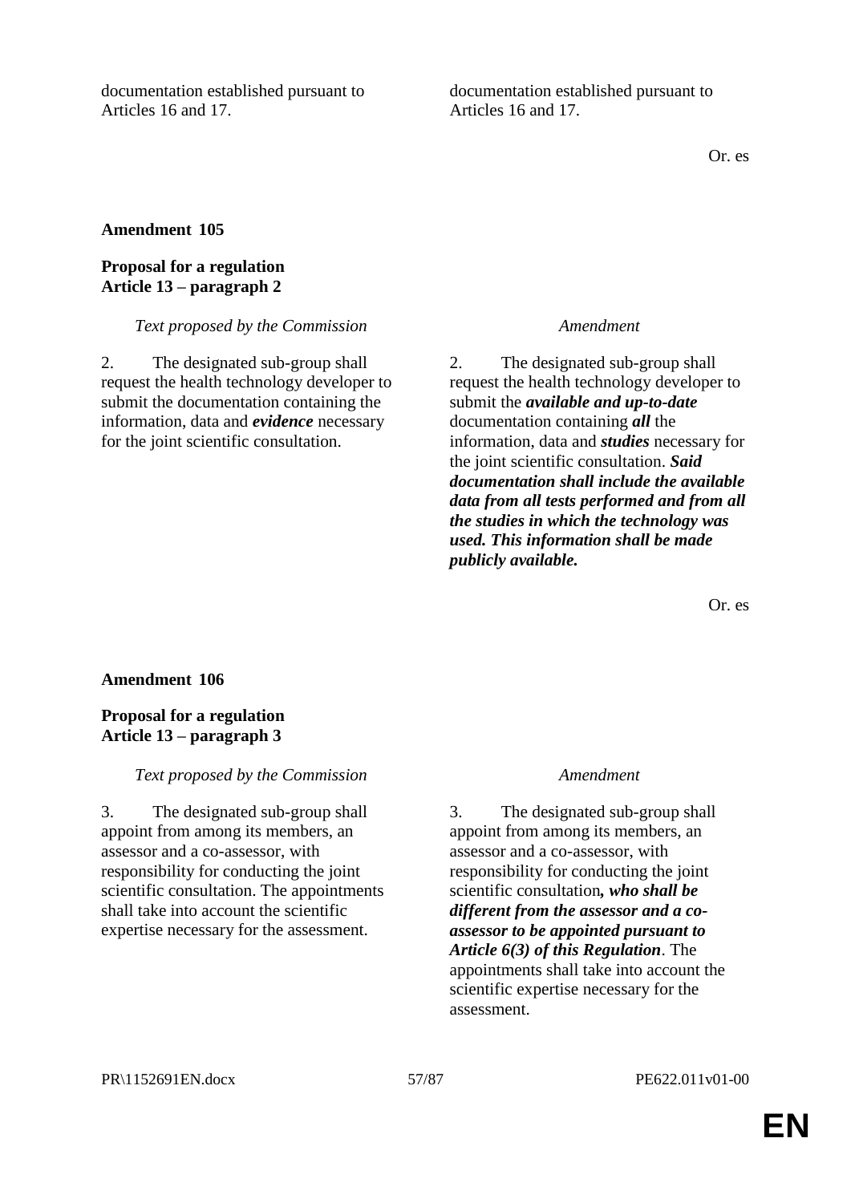| | |
|---|---|
| documentation established pursuant to Articles 16 and 17. | documentation established pursuant to Articles 16 and 17. |

Or. es

**Amendment 105**

**Proposal for a regulation**
**Article 13 – paragraph 2**

| *Text proposed by the Commission* | *Amendment* |
|---|---|
| 2. The designated sub-group shall request the health technology developer to submit the documentation containing the information, data and ***evidence*** necessary for the joint scientific consultation. | 2. The designated sub-group shall request the health technology developer to submit the ***available and up-to-date*** documentation containing ***all*** the information, data and ***studies*** necessary for the joint scientific consultation. ***Said documentation shall include the available data from all tests performed and from all the studies in which the technology was used. This information shall be made publicly available.*** |

Or. es

**Amendment 106**

**Proposal for a regulation**
**Article 13 – paragraph 3**

| *Text proposed by the Commission* | *Amendment* |
|---|---|
| 3. The designated sub-group shall appoint from among its members, an assessor and a co-assessor, with responsibility for conducting the joint scientific consultation. The appointments shall take into account the scientific expertise necessary for the assessment. | 3. The designated sub-group shall appoint from among its members, an assessor and a co-assessor, with responsibility for conducting the joint scientific consultation***, who shall be different from the assessor and a co-assessor to be appointed pursuant to Article 6(3) of this Regulation***. The appointments shall take into account the scientific expertise necessary for the assessment. |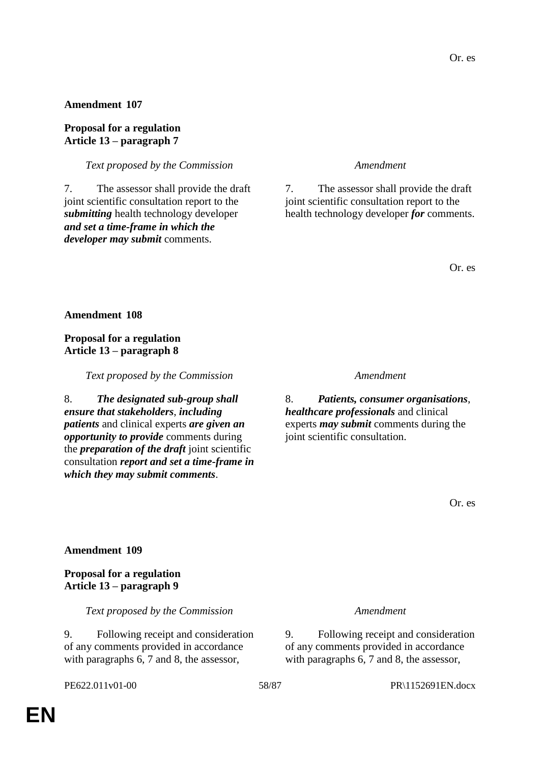Or. es

**Amendment 107**

**Proposal for a regulation**
**Article 13 – paragraph 7**

| *Text proposed by the Commission* | *Amendment* |
|---|---|
| 7. The assessor shall provide the draft joint scientific consultation report to the ***submitting*** health technology developer ***and set a time-frame in which the developer may submit*** comments. | 7. The assessor shall provide the draft joint scientific consultation report to the health technology developer ***for*** comments. |

Or. es

**Amendment 108**

**Proposal for a regulation**
**Article 13 – paragraph 8**

| *Text proposed by the Commission* | *Amendment* |
|---|---|
| 8. ***The designated sub-group shall ensure that stakeholders***, ***including patients*** and clinical experts ***are given an opportunity to provide*** comments during the ***preparation of the draft*** joint scientific consultation ***report and set a time-frame in which they may submit comments***. | 8. ***Patients, consumer organisations***, ***healthcare professionals*** and clinical experts ***may submit*** comments during the joint scientific consultation. |

Or. es

**Amendment 109**

**Proposal for a regulation**
**Article 13 – paragraph 9**

| *Text proposed by the Commission* | *Amendment* |
|---|---|
| 9. Following receipt and consideration of any comments provided in accordance with paragraphs 6, 7 and 8, the assessor, | 9. Following receipt and consideration of any comments provided in accordance with paragraphs 6, 7 and 8, the assessor, |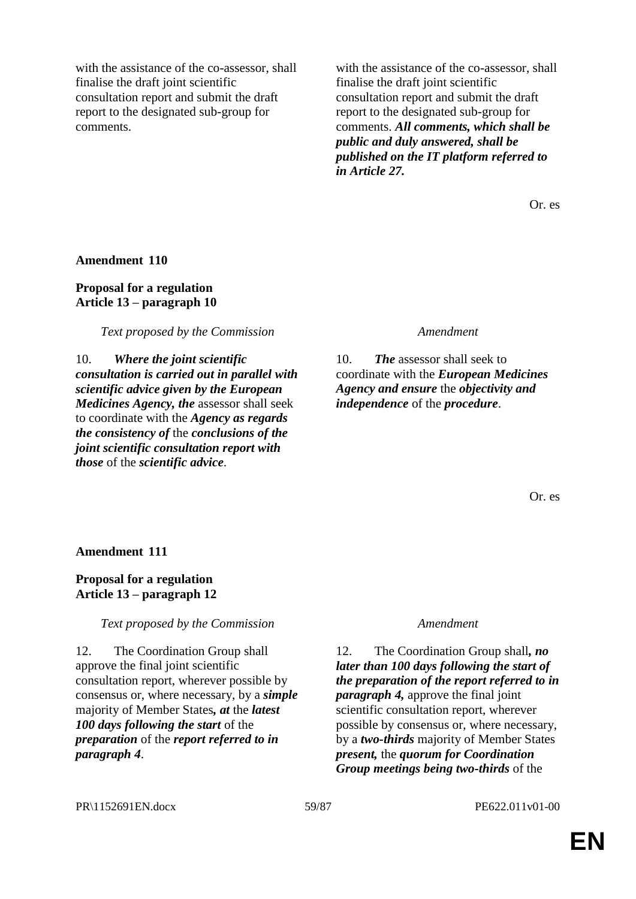| | |
|---|---|
| with the assistance of the co-assessor, shall finalise the draft joint scientific consultation report and submit the draft report to the designated sub-group for comments. | with the assistance of the co-assessor, shall finalise the draft joint scientific consultation report and submit the draft report to the designated sub-group for comments. ***All comments, which shall be public and duly answered, shall be published on the IT platform referred to in Article 27.*** |

Or. es

**Amendment 110**

**Proposal for a regulation**
**Article 13 – paragraph 10**

| *Text proposed by the Commission* | *Amendment* |
|---|---|
| 10. ***Where the joint scientific consultation is carried out in parallel with scientific advice given by the European Medicines Agency, the*** assessor shall seek to coordinate with the ***Agency as regards the consistency of*** the ***conclusions of the joint scientific consultation report with those*** of the ***scientific advice***. | 10. ***The*** assessor shall seek to coordinate with the ***European Medicines Agency and ensure*** the ***objectivity and independence*** of the ***procedure***. |

Or. es

**Amendment 111**

**Proposal for a regulation**
**Article 13 – paragraph 12**

| *Text proposed by the Commission* | *Amendment* |
|---|---|
| 12. The Coordination Group shall approve the final joint scientific consultation report, wherever possible by consensus or, where necessary, by a ***simple*** majority of Member States***, at*** the ***latest 100 days following the start*** of the ***preparation*** of the ***report referred to in paragraph 4***. | 12. The Coordination Group shall***, no later than 100 days following the start of the preparation of the report referred to in paragraph 4,*** approve the final joint scientific consultation report, wherever possible by consensus or, where necessary, by a ***two-thirds*** majority of Member States ***present,*** the ***quorum for Coordination Group meetings being two-thirds*** of the |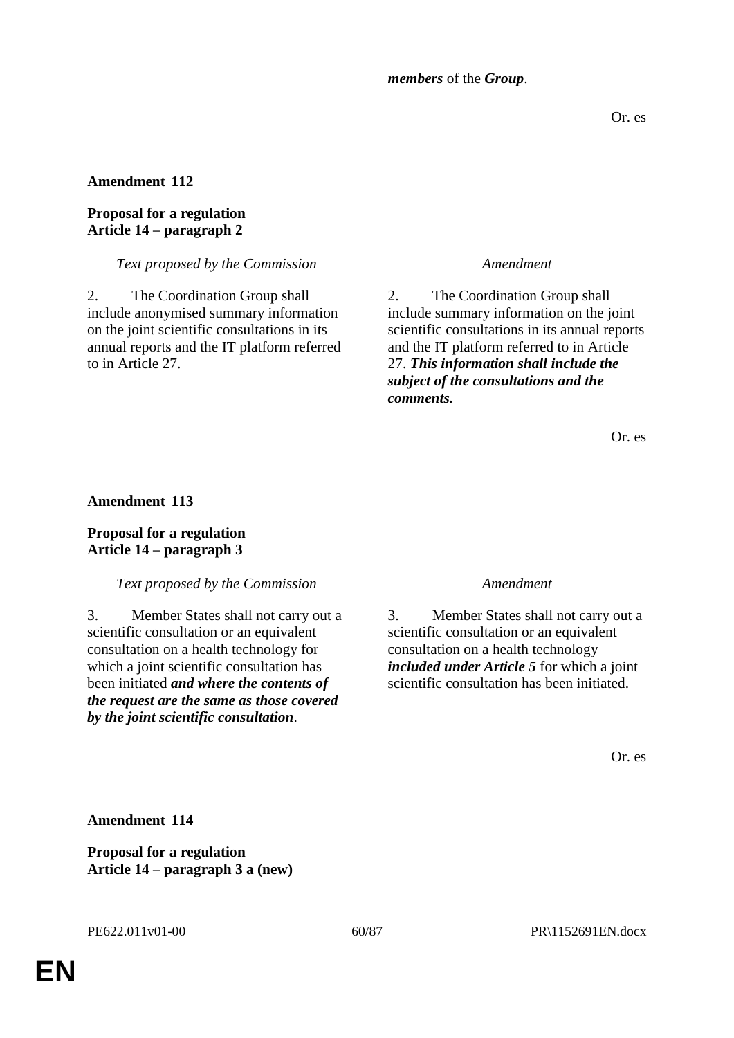| | |
|---|---|
| | ***members*** of the ***Group***. |

Or. es

**Amendment 112**

**Proposal for a regulation**
**Article 14 – paragraph 2**

| *Text proposed by the Commission* | *Amendment* |
|---|---|
| 2. The Coordination Group shall include anonymised summary information on the joint scientific consultations in its annual reports and the IT platform referred to in Article 27. | 2. The Coordination Group shall include summary information on the joint scientific consultations in its annual reports and the IT platform referred to in Article 27. ***This information shall include the subject of the consultations and the comments.*** |

Or. es

**Amendment 113**

**Proposal for a regulation**
**Article 14 – paragraph 3**

| *Text proposed by the Commission* | *Amendment* |
|---|---|
| 3. Member States shall not carry out a scientific consultation or an equivalent consultation on a health technology for which a joint scientific consultation has been initiated ***and where the contents of the request are the same as those covered by the joint scientific consultation***. | 3. Member States shall not carry out a scientific consultation or an equivalent consultation on a health technology ***included under Article 5*** for which a joint scientific consultation has been initiated. |

Or. es

**Amendment 114**

**Proposal for a regulation**
**Article 14 – paragraph 3 a (new)**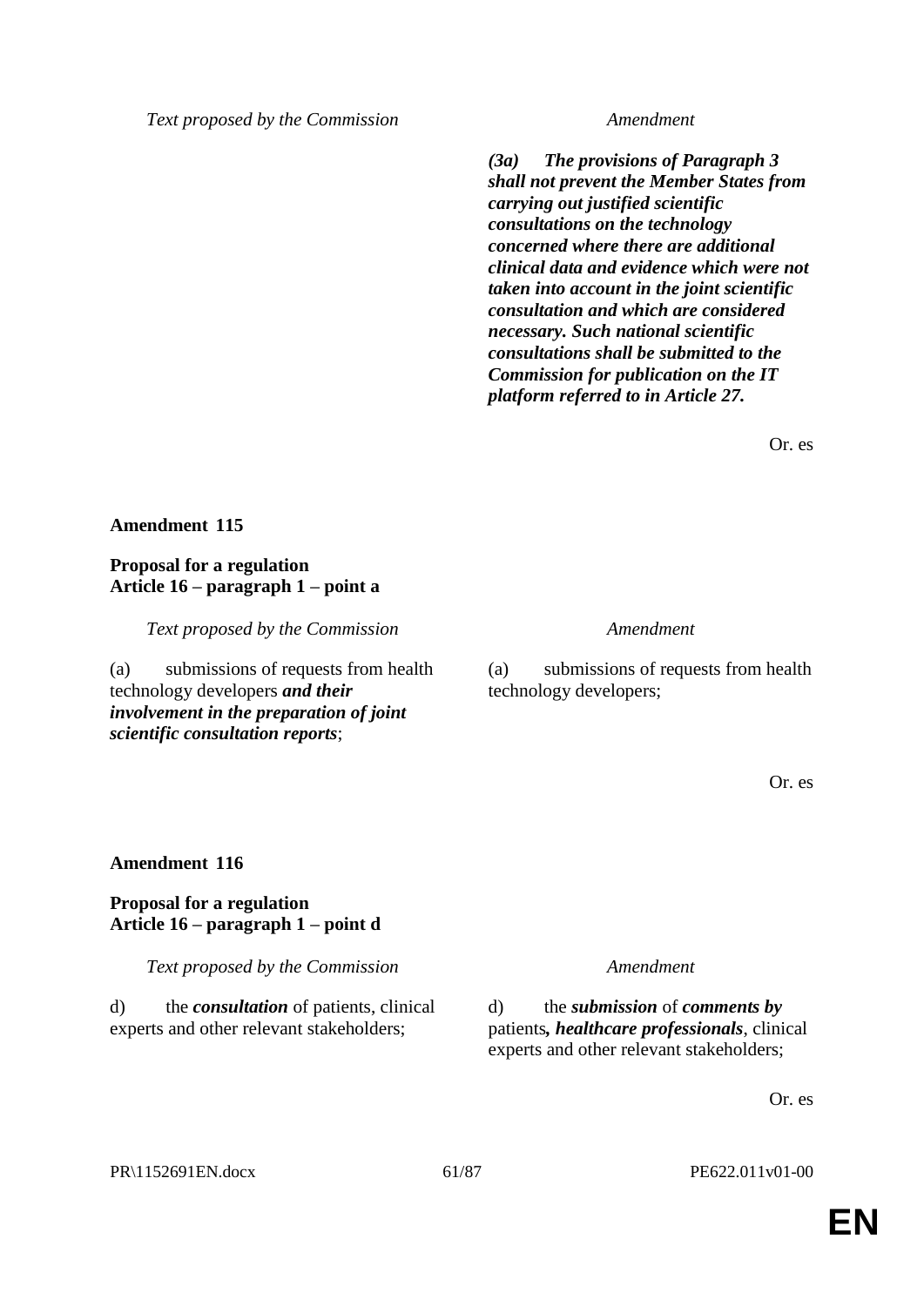| *Text proposed by the Commission* | *Amendment* |
|---|---|
| | ***(3a) The provisions of Paragraph 3 shall not prevent the Member States from carrying out justified scientific consultations on the technology concerned where there are additional clinical data and evidence which were not taken into account in the joint scientific consultation and which are considered necessary. Such national scientific consultations shall be submitted to the Commission for publication on the IT platform referred to in Article 27.*** |

Or. es

**Amendment 115**

**Proposal for a regulation**
**Article 16 – paragraph 1 – point a**

| *Text proposed by the Commission* | *Amendment* |
|---|---|
| (a) submissions of requests from health technology developers ***and their involvement in the preparation of joint scientific consultation reports***; | (a) submissions of requests from health technology developers; |

Or. es

**Amendment 116**

**Proposal for a regulation**
**Article 16 – paragraph 1 – point d**

| *Text proposed by the Commission* | *Amendment* |
|---|---|
| d) the ***consultation*** of patients, clinical experts and other relevant stakeholders; | d) the ***submission*** of ***comments by*** patients***, healthcare professionals***, clinical experts and other relevant stakeholders; |

Or. es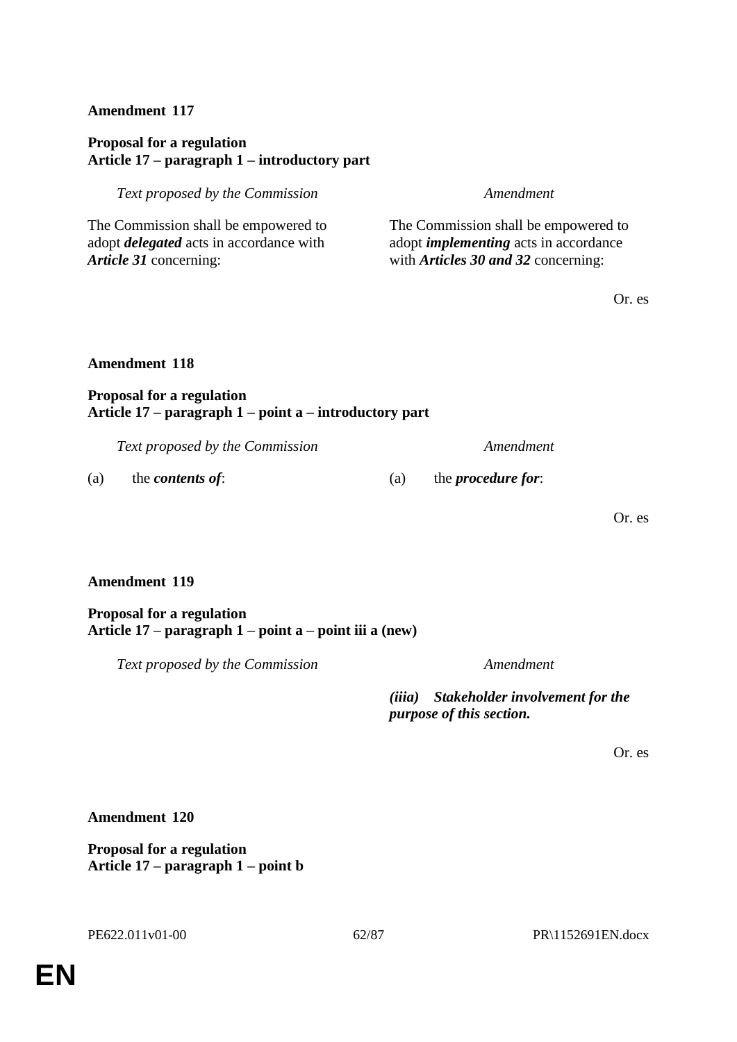**Amendment 117**

**Proposal for a regulation**
**Article 17 – paragraph 1 – introductory part**

| *Text proposed by the Commission* | *Amendment* |
| --- | --- |
| The Commission shall be empowered to adopt ***delegated*** acts in accordance with ***Article 31*** concerning: | The Commission shall be empowered to adopt ***implementing*** acts in accordance with ***Articles 30 and 32*** concerning: |

Or. es

**Amendment 118**

**Proposal for a regulation**
**Article 17 – paragraph 1 – point a – introductory part**

| *Text proposed by the Commission* | *Amendment* |
| --- | --- |
| (a) the ***contents of***: | (a) the ***procedure for***: |

Or. es

**Amendment 119**

**Proposal for a regulation**
**Article 17 – paragraph 1 – point a – point iii a (new)**

| *Text proposed by the Commission* | *Amendment* |
| --- | --- |
| | ***(iiia) Stakeholder involvement for the purpose of this section.*** |

Or. es

**Amendment 120**

**Proposal for a regulation**
**Article 17 – paragraph 1 – point b**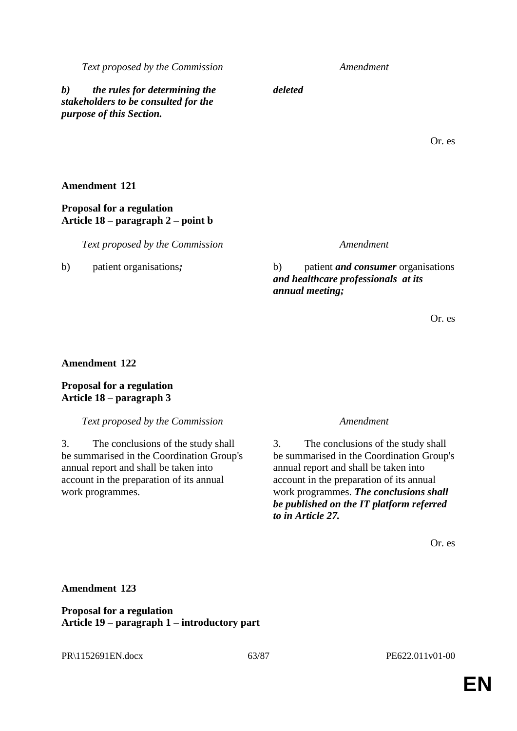| *Text proposed by the Commission* | *Amendment* |
|---|---|
| ***b) the rules for determining the stakeholders to be consulted for the purpose of this Section.*** | ***deleted*** |

Or. es

**Amendment 121**

**Proposal for a regulation**
**Article 18 – paragraph 2 – point b**

| *Text proposed by the Commission* | *Amendment* |
|---|---|
| b) patient organisations***;*** | b) patient ***and consumer*** organisations ***and healthcare professionals at its annual meeting;*** |

Or. es

**Amendment 122**

**Proposal for a regulation**
**Article 18 – paragraph 3**

| *Text proposed by the Commission* | *Amendment* |
|---|---|
| 3. The conclusions of the study shall be summarised in the Coordination Group's annual report and shall be taken into account in the preparation of its annual work programmes. | 3. The conclusions of the study shall be summarised in the Coordination Group's annual report and shall be taken into account in the preparation of its annual work programmes. ***The conclusions shall be published on the IT platform referred to in Article 27.*** |

Or. es

**Amendment 123**

**Proposal for a regulation**
**Article 19 – paragraph 1 – introductory part**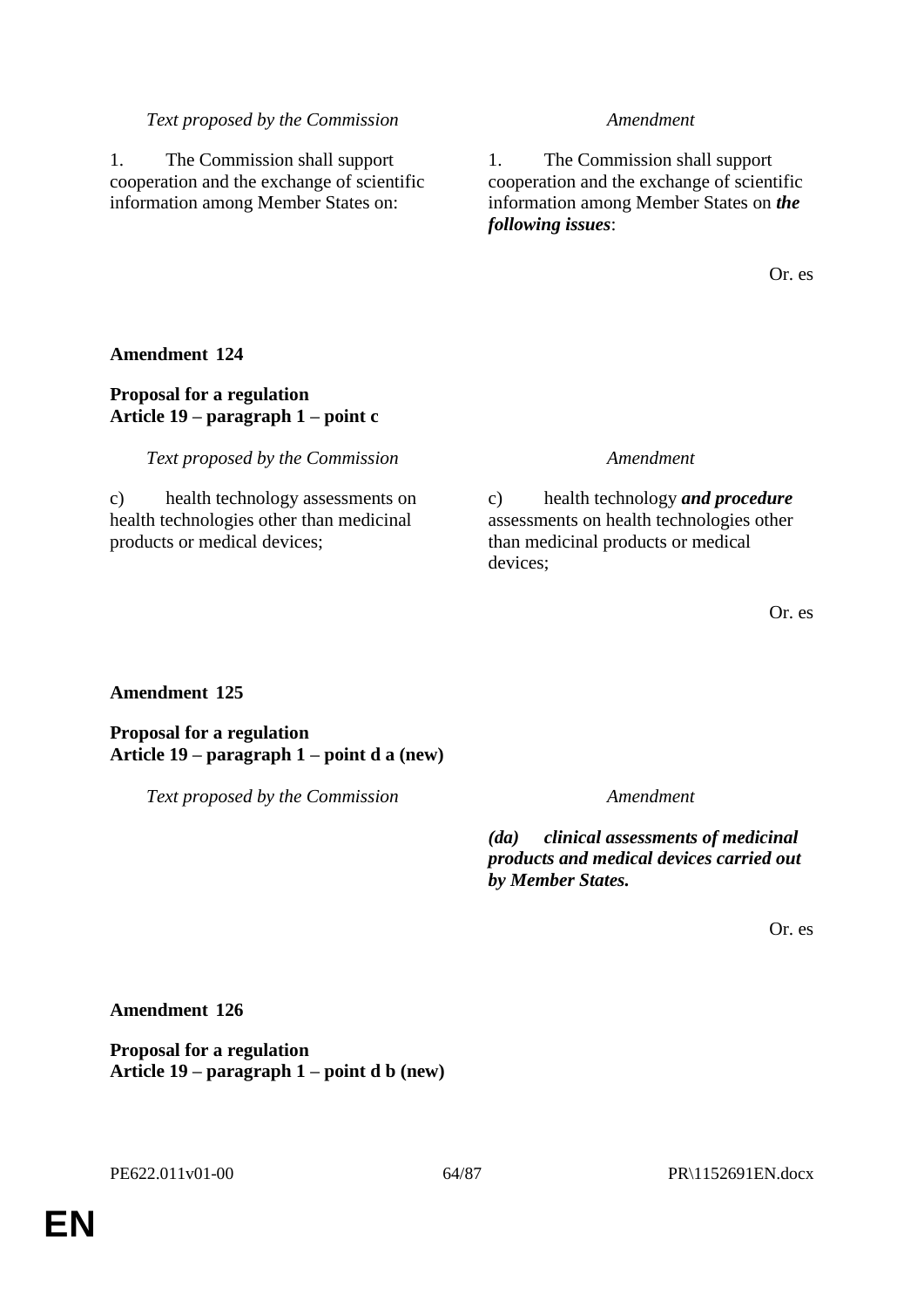| *Text proposed by the Commission* | *Amendment* |
|---|---|
| 1. The Commission shall support cooperation and the exchange of scientific information among Member States on: | 1. The Commission shall support cooperation and the exchange of scientific information among Member States on ***the following issues***: |

Or. es

**Amendment 124**

**Proposal for a regulation**
**Article 19 – paragraph 1 – point c**

| *Text proposed by the Commission* | *Amendment* |
|---|---|
| c) health technology assessments on health technologies other than medicinal products or medical devices; | c) health technology ***and procedure*** assessments on health technologies other than medicinal products or medical devices; |

Or. es

**Amendment 125**

**Proposal for a regulation**
**Article 19 – paragraph 1 – point d a (new)**

| *Text proposed by the Commission* | *Amendment* |
|---|---|
| | ***(da) clinical assessments of medicinal products and medical devices carried out by Member States.*** |

Or. es

**Amendment 126**

**Proposal for a regulation**
**Article 19 – paragraph 1 – point d b (new)**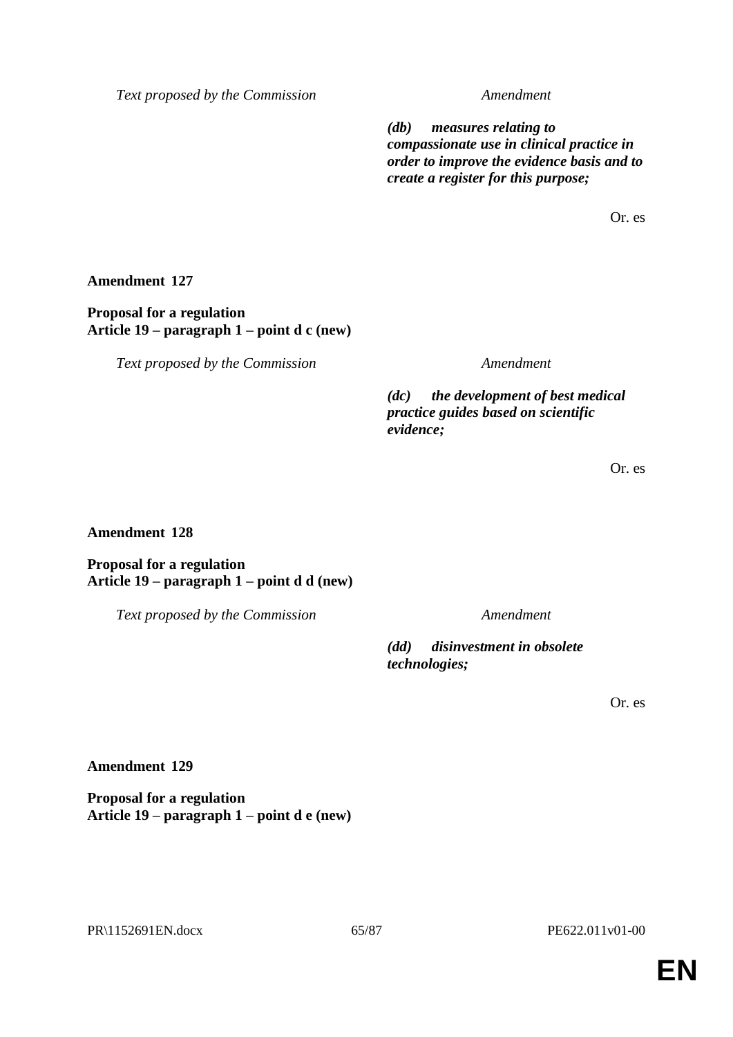| Text proposed by the Commission | Amendment |
|---|---|
| | ***(db) measures relating to compassionate use in clinical practice in order to improve the evidence basis and to create a register for this purpose;*** |

Or. es

**Amendment 127**

**Proposal for a regulation**
**Article 19 – paragraph 1 – point d c (new)**

| Text proposed by the Commission | Amendment |
|---|---|
| | ***(dc) the development of best medical practice guides based on scientific evidence;*** |

Or. es

**Amendment 128**

**Proposal for a regulation**
**Article 19 – paragraph 1 – point d d (new)**

| Text proposed by the Commission | Amendment |
|---|---|
| | ***(dd) disinvestment in obsolete technologies;*** |

Or. es

**Amendment 129**

**Proposal for a regulation**
**Article 19 – paragraph 1 – point d e (new)**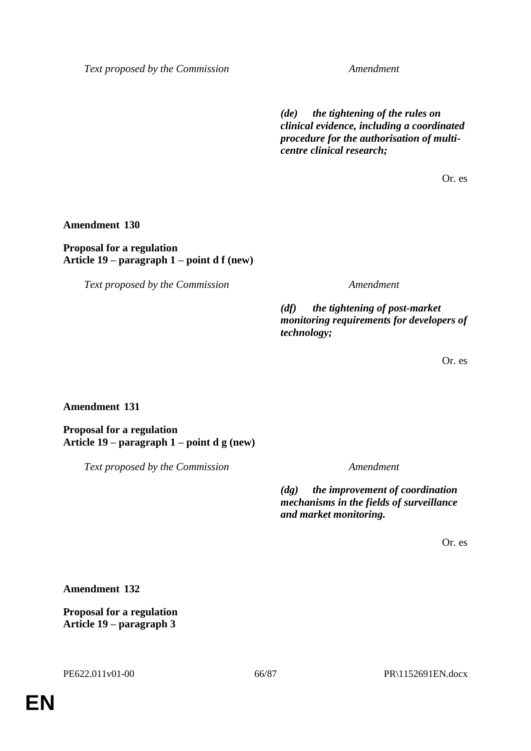| Text proposed by the Commission | Amendment |
|---|---|
| | ***(de) the tightening of the rules on clinical evidence, including a coordinated procedure for the authorisation of multi-centre clinical research;*** |

Or. es

**Amendment 130**

**Proposal for a regulation**
**Article 19 – paragraph 1 – point d f (new)**

| Text proposed by the Commission | Amendment |
|---|---|
| | ***(df) the tightening of post-market monitoring requirements for developers of technology;*** |

Or. es

**Amendment 131**

**Proposal for a regulation**
**Article 19 – paragraph 1 – point d g (new)**

| Text proposed by the Commission | Amendment |
|---|---|
| | ***(dg) the improvement of coordination mechanisms in the fields of surveillance and market monitoring.*** |

Or. es

**Amendment 132**

**Proposal for a regulation**
**Article 19 – paragraph 3**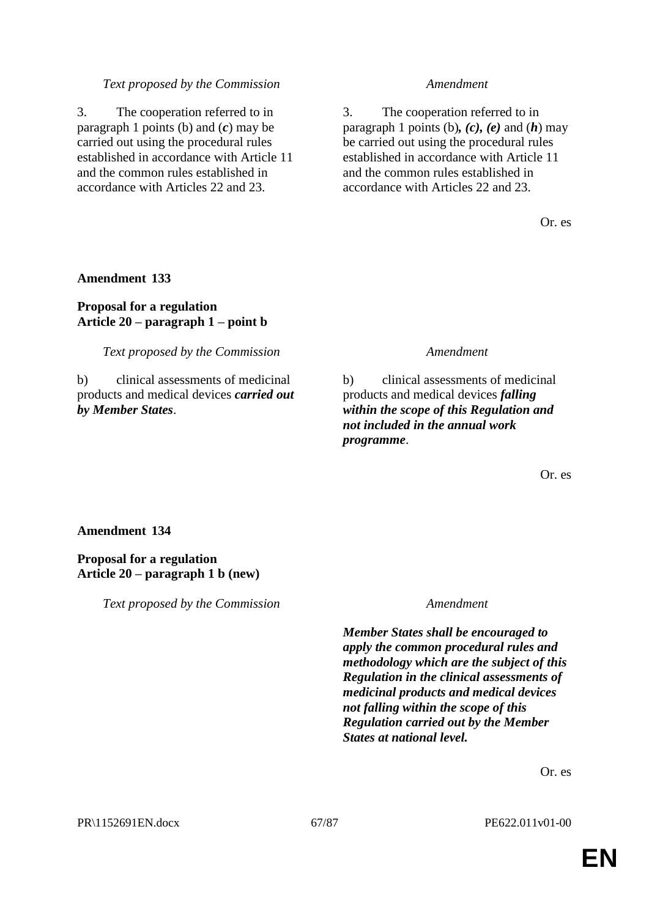| *Text proposed by the Commission* | *Amendment* |
|---|---|
| 3. The cooperation referred to in paragraph 1 points (b) and (*c*) may be carried out using the procedural rules established in accordance with Article 11 and the common rules established in accordance with Articles 22 and 23. | 3. The cooperation referred to in paragraph 1 points (b)***, (c), (e)*** and (***h***) may be carried out using the procedural rules established in accordance with Article 11 and the common rules established in accordance with Articles 22 and 23. |

Or. es

**Amendment 133**

**Proposal for a regulation**
**Article 20 – paragraph 1 – point b**

| *Text proposed by the Commission* | *Amendment* |
|---|---|
| b) clinical assessments of medicinal products and medical devices ***carried out by Member States***. | b) clinical assessments of medicinal products and medical devices ***falling within the scope of this Regulation and not included in the annual work programme***. |

Or. es

**Amendment 134**

**Proposal for a regulation**
**Article 20 – paragraph 1 b (new)**

| *Text proposed by the Commission* | *Amendment* |
|---|---|
| | ***Member States shall be encouraged to apply the common procedural rules and methodology which are the subject of this Regulation in the clinical assessments of medicinal products and medical devices not falling within the scope of this Regulation carried out by the Member States at national level.*** |

Or. es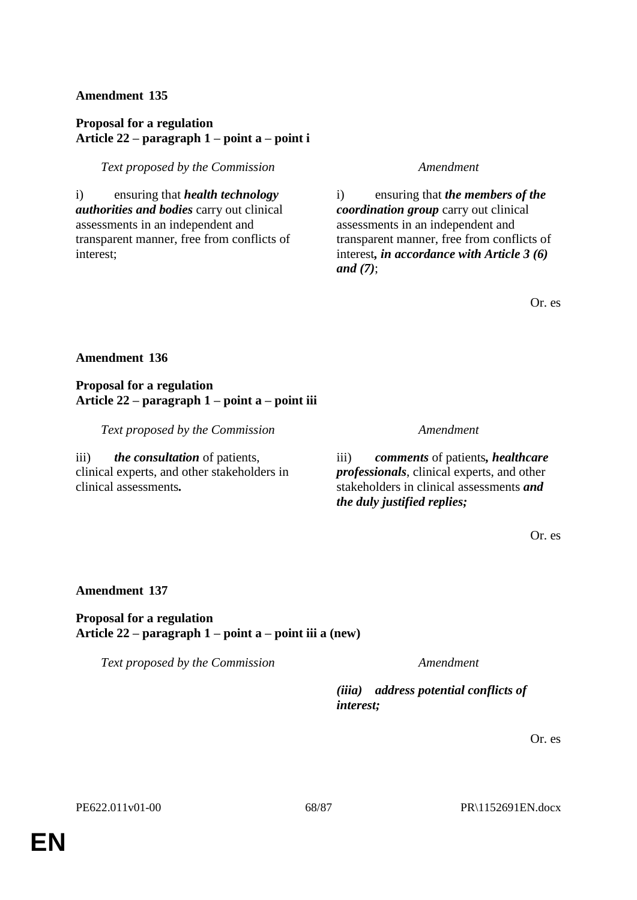**Amendment 135**

**Proposal for a regulation**
**Article 22 – paragraph 1 – point a – point i**

| *Text proposed by the Commission* | *Amendment* |
|---|---|
| i) ensuring that ***health technology authorities and bodies*** carry out clinical assessments in an independent and transparent manner, free from conflicts of interest; | i) ensuring that ***the members of the coordination group*** carry out clinical assessments in an independent and transparent manner, free from conflicts of interest***, in accordance with Article 3 (6) and (7)***; |

Or. es

**Amendment 136**

**Proposal for a regulation**
**Article 22 – paragraph 1 – point a – point iii**

| *Text proposed by the Commission* | *Amendment* |
|---|---|
| iii) ***the consultation*** of patients, clinical experts, and other stakeholders in clinical assessments***.*** | iii) ***comments*** of patients***, healthcare professionals***, clinical experts, and other stakeholders in clinical assessments ***and the duly justified replies;*** |

Or. es

**Amendment 137**

**Proposal for a regulation**
**Article 22 – paragraph 1 – point a – point iii a (new)**

| *Text proposed by the Commission* | *Amendment* |
|---|---|
| | ***(iiia) address potential conflicts of interest;*** |

Or. es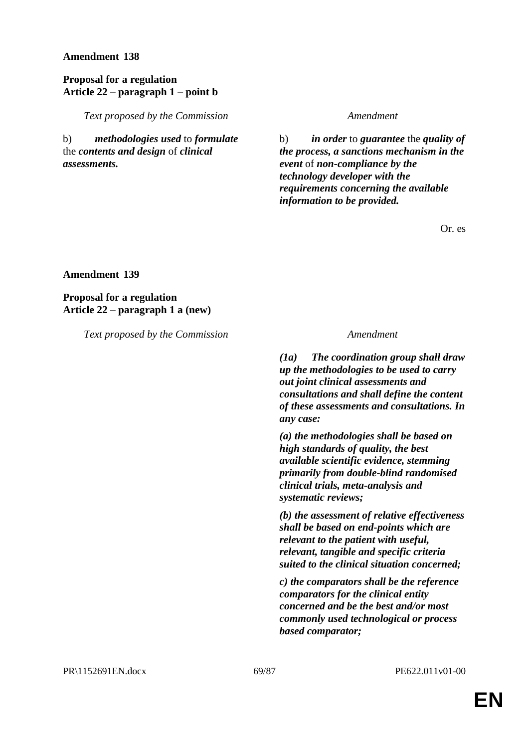**Amendment 138**

**Proposal for a regulation**
**Article 22 – paragraph 1 – point b**

| *Text proposed by the Commission* | *Amendment* |
|---|---|
| b) ***methodologies used*** to ***formulate*** the ***contents and design*** of ***clinical assessments.*** | b) ***in order*** to ***guarantee*** the ***quality of the process, a sanctions mechanism in the event*** of ***non-compliance by the technology developer with the requirements concerning the available information to be provided.*** |

Or. es

**Amendment 139**

**Proposal for a regulation**
**Article 22 – paragraph 1 a (new)**

| *Text proposed by the Commission* | *Amendment* |
|---|---|
| | ***(1a) The coordination group shall draw up the methodologies to be used to carry out joint clinical assessments and consultations and shall define the content of these assessments and consultations. In any case:*** <br><br> ***(a) the methodologies shall be based on high standards of quality, the best available scientific evidence, stemming primarily from double-blind randomised clinical trials, meta-analysis and systematic reviews;*** <br><br> ***(b) the assessment of relative effectiveness shall be based on end-points which are relevant to the patient with useful, relevant, tangible and specific criteria suited to the clinical situation concerned;*** <br><br> ***c) the comparators shall be the reference comparators for the clinical entity concerned and be the best and/or most commonly used technological or process based comparator;*** |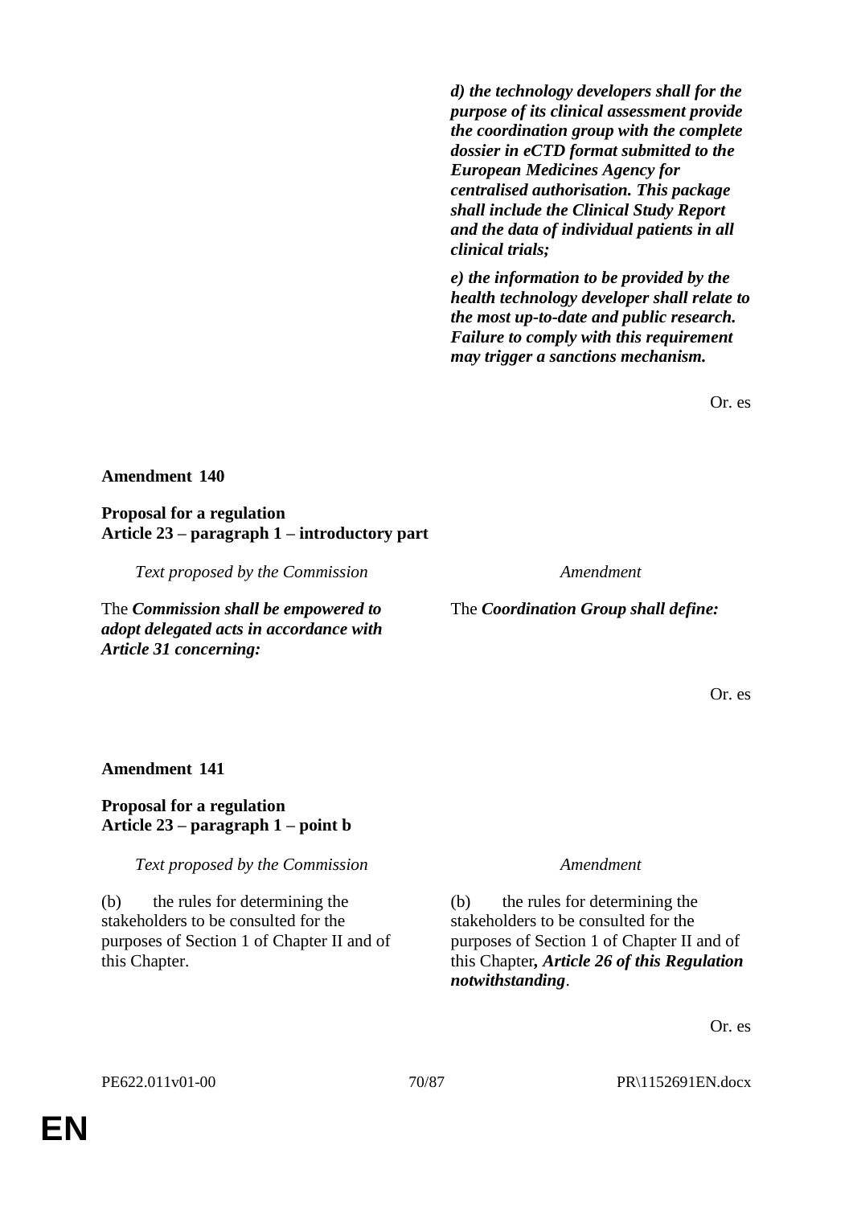| | |
|---|---|
| | ***d) the technology developers shall for the purpose of its clinical assessment provide the coordination group with the complete dossier in eCTD format submitted to the European Medicines Agency for centralised authorisation. This package shall include the Clinical Study Report and the data of individual patients in all clinical trials;*** |
| | ***e) the information to be provided by the health technology developer shall relate to the most up-to-date and public research. Failure to comply with this requirement may trigger a sanctions mechanism.*** |

Or. es

**Amendment 140**

**Proposal for a regulation**
**Article 23 – paragraph 1 – introductory part**

| *Text proposed by the Commission* | *Amendment* |
|---|---|
| The ***Commission shall be empowered to adopt delegated acts in accordance with Article 31 concerning:*** | The ***Coordination Group shall define:*** |

Or. es

**Amendment 141**

**Proposal for a regulation**
**Article 23 – paragraph 1 – point b**

| *Text proposed by the Commission* | *Amendment* |
|---|---|
| (b) the rules for determining the stakeholders to be consulted for the purposes of Section 1 of Chapter II and of this Chapter. | (b) the rules for determining the stakeholders to be consulted for the purposes of Section 1 of Chapter II and of this Chapter***, Article 26 of this Regulation notwithstanding***. |

Or. es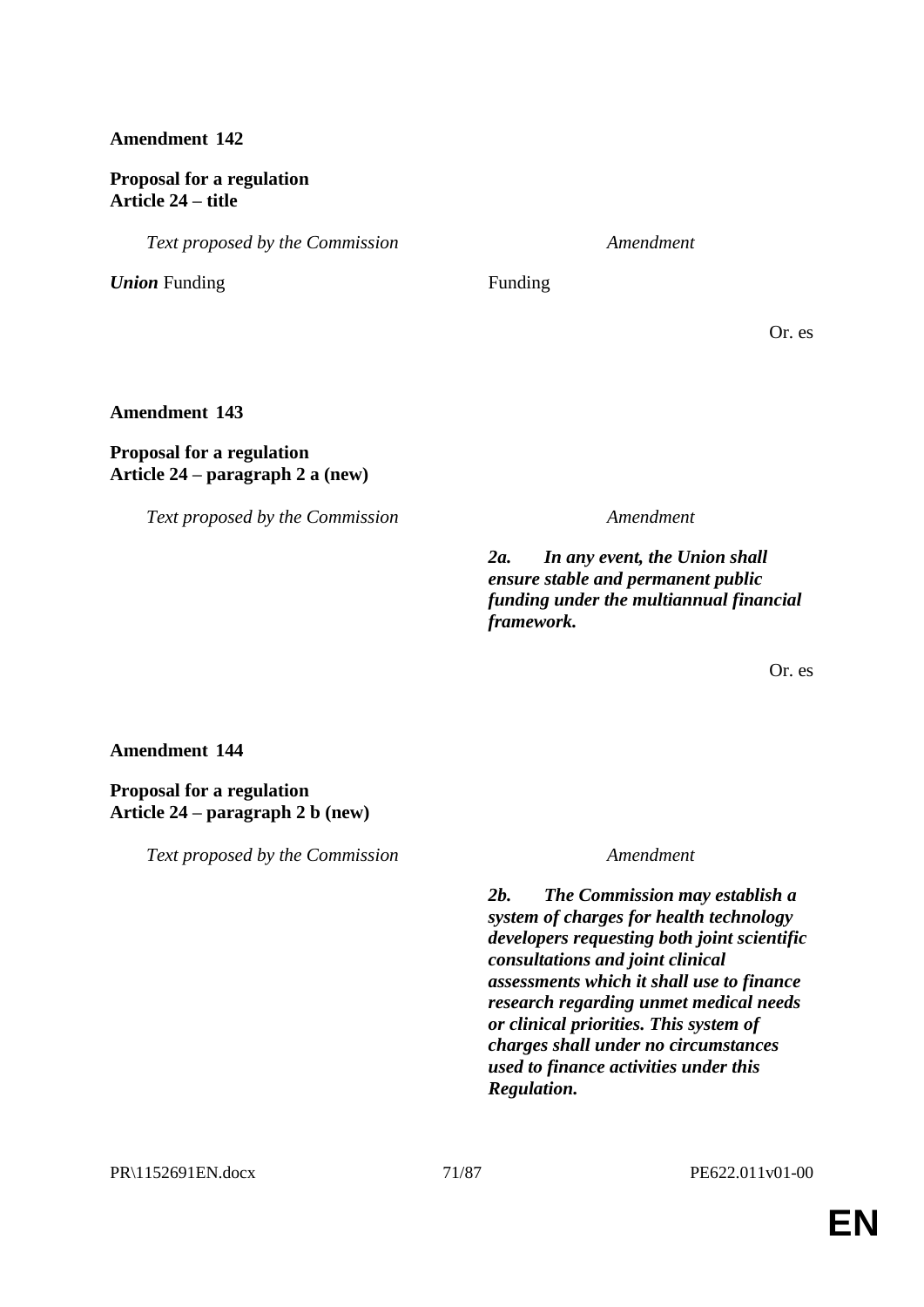**Amendment 142**

**Proposal for a regulation**
**Article 24 – title**

| *Text proposed by the Commission* | *Amendment* |
|---|---|
| ***Union*** Funding | Funding |

Or. es

**Amendment 143**

**Proposal for a regulation**
**Article 24 – paragraph 2 a (new)**

| *Text proposed by the Commission* | *Amendment* |
|---|---|
| | ***2a. In any event, the Union shall ensure stable and permanent public funding under the multiannual financial framework.*** |

Or. es

**Amendment 144**

**Proposal for a regulation**
**Article 24 – paragraph 2 b (new)**

| *Text proposed by the Commission* | *Amendment* |
|---|---|
| | ***2b. The Commission may establish a system of charges for health technology developers requesting both joint scientific consultations and joint clinical assessments which it shall use to finance research regarding unmet medical needs or clinical priorities. This system of charges shall under no circumstances used to finance activities under this Regulation.*** |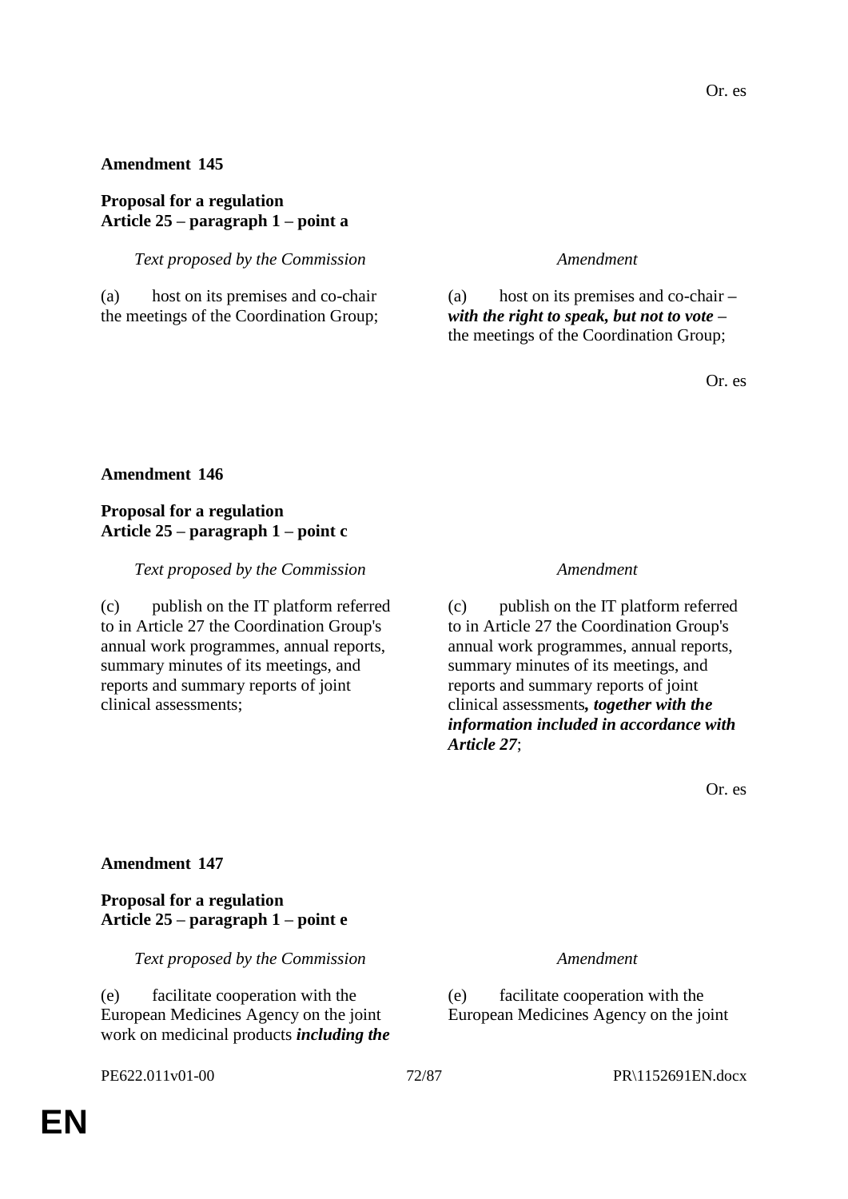Or. es

**Amendment 145**

**Proposal for a regulation**
**Article 25 – paragraph 1 – point a**

| *Text proposed by the Commission* | *Amendment* |
|---|---|
| (a) host on its premises and co-chair the meetings of the Coordination Group; | (a) host on its premises and co-chair ***– with the right to speak, but not to vote –*** the meetings of the Coordination Group; |

Or. es

**Amendment 146**

**Proposal for a regulation**
**Article 25 – paragraph 1 – point c**

| *Text proposed by the Commission* | *Amendment* |
|---|---|
| (c) publish on the IT platform referred to in Article 27 the Coordination Group's annual work programmes, annual reports, summary minutes of its meetings, and reports and summary reports of joint clinical assessments; | (c) publish on the IT platform referred to in Article 27 the Coordination Group's annual work programmes, annual reports, summary minutes of its meetings, and reports and summary reports of joint clinical assessments***, together with the information included in accordance with Article 27***; |

Or. es

**Amendment 147**

**Proposal for a regulation**
**Article 25 – paragraph 1 – point e**

| *Text proposed by the Commission* | *Amendment* |
|---|---|
| (e) facilitate cooperation with the European Medicines Agency on the joint work on medicinal products ***including the*** | (e) facilitate cooperation with the European Medicines Agency on the joint |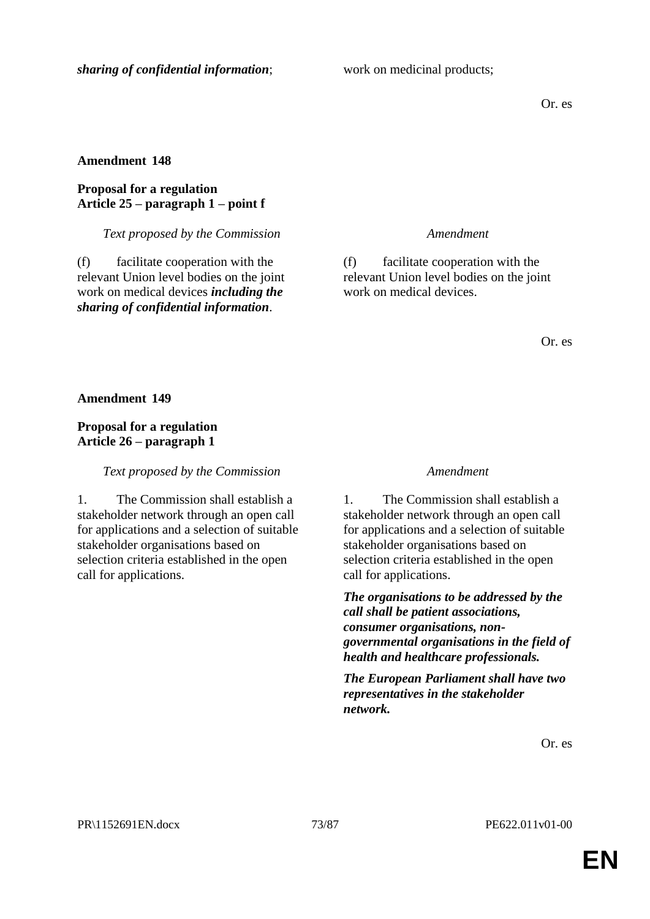| | |
|---|---|
| ***sharing of confidential information***; | work on medicinal products; |

Or. es

**Amendment 148**

**Proposal for a regulation**
**Article 25 – paragraph 1 – point f**

| *Text proposed by the Commission* | *Amendment* |
|---|---|
| (f) facilitate cooperation with the relevant Union level bodies on the joint work on medical devices ***including the sharing of confidential information***. | (f) facilitate cooperation with the relevant Union level bodies on the joint work on medical devices. |

Or. es

**Amendment 149**

**Proposal for a regulation**
**Article 26 – paragraph 1**

| *Text proposed by the Commission* | *Amendment* |
|---|---|
| 1. The Commission shall establish a stakeholder network through an open call for applications and a selection of suitable stakeholder organisations based on selection criteria established in the open call for applications. | 1. The Commission shall establish a stakeholder network through an open call for applications and a selection of suitable stakeholder organisations based on selection criteria established in the open call for applications. |
| | ***The organisations to be addressed by the call shall be patient associations, consumer organisations, non-governmental organisations in the field of health and healthcare professionals.*** |
| | ***The European Parliament shall have two representatives in the stakeholder network.*** |

Or. es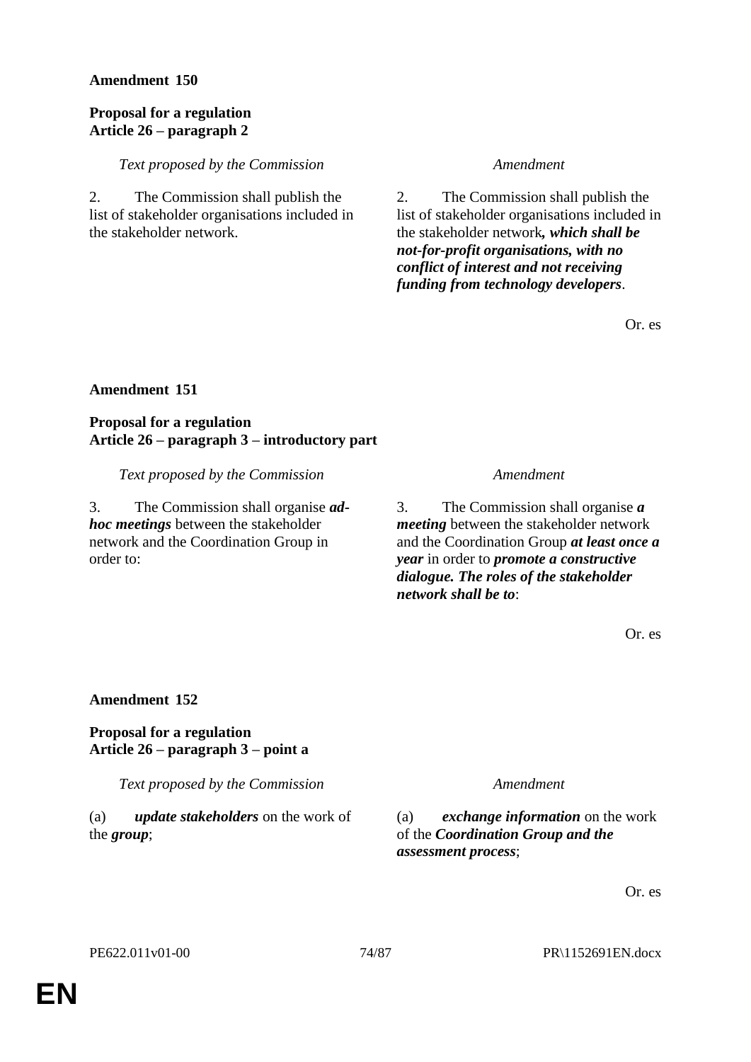**Amendment 150**

**Proposal for a regulation**
**Article 26 – paragraph 2**

| *Text proposed by the Commission* | *Amendment* |
|---|---|
| 2. The Commission shall publish the list of stakeholder organisations included in the stakeholder network. | 2. The Commission shall publish the list of stakeholder organisations included in the stakeholder network***, which shall be not-for-profit organisations, with no conflict of interest and not receiving funding from technology developers***. |

Or. es

**Amendment 151**

**Proposal for a regulation**
**Article 26 – paragraph 3 – introductory part**

| *Text proposed by the Commission* | *Amendment* |
|---|---|
| 3. The Commission shall organise ***ad-hoc meetings*** between the stakeholder network and the Coordination Group in order to: | 3. The Commission shall organise ***a meeting*** between the stakeholder network and the Coordination Group ***at least once a year*** in order to ***promote a constructive dialogue. The roles of the stakeholder network shall be to***: |

Or. es

**Amendment 152**

**Proposal for a regulation**
**Article 26 – paragraph 3 – point a**

| *Text proposed by the Commission* | *Amendment* |
|---|---|
| (a) ***update stakeholders*** on the work of the ***group***; | (a) ***exchange information*** on the work of the ***Coordination Group and the assessment process***; |

Or. es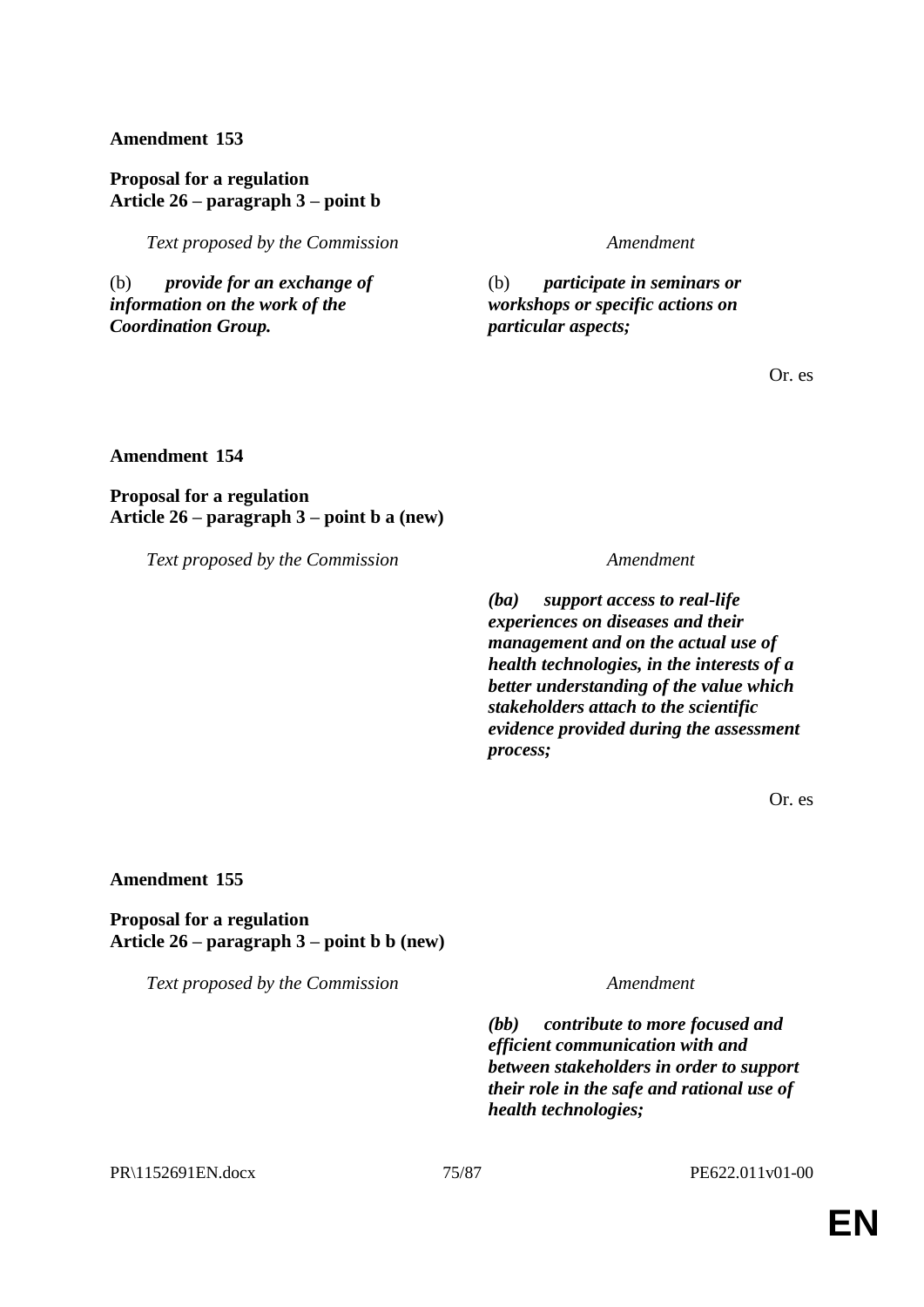**Amendment 153**

**Proposal for a regulation**
**Article 26 – paragraph 3 – point b**

| *Text proposed by the Commission* | *Amendment* |
|---|---|
| (b) ***provide for an exchange of information on the work of the Coordination Group.*** | (b) ***participate in seminars or workshops or specific actions on particular aspects;*** |

Or. es

**Amendment 154**

**Proposal for a regulation**
**Article 26 – paragraph 3 – point b a (new)**

| *Text proposed by the Commission* | *Amendment* |
|---|---|
| | ***(ba) support access to real-life experiences on diseases and their management and on the actual use of health technologies, in the interests of a better understanding of the value which stakeholders attach to the scientific evidence provided during the assessment process;*** |

Or. es

**Amendment 155**

**Proposal for a regulation**
**Article 26 – paragraph 3 – point b b (new)**

| *Text proposed by the Commission* | *Amendment* |
|---|---|
| | ***(bb) contribute to more focused and efficient communication with and between stakeholders in order to support their role in the safe and rational use of health technologies;*** |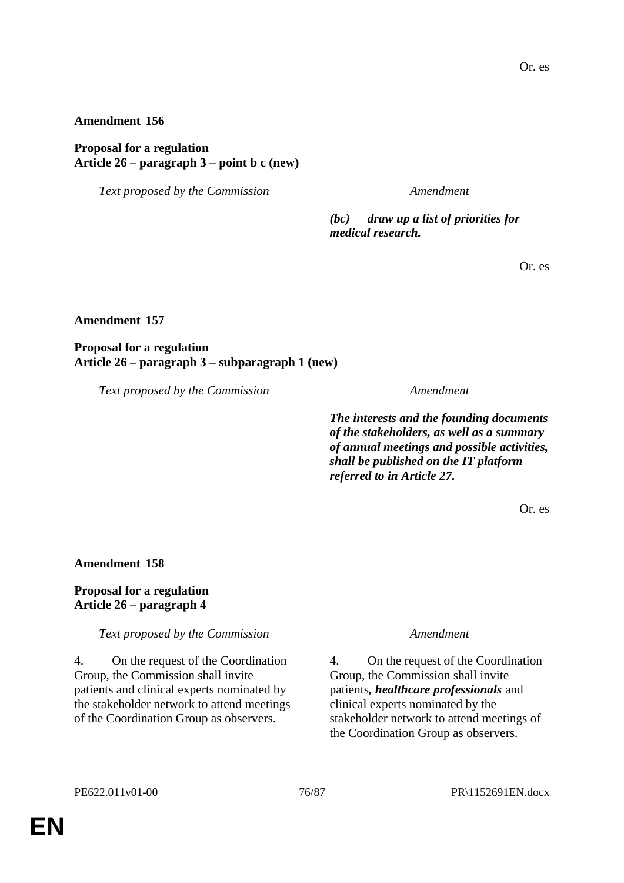Or. es

**Amendment 156**

**Proposal for a regulation**
**Article 26 – paragraph 3 – point b c (new)**

| *Text proposed by the Commission* | *Amendment* |
|---|---|
| | ***(bc) draw up a list of priorities for medical research.*** |

Or. es

**Amendment 157**

**Proposal for a regulation**
**Article 26 – paragraph 3 – subparagraph 1 (new)**

| *Text proposed by the Commission* | *Amendment* |
|---|---|
| | ***The interests and the founding documents of the stakeholders, as well as a summary of annual meetings and possible activities, shall be published on the IT platform referred to in Article 27.*** |

Or. es

**Amendment 158**

**Proposal for a regulation**
**Article 26 – paragraph 4**

| *Text proposed by the Commission* | *Amendment* |
|---|---|
| 4. On the request of the Coordination Group, the Commission shall invite patients and clinical experts nominated by the stakeholder network to attend meetings of the Coordination Group as observers. | 4. On the request of the Coordination Group, the Commission shall invite patients***, healthcare professionals*** and clinical experts nominated by the stakeholder network to attend meetings of the Coordination Group as observers. |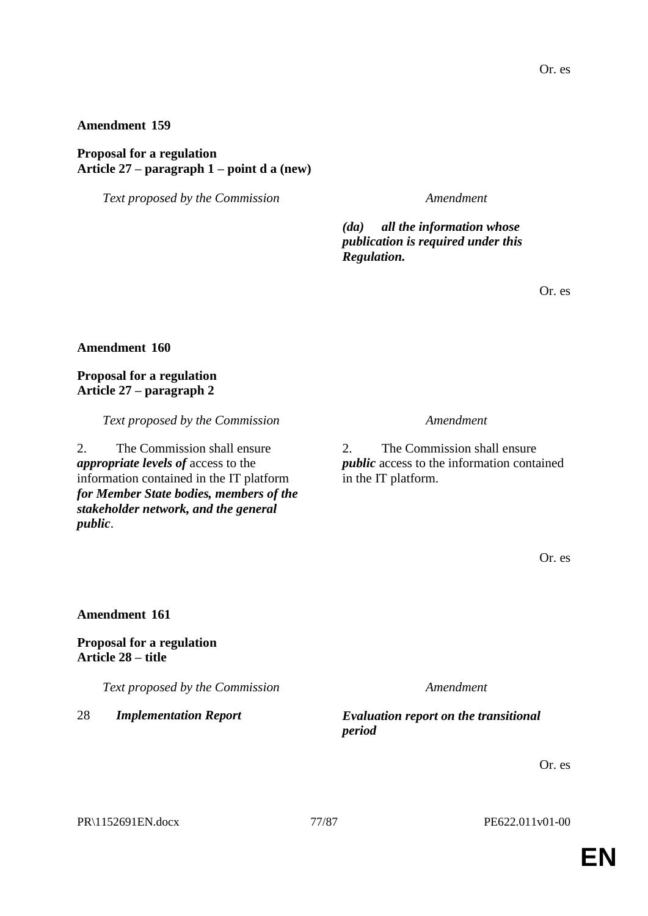Or. es

**Amendment 159**

**Proposal for a regulation**
**Article 27 – paragraph 1 – point d a (new)**

| *Text proposed by the Commission* | *Amendment* |
| --- | --- |
| | ***(da) all the information whose publication is required under this Regulation.*** |

Or. es

**Amendment 160**

**Proposal for a regulation**
**Article 27 – paragraph 2**

| *Text proposed by the Commission* | *Amendment* |
| --- | --- |
| 2. The Commission shall ensure ***appropriate levels of*** access to the information contained in the IT platform ***for Member State bodies, members of the stakeholder network, and the general public***. | 2. The Commission shall ensure ***public*** access to the information contained in the IT platform. |

Or. es

**Amendment 161**

**Proposal for a regulation**
**Article 28 – title**

| *Text proposed by the Commission* | *Amendment* |
| --- | --- |
| 28 ***Implementation Report*** | ***Evaluation report on the transitional period*** |

Or. es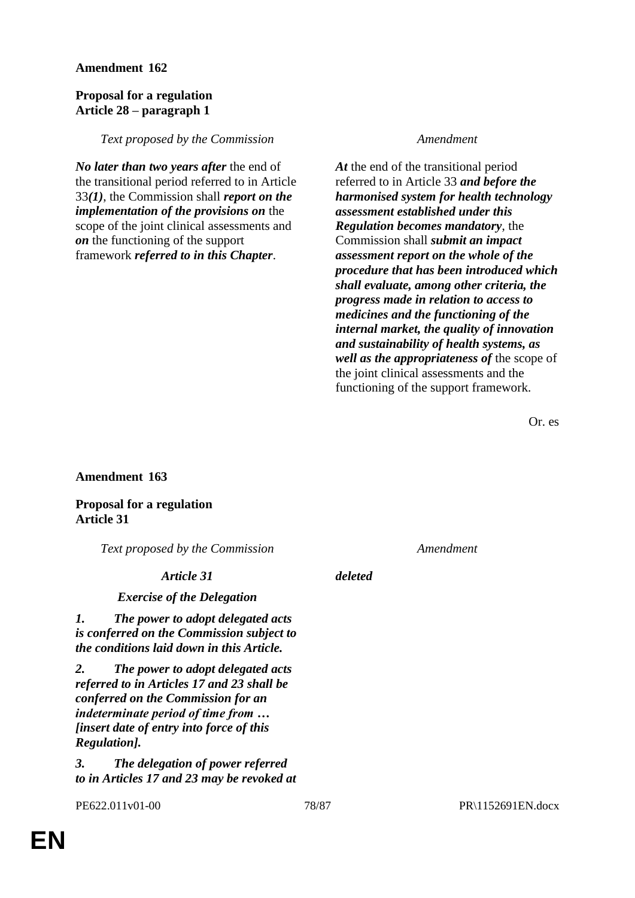**Amendment 162**

**Proposal for a regulation**
**Article 28 – paragraph 1**

| *Text proposed by the Commission* | *Amendment* |
|---|---|
| ***No later than two years after*** the end of the transitional period referred to in Article 33***(1)***, the Commission shall ***report on the implementation of the provisions on*** the scope of the joint clinical assessments and ***on*** the functioning of the support framework ***referred to in this Chapter***. | ***At*** the end of the transitional period referred to in Article 33 ***and before the harmonised system for health technology assessment established under this Regulation becomes mandatory***, the Commission shall ***submit an impact assessment report on the whole of the procedure that has been introduced which shall evaluate, among other criteria, the progress made in relation to access to medicines and the functioning of the internal market, the quality of innovation and sustainability of health systems, as well as the appropriateness of*** the scope of the joint clinical assessments and the functioning of the support framework. |

Or. es

**Amendment 163**

**Proposal for a regulation**
**Article 31**

| *Text proposed by the Commission* | *Amendment* |
|---|---|
| ***Article 31*** | ***deleted*** |
| ***Exercise of the Delegation*** | |
| ***1. The power to adopt delegated acts is conferred on the Commission subject to the conditions laid down in this Article.*** | |
| ***2. The power to adopt delegated acts referred to in Articles 17 and 23 shall be conferred on the Commission for an indeterminate period of time from … [insert date of entry into force of this Regulation].*** | |
| ***3. The delegation of power referred to in Articles 17 and 23 may be revoked at*** | |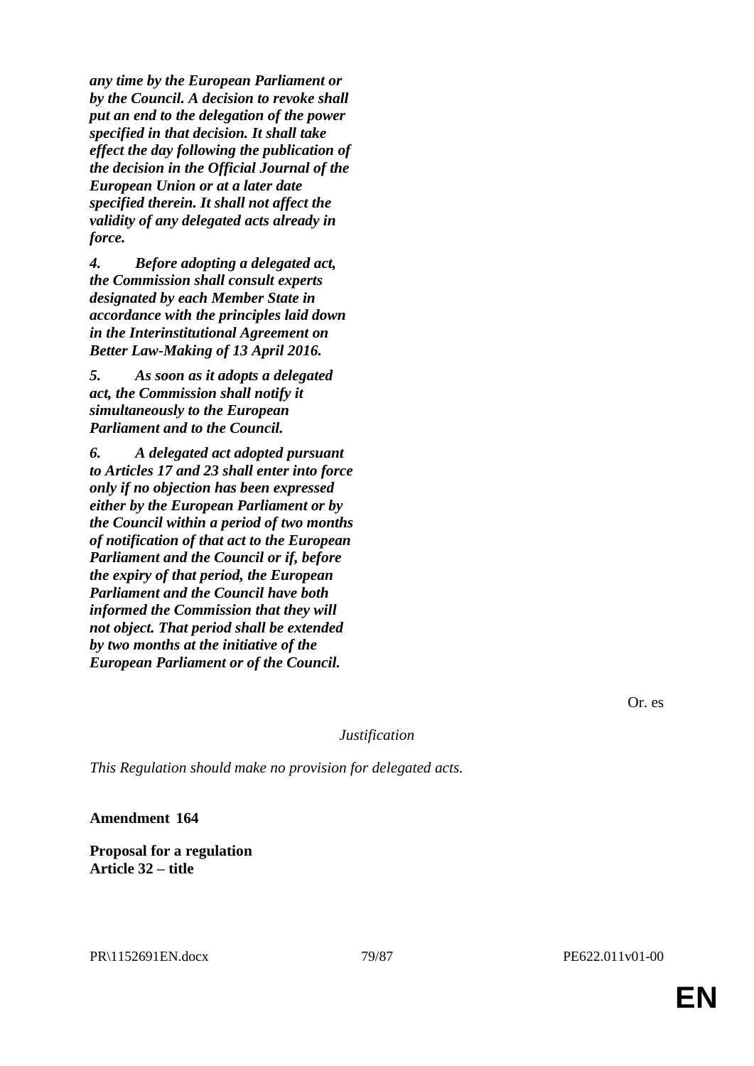***any time by the European Parliament or by the Council. A decision to revoke shall put an end to the delegation of the power specified in that decision. It shall take effect the day following the publication of the decision in the Official Journal of the European Union or at a later date specified therein. It shall not affect the validity of any delegated acts already in force.***

***4. Before adopting a delegated act, the Commission shall consult experts designated by each Member State in accordance with the principles laid down in the Interinstitutional Agreement on Better Law-Making of 13 April 2016.***

***5. As soon as it adopts a delegated act, the Commission shall notify it simultaneously to the European Parliament and to the Council.***

***6. A delegated act adopted pursuant to Articles 17 and 23 shall enter into force only if no objection has been expressed either by the European Parliament or by the Council within a period of two months of notification of that act to the European Parliament and the Council or if, before the expiry of that period, the European Parliament and the Council have both informed the Commission that they will not object. That period shall be extended by two months at the initiative of the European Parliament or of the Council.***

Or. es

*Justification*

*This Regulation should make no provision for delegated acts.*

**Amendment 164**

**Proposal for a regulation**
**Article 32 – title**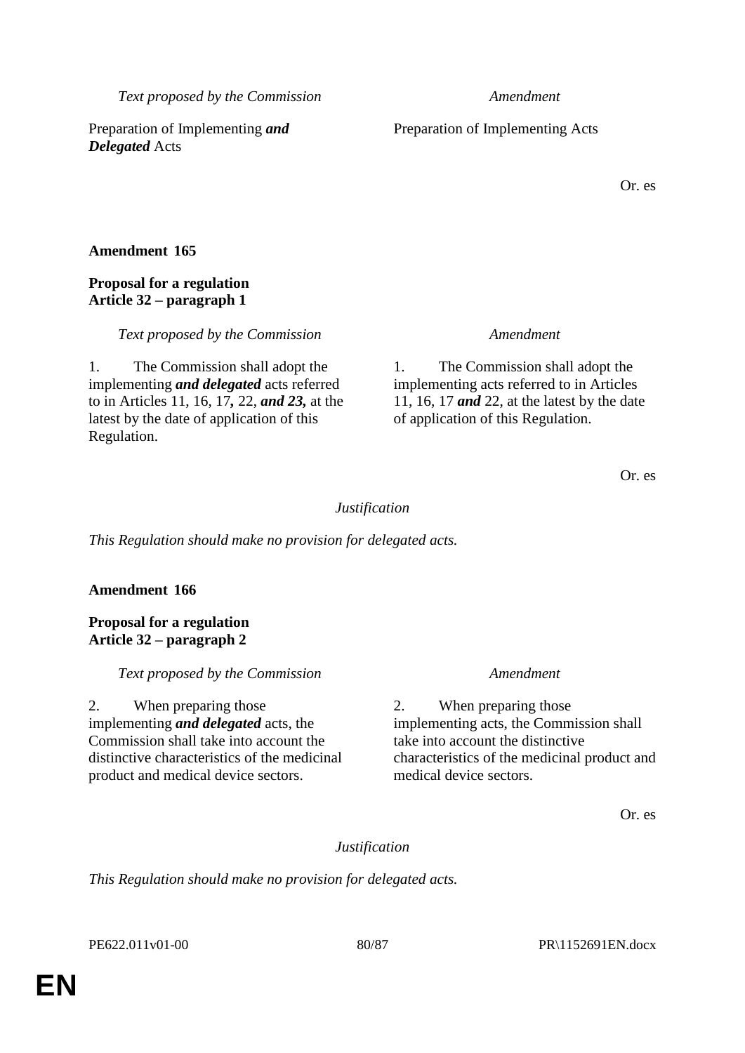| *Text proposed by the Commission* | *Amendment* |
|---|---|
| Preparation of Implementing ***and Delegated*** Acts | Preparation of Implementing Acts |

Or. es

**Amendment 165**

**Proposal for a regulation**
**Article 32 – paragraph 1**

| *Text proposed by the Commission* | *Amendment* |
|---|---|
| 1. The Commission shall adopt the implementing ***and delegated*** acts referred to in Articles 11, 16, 17***,*** 22, ***and 23,*** at the latest by the date of application of this Regulation. | 1. The Commission shall adopt the implementing acts referred to in Articles 11, 16, 17 ***and*** 22, at the latest by the date of application of this Regulation. |

Or. es

*Justification*

*This Regulation should make no provision for delegated acts.*

**Amendment 166**

**Proposal for a regulation**
**Article 32 – paragraph 2**

| *Text proposed by the Commission* | *Amendment* |
|---|---|
| 2. When preparing those implementing ***and delegated*** acts, the Commission shall take into account the distinctive characteristics of the medicinal product and medical device sectors. | 2. When preparing those implementing acts, the Commission shall take into account the distinctive characteristics of the medicinal product and medical device sectors. |

Or. es

*Justification*

*This Regulation should make no provision for delegated acts.*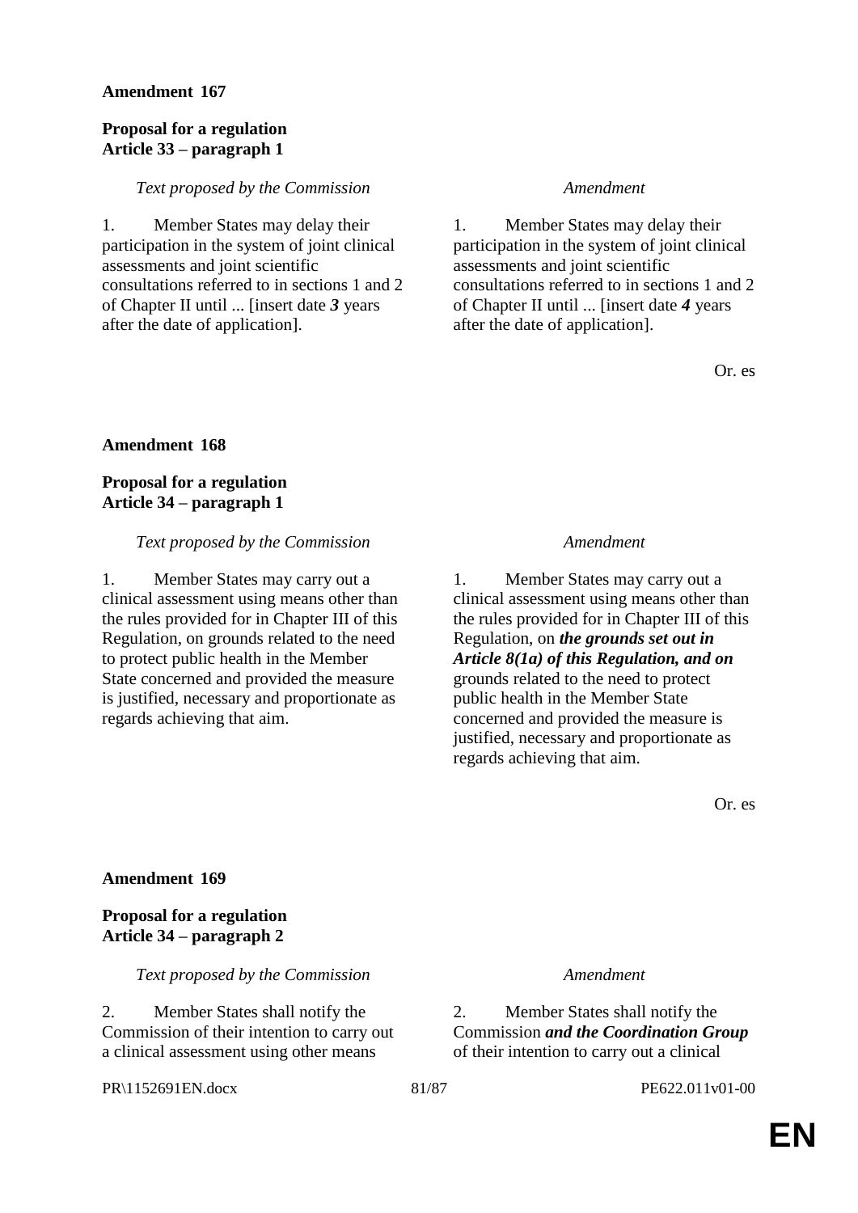**Amendment 167**

**Proposal for a regulation**
**Article 33 – paragraph 1**

| *Text proposed by the Commission* | *Amendment* |
|---|---|
| 1. Member States may delay their participation in the system of joint clinical assessments and joint scientific consultations referred to in sections 1 and 2 of Chapter II until ... [insert date ***3*** years after the date of application]. | 1. Member States may delay their participation in the system of joint clinical assessments and joint scientific consultations referred to in sections 1 and 2 of Chapter II until ... [insert date ***4*** years after the date of application]. |

Or. es

**Amendment 168**

**Proposal for a regulation**
**Article 34 – paragraph 1**

| *Text proposed by the Commission* | *Amendment* |
|---|---|
| 1. Member States may carry out a clinical assessment using means other than the rules provided for in Chapter III of this Regulation, on grounds related to the need to protect public health in the Member State concerned and provided the measure is justified, necessary and proportionate as regards achieving that aim. | 1. Member States may carry out a clinical assessment using means other than the rules provided for in Chapter III of this Regulation, on ***the grounds set out in Article 8(1a) of this Regulation, and on*** grounds related to the need to protect public health in the Member State concerned and provided the measure is justified, necessary and proportionate as regards achieving that aim. |

Or. es

**Amendment 169**

**Proposal for a regulation**
**Article 34 – paragraph 2**

| *Text proposed by the Commission* | *Amendment* |
|---|---|
| 2. Member States shall notify the Commission of their intention to carry out a clinical assessment using other means | 2. Member States shall notify the Commission ***and the Coordination Group*** of their intention to carry out a clinical |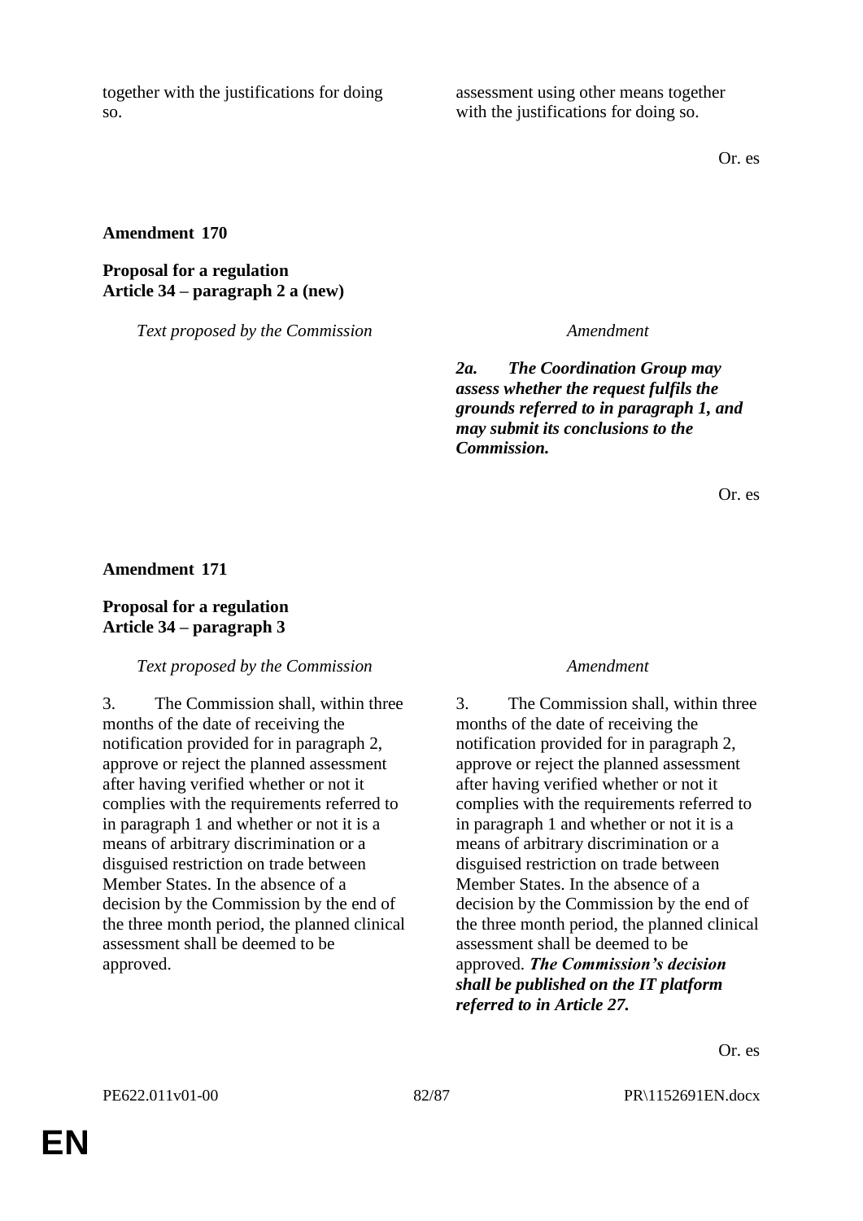| Text proposed by the Commission | Amendment |
|---|---|
| together with the justifications for doing so. | assessment using other means together with the justifications for doing so. |

Or. es

**Amendment 170**

**Proposal for a regulation**
**Article 34 – paragraph 2 a (new)**

| *Text proposed by the Commission* | *Amendment* |
|---|---|
| | ***2a. The Coordination Group may assess whether the request fulfils the grounds referred to in paragraph 1, and may submit its conclusions to the Commission.*** |

Or. es

**Amendment 171**

**Proposal for a regulation**
**Article 34 – paragraph 3**

| *Text proposed by the Commission* | *Amendment* |
|---|---|
| 3. The Commission shall, within three months of the date of receiving the notification provided for in paragraph 2, approve or reject the planned assessment after having verified whether or not it complies with the requirements referred to in paragraph 1 and whether or not it is a means of arbitrary discrimination or a disguised restriction on trade between Member States. In the absence of a decision by the Commission by the end of the three month period, the planned clinical assessment shall be deemed to be approved. | 3. The Commission shall, within three months of the date of receiving the notification provided for in paragraph 2, approve or reject the planned assessment after having verified whether or not it complies with the requirements referred to in paragraph 1 and whether or not it is a means of arbitrary discrimination or a disguised restriction on trade between Member States. In the absence of a decision by the Commission by the end of the three month period, the planned clinical assessment shall be deemed to be approved. ***The Commission's decision shall be published on the IT platform referred to in Article 27.*** |

Or. es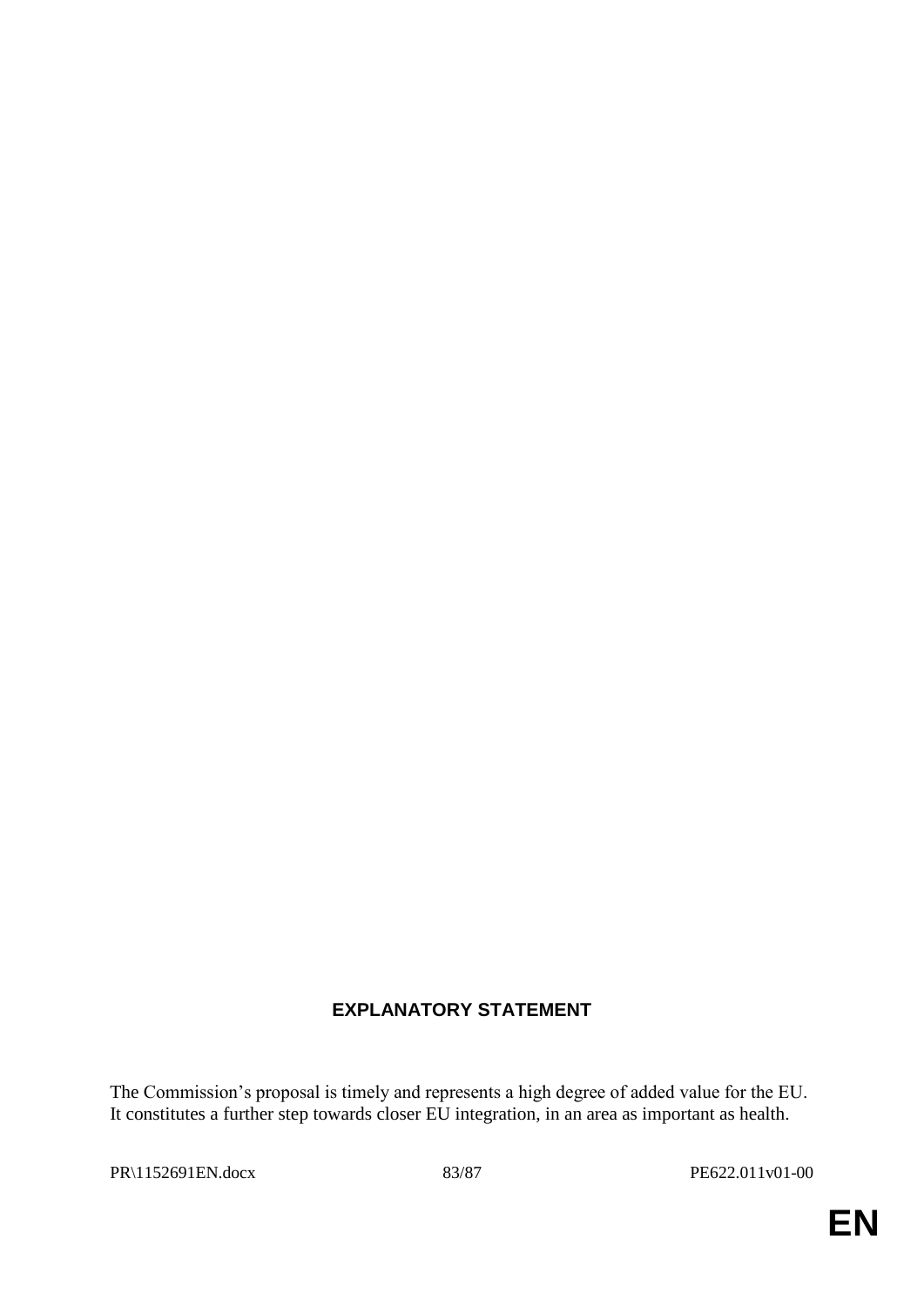# EXPLANATORY STATEMENT

The Commission's proposal is timely and represents a high degree of added value for the EU. It constitutes a further step towards closer EU integration, in an area as important as health.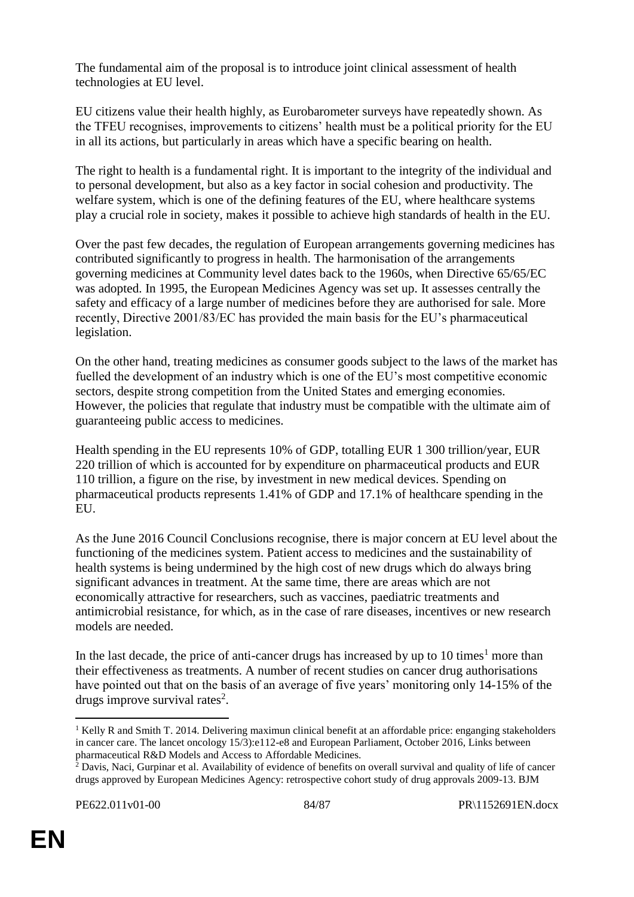The fundamental aim of the proposal is to introduce joint clinical assessment of health technologies at EU level.

EU citizens value their health highly, as Eurobarometer surveys have repeatedly shown. As the TFEU recognises, improvements to citizens' health must be a political priority for the EU in all its actions, but particularly in areas which have a specific bearing on health.

The right to health is a fundamental right. It is important to the integrity of the individual and to personal development, but also as a key factor in social cohesion and productivity. The welfare system, which is one of the defining features of the EU, where healthcare systems play a crucial role in society, makes it possible to achieve high standards of health in the EU.

Over the past few decades, the regulation of European arrangements governing medicines has contributed significantly to progress in health. The harmonisation of the arrangements governing medicines at Community level dates back to the 1960s, when Directive 65/65/EC was adopted. In 1995, the European Medicines Agency was set up. It assesses centrally the safety and efficacy of a large number of medicines before they are authorised for sale. More recently, Directive 2001/83/EC has provided the main basis for the EU's pharmaceutical legislation.

On the other hand, treating medicines as consumer goods subject to the laws of the market has fuelled the development of an industry which is one of the EU's most competitive economic sectors, despite strong competition from the United States and emerging economies. However, the policies that regulate that industry must be compatible with the ultimate aim of guaranteeing public access to medicines.

Health spending in the EU represents 10% of GDP, totalling EUR 1 300 trillion/year, EUR 220 trillion of which is accounted for by expenditure on pharmaceutical products and EUR 110 trillion, a figure on the rise, by investment in new medical devices. Spending on pharmaceutical products represents 1.41% of GDP and 17.1% of healthcare spending in the EU.

As the June 2016 Council Conclusions recognise, there is major concern at EU level about the functioning of the medicines system. Patient access to medicines and the sustainability of health systems is being undermined by the high cost of new drugs which do always bring significant advances in treatment. At the same time, there are areas which are not economically attractive for researchers, such as vaccines, paediatric treatments and antimicrobial resistance, for which, as in the case of rare diseases, incentives or new research models are needed.

In the last decade, the price of anti-cancer drugs has increased by up to 10 times[1] more than their effectiveness as treatments. A number of recent studies on cancer drug authorisations have pointed out that on the basis of an average of five years' monitoring only 14-15% of the drugs improve survival rates[2].

---

[1] Kelly R and Smith T. 2014. Delivering maximun clinical benefit at an affordable price: enganging stakeholders in cancer care. The lancet oncology 15/3):e112-e8 and European Parliament, October 2016, Links between pharmaceutical R&D Models and Access to Affordable Medicines.

[2] Davis, Naci, Gurpinar et al. Availability of evidence of benefits on overall survival and quality of life of cancer drugs approved by European Medicines Agency: retrospective cohort study of drug approvals 2009-13. BJM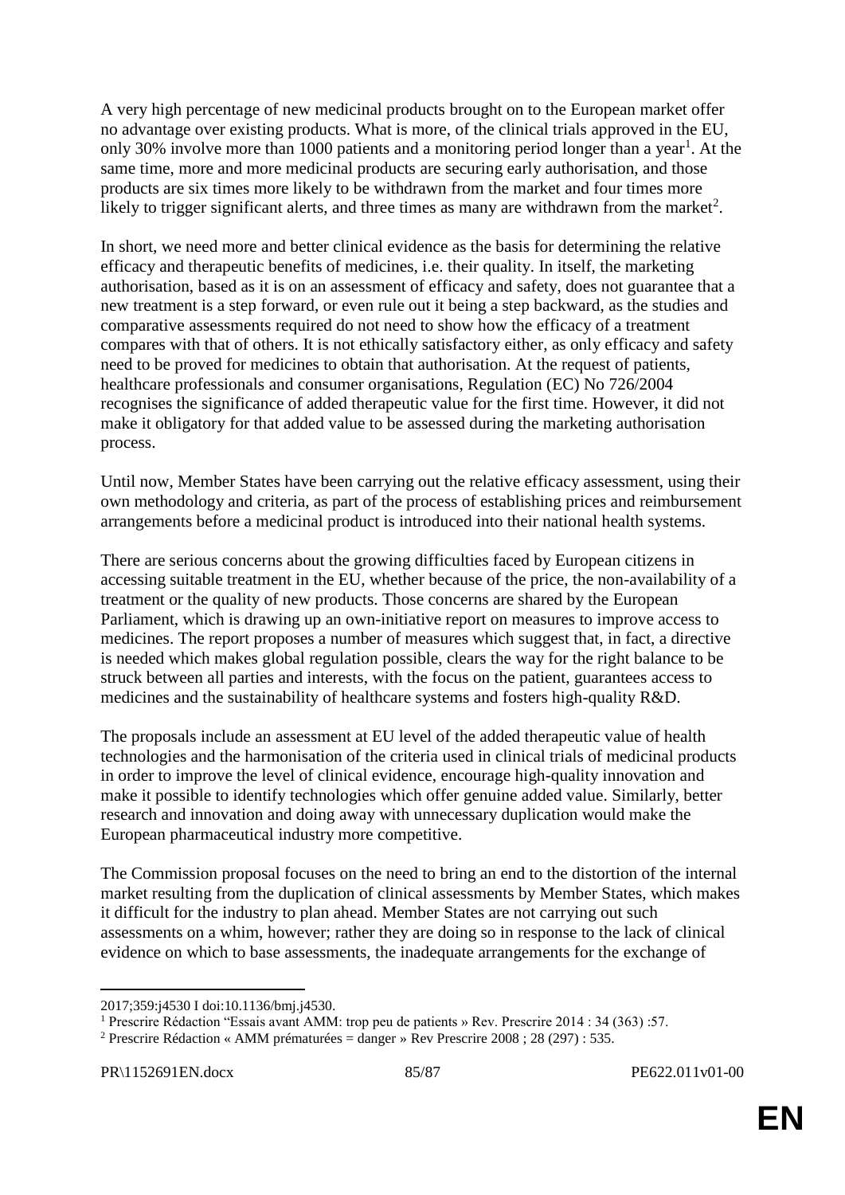A very high percentage of new medicinal products brought on to the European market offer no advantage over existing products. What is more, of the clinical trials approved in the EU, only 30% involve more than 1000 patients and a monitoring period longer than a year[1]. At the same time, more and more medicinal products are securing early authorisation, and those products are six times more likely to be withdrawn from the market and four times more likely to trigger significant alerts, and three times as many are withdrawn from the market[2].

In short, we need more and better clinical evidence as the basis for determining the relative efficacy and therapeutic benefits of medicines, i.e. their quality. In itself, the marketing authorisation, based as it is on an assessment of efficacy and safety, does not guarantee that a new treatment is a step forward, or even rule out it being a step backward, as the studies and comparative assessments required do not need to show how the efficacy of a treatment compares with that of others. It is not ethically satisfactory either, as only efficacy and safety need to be proved for medicines to obtain that authorisation. At the request of patients, healthcare professionals and consumer organisations, Regulation (EC) No 726/2004 recognises the significance of added therapeutic value for the first time. However, it did not make it obligatory for that added value to be assessed during the marketing authorisation process.

Until now, Member States have been carrying out the relative efficacy assessment, using their own methodology and criteria, as part of the process of establishing prices and reimbursement arrangements before a medicinal product is introduced into their national health systems.

There are serious concerns about the growing difficulties faced by European citizens in accessing suitable treatment in the EU, whether because of the price, the non-availability of a treatment or the quality of new products. Those concerns are shared by the European Parliament, which is drawing up an own-initiative report on measures to improve access to medicines. The report proposes a number of measures which suggest that, in fact, a directive is needed which makes global regulation possible, clears the way for the right balance to be struck between all parties and interests, with the focus on the patient, guarantees access to medicines and the sustainability of healthcare systems and fosters high-quality R&D.

The proposals include an assessment at EU level of the added therapeutic value of health technologies and the harmonisation of the criteria used in clinical trials of medicinal products in order to improve the level of clinical evidence, encourage high-quality innovation and make it possible to identify technologies which offer genuine added value. Similarly, better research and innovation and doing away with unnecessary duplication would make the European pharmaceutical industry more competitive.

The Commission proposal focuses on the need to bring an end to the distortion of the internal market resulting from the duplication of clinical assessments by Member States, which makes it difficult for the industry to plan ahead. Member States are not carrying out such assessments on a whim, however; rather they are doing so in response to the lack of clinical evidence on which to base assessments, the inadequate arrangements for the exchange of

---

2017;359:j4530 I doi:10.1136/bmj.j4530.

[1] Prescrire Rédaction "Essais avant AMM: trop peu de patients » Rev. Prescrire 2014 : 34 (363) :57.

[2] Prescrire Rédaction « AMM prématurées = danger » Rev Prescrire 2008 ; 28 (297) : 535.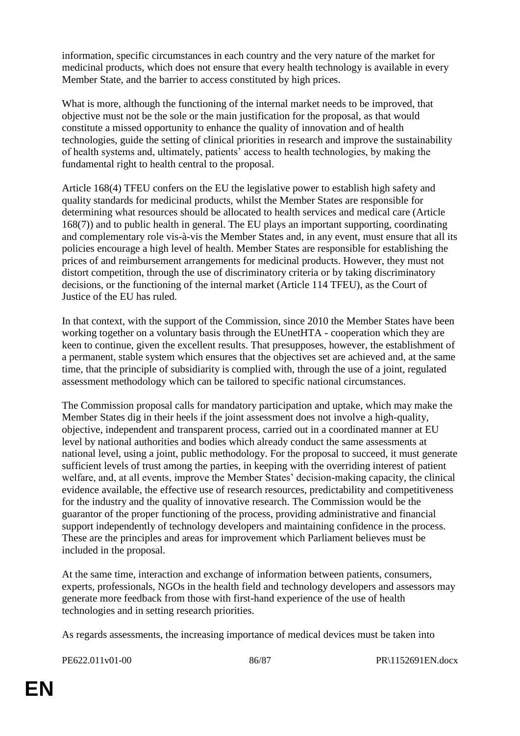information, specific circumstances in each country and the very nature of the market for medicinal products, which does not ensure that every health technology is available in every Member State, and the barrier to access constituted by high prices.

What is more, although the functioning of the internal market needs to be improved, that objective must not be the sole or the main justification for the proposal, as that would constitute a missed opportunity to enhance the quality of innovation and of health technologies, guide the setting of clinical priorities in research and improve the sustainability of health systems and, ultimately, patients' access to health technologies, by making the fundamental right to health central to the proposal.

Article 168(4) TFEU confers on the EU the legislative power to establish high safety and quality standards for medicinal products, whilst the Member States are responsible for determining what resources should be allocated to health services and medical care (Article 168(7)) and to public health in general. The EU plays an important supporting, coordinating and complementary role vis-à-vis the Member States and, in any event, must ensure that all its policies encourage a high level of health. Member States are responsible for establishing the prices of and reimbursement arrangements for medicinal products. However, they must not distort competition, through the use of discriminatory criteria or by taking discriminatory decisions, or the functioning of the internal market (Article 114 TFEU), as the Court of Justice of the EU has ruled.

In that context, with the support of the Commission, since 2010 the Member States have been working together on a voluntary basis through the EUnetHTA - cooperation which they are keen to continue, given the excellent results. That presupposes, however, the establishment of a permanent, stable system which ensures that the objectives set are achieved and, at the same time, that the principle of subsidiarity is complied with, through the use of a joint, regulated assessment methodology which can be tailored to specific national circumstances.

The Commission proposal calls for mandatory participation and uptake, which may make the Member States dig in their heels if the joint assessment does not involve a high-quality, objective, independent and transparent process, carried out in a coordinated manner at EU level by national authorities and bodies which already conduct the same assessments at national level, using a joint, public methodology. For the proposal to succeed, it must generate sufficient levels of trust among the parties, in keeping with the overriding interest of patient welfare, and, at all events, improve the Member States' decision-making capacity, the clinical evidence available, the effective use of research resources, predictability and competitiveness for the industry and the quality of innovative research. The Commission would be the guarantor of the proper functioning of the process, providing administrative and financial support independently of technology developers and maintaining confidence in the process. These are the principles and areas for improvement which Parliament believes must be included in the proposal.

At the same time, interaction and exchange of information between patients, consumers, experts, professionals, NGOs in the health field and technology developers and assessors may generate more feedback from those with first-hand experience of the use of health technologies and in setting research priorities.

As regards assessments, the increasing importance of medical devices must be taken into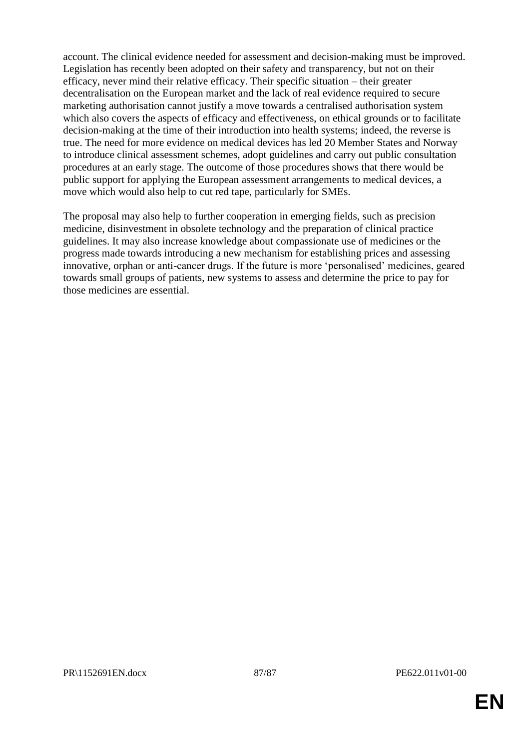account. The clinical evidence needed for assessment and decision-making must be improved. Legislation has recently been adopted on their safety and transparency, but not on their efficacy, never mind their relative efficacy. Their specific situation – their greater decentralisation on the European market and the lack of real evidence required to secure marketing authorisation cannot justify a move towards a centralised authorisation system which also covers the aspects of efficacy and effectiveness, on ethical grounds or to facilitate decision-making at the time of their introduction into health systems; indeed, the reverse is true. The need for more evidence on medical devices has led 20 Member States and Norway to introduce clinical assessment schemes, adopt guidelines and carry out public consultation procedures at an early stage. The outcome of those procedures shows that there would be public support for applying the European assessment arrangements to medical devices, a move which would also help to cut red tape, particularly for SMEs.

The proposal may also help to further cooperation in emerging fields, such as precision medicine, disinvestment in obsolete technology and the preparation of clinical practice guidelines. It may also increase knowledge about compassionate use of medicines or the progress made towards introducing a new mechanism for establishing prices and assessing innovative, orphan or anti-cancer drugs. If the future is more 'personalised' medicines, geared towards small groups of patients, new systems to assess and determine the price to pay for those medicines are essential.